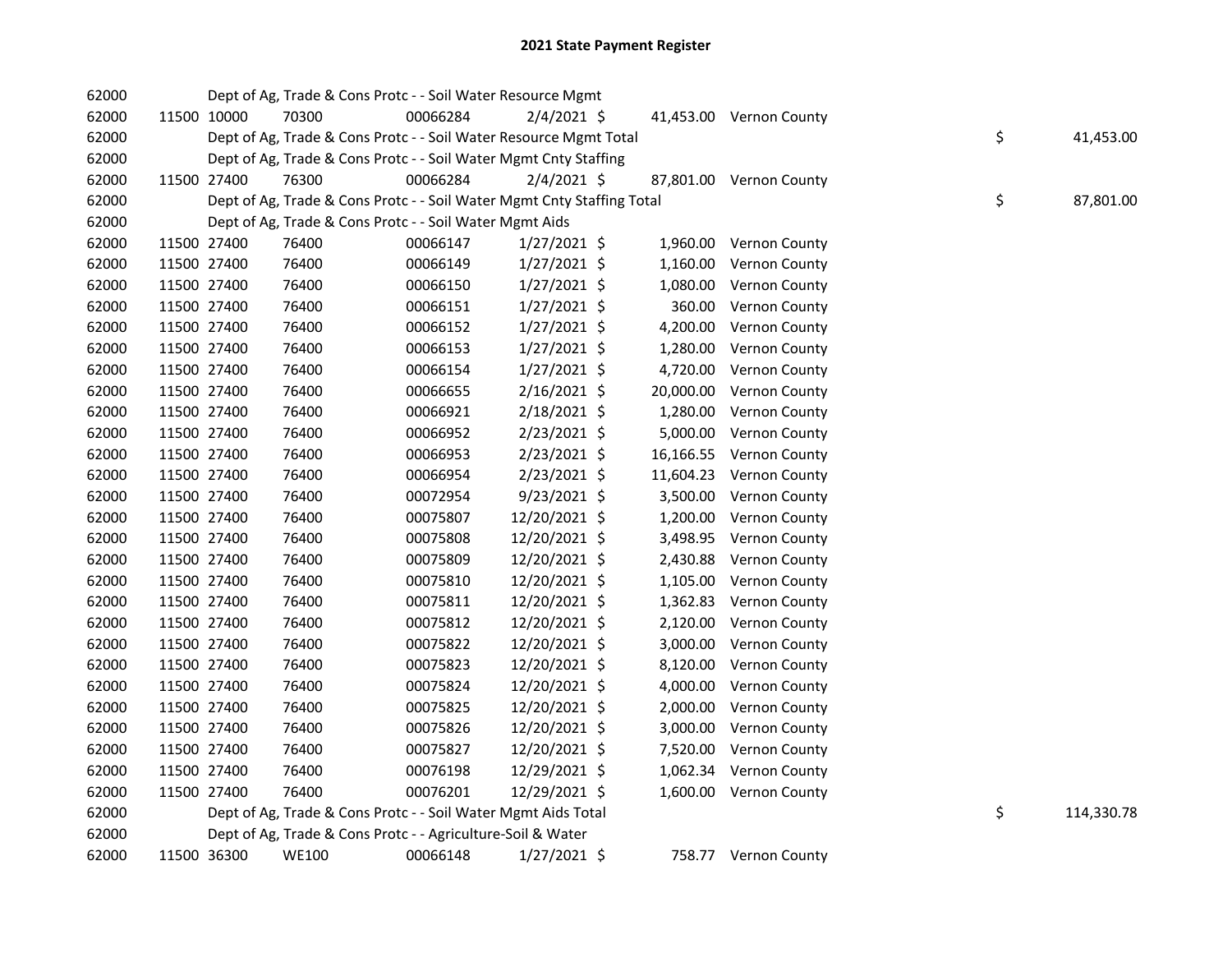# 2021 State Payment Register

| | | | | | | | | | |
|---|---|---|---|---|---|---|---|---|---|
| 62000 | | | Dept of Ag, Trade & Cons Protc - - Soil Water Resource Mgmt | | | | | | |
| 62000 | 11500 | 10000 | 70300 | 00066284 | 2/4/2021 | $ | 41,453.00 | Vernon County | |
| 62000 | | | Dept of Ag, Trade & Cons Protc - - Soil Water Resource Mgmt Total | | | | | | $ 41,453.00 |
| 62000 | | | Dept of Ag, Trade & Cons Protc - - Soil Water Mgmt Cnty Staffing | | | | | | |
| 62000 | 11500 | 27400 | 76300 | 00066284 | 2/4/2021 | $ | 87,801.00 | Vernon County | |
| 62000 | | | Dept of Ag, Trade & Cons Protc - - Soil Water Mgmt Cnty Staffing Total | | | | | | $ 87,801.00 |
| 62000 | | | Dept of Ag, Trade & Cons Protc - - Soil Water Mgmt Aids | | | | | | |
| 62000 | 11500 | 27400 | 76400 | 00066147 | 1/27/2021 | $ | 1,960.00 | Vernon County | |
| 62000 | 11500 | 27400 | 76400 | 00066149 | 1/27/2021 | $ | 1,160.00 | Vernon County | |
| 62000 | 11500 | 27400 | 76400 | 00066150 | 1/27/2021 | $ | 1,080.00 | Vernon County | |
| 62000 | 11500 | 27400 | 76400 | 00066151 | 1/27/2021 | $ | 360.00 | Vernon County | |
| 62000 | 11500 | 27400 | 76400 | 00066152 | 1/27/2021 | $ | 4,200.00 | Vernon County | |
| 62000 | 11500 | 27400 | 76400 | 00066153 | 1/27/2021 | $ | 1,280.00 | Vernon County | |
| 62000 | 11500 | 27400 | 76400 | 00066154 | 1/27/2021 | $ | 4,720.00 | Vernon County | |
| 62000 | 11500 | 27400 | 76400 | 00066655 | 2/16/2021 | $ | 20,000.00 | Vernon County | |
| 62000 | 11500 | 27400 | 76400 | 00066921 | 2/18/2021 | $ | 1,280.00 | Vernon County | |
| 62000 | 11500 | 27400 | 76400 | 00066952 | 2/23/2021 | $ | 5,000.00 | Vernon County | |
| 62000 | 11500 | 27400 | 76400 | 00066953 | 2/23/2021 | $ | 16,166.55 | Vernon County | |
| 62000 | 11500 | 27400 | 76400 | 00066954 | 2/23/2021 | $ | 11,604.23 | Vernon County | |
| 62000 | 11500 | 27400 | 76400 | 00072954 | 9/23/2021 | $ | 3,500.00 | Vernon County | |
| 62000 | 11500 | 27400 | 76400 | 00075807 | 12/20/2021 | $ | 1,200.00 | Vernon County | |
| 62000 | 11500 | 27400 | 76400 | 00075808 | 12/20/2021 | $ | 3,498.95 | Vernon County | |
| 62000 | 11500 | 27400 | 76400 | 00075809 | 12/20/2021 | $ | 2,430.88 | Vernon County | |
| 62000 | 11500 | 27400 | 76400 | 00075810 | 12/20/2021 | $ | 1,105.00 | Vernon County | |
| 62000 | 11500 | 27400 | 76400 | 00075811 | 12/20/2021 | $ | 1,362.83 | Vernon County | |
| 62000 | 11500 | 27400 | 76400 | 00075812 | 12/20/2021 | $ | 2,120.00 | Vernon County | |
| 62000 | 11500 | 27400 | 76400 | 00075822 | 12/20/2021 | $ | 3,000.00 | Vernon County | |
| 62000 | 11500 | 27400 | 76400 | 00075823 | 12/20/2021 | $ | 8,120.00 | Vernon County | |
| 62000 | 11500 | 27400 | 76400 | 00075824 | 12/20/2021 | $ | 4,000.00 | Vernon County | |
| 62000 | 11500 | 27400 | 76400 | 00075825 | 12/20/2021 | $ | 2,000.00 | Vernon County | |
| 62000 | 11500 | 27400 | 76400 | 00075826 | 12/20/2021 | $ | 3,000.00 | Vernon County | |
| 62000 | 11500 | 27400 | 76400 | 00075827 | 12/20/2021 | $ | 7,520.00 | Vernon County | |
| 62000 | 11500 | 27400 | 76400 | 00076198 | 12/29/2021 | $ | 1,062.34 | Vernon County | |
| 62000 | 11500 | 27400 | 76400 | 00076201 | 12/29/2021 | $ | 1,600.00 | Vernon County | |
| 62000 | | | Dept of Ag, Trade & Cons Protc - - Soil Water Mgmt Aids Total | | | | | | $ 114,330.78 |
| 62000 | | | Dept of Ag, Trade & Cons Protc - - Agriculture-Soil & Water | | | | | | |
| 62000 | 11500 | 36300 | WE100 | 00066148 | 1/27/2021 | $ | 758.77 | Vernon County | |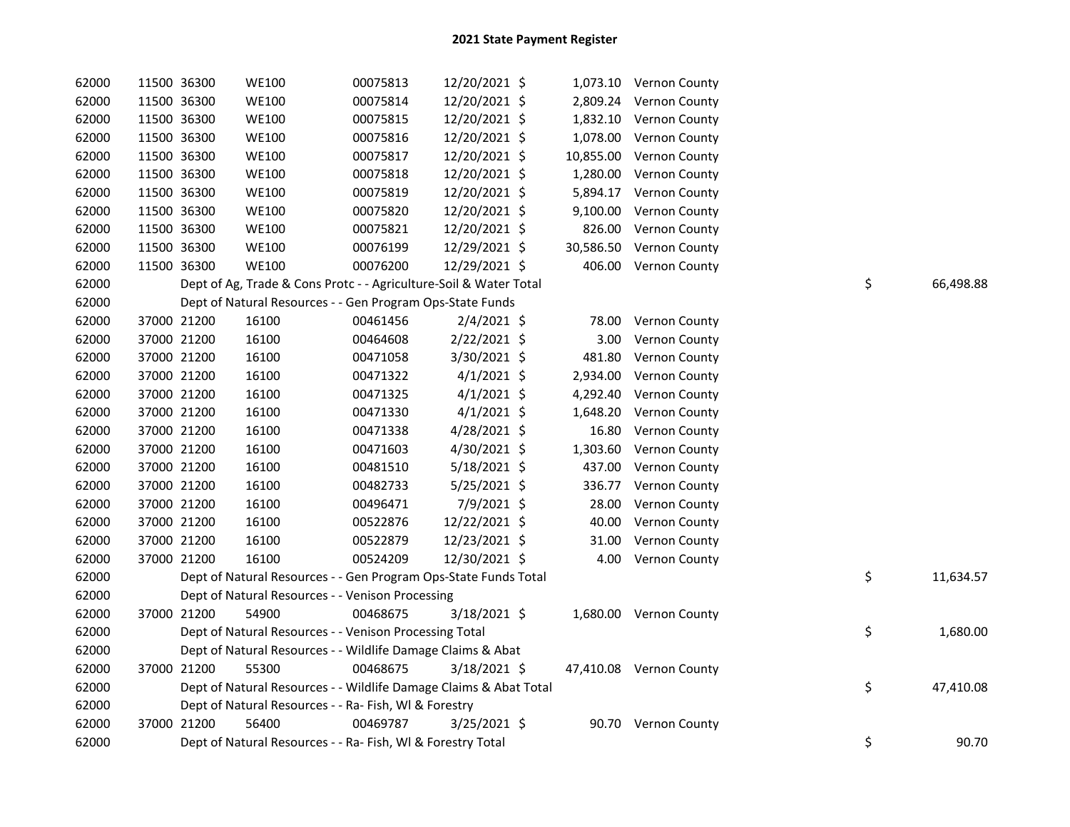# 2021 State Payment Register

| | | | | | | | | |
|---|---|---|---|---|---|---|---|---|
| 62000 | 11500 | 36300 | WE100 | 00075813 | 12/20/2021 $ | 1,073.10 | Vernon County | |
| 62000 | 11500 | 36300 | WE100 | 00075814 | 12/20/2021 $ | 2,809.24 | Vernon County | |
| 62000 | 11500 | 36300 | WE100 | 00075815 | 12/20/2021 $ | 1,832.10 | Vernon County | |
| 62000 | 11500 | 36300 | WE100 | 00075816 | 12/20/2021 $ | 1,078.00 | Vernon County | |
| 62000 | 11500 | 36300 | WE100 | 00075817 | 12/20/2021 $ | 10,855.00 | Vernon County | |
| 62000 | 11500 | 36300 | WE100 | 00075818 | 12/20/2021 $ | 1,280.00 | Vernon County | |
| 62000 | 11500 | 36300 | WE100 | 00075819 | 12/20/2021 $ | 5,894.17 | Vernon County | |
| 62000 | 11500 | 36300 | WE100 | 00075820 | 12/20/2021 $ | 9,100.00 | Vernon County | |
| 62000 | 11500 | 36300 | WE100 | 00075821 | 12/20/2021 $ | 826.00 | Vernon County | |
| 62000 | 11500 | 36300 | WE100 | 00076199 | 12/29/2021 $ | 30,586.50 | Vernon County | |
| 62000 | 11500 | 36300 | WE100 | 00076200 | 12/29/2021 $ | 406.00 | Vernon County | |
| 62000 | Dept of Ag, Trade & Cons Protc - - Agriculture-Soil & Water Total | | | | | | | $ 66,498.88 |
| 62000 | Dept of Natural Resources - - Gen Program Ops-State Funds | | | | | | | |
| 62000 | 37000 | 21200 | 16100 | 00461456 | 2/4/2021 $ | 78.00 | Vernon County | |
| 62000 | 37000 | 21200 | 16100 | 00464608 | 2/22/2021 $ | 3.00 | Vernon County | |
| 62000 | 37000 | 21200 | 16100 | 00471058 | 3/30/2021 $ | 481.80 | Vernon County | |
| 62000 | 37000 | 21200 | 16100 | 00471322 | 4/1/2021 $ | 2,934.00 | Vernon County | |
| 62000 | 37000 | 21200 | 16100 | 00471325 | 4/1/2021 $ | 4,292.40 | Vernon County | |
| 62000 | 37000 | 21200 | 16100 | 00471330 | 4/1/2021 $ | 1,648.20 | Vernon County | |
| 62000 | 37000 | 21200 | 16100 | 00471338 | 4/28/2021 $ | 16.80 | Vernon County | |
| 62000 | 37000 | 21200 | 16100 | 00471603 | 4/30/2021 $ | 1,303.60 | Vernon County | |
| 62000 | 37000 | 21200 | 16100 | 00481510 | 5/18/2021 $ | 437.00 | Vernon County | |
| 62000 | 37000 | 21200 | 16100 | 00482733 | 5/25/2021 $ | 336.77 | Vernon County | |
| 62000 | 37000 | 21200 | 16100 | 00496471 | 7/9/2021 $ | 28.00 | Vernon County | |
| 62000 | 37000 | 21200 | 16100 | 00522876 | 12/22/2021 $ | 40.00 | Vernon County | |
| 62000 | 37000 | 21200 | 16100 | 00522879 | 12/23/2021 $ | 31.00 | Vernon County | |
| 62000 | 37000 | 21200 | 16100 | 00524209 | 12/30/2021 $ | 4.00 | Vernon County | |
| 62000 | Dept of Natural Resources - - Gen Program Ops-State Funds Total | | | | | | | $ 11,634.57 |
| 62000 | Dept of Natural Resources - - Venison Processing | | | | | | | |
| 62000 | 37000 | 21200 | 54900 | 00468675 | 3/18/2021 $ | 1,680.00 | Vernon County | |
| 62000 | Dept of Natural Resources - - Venison Processing Total | | | | | | | $ 1,680.00 |
| 62000 | Dept of Natural Resources - - Wildlife Damage Claims & Abat | | | | | | | |
| 62000 | 37000 | 21200 | 55300 | 00468675 | 3/18/2021 $ | 47,410.08 | Vernon County | |
| 62000 | Dept of Natural Resources - - Wildlife Damage Claims & Abat Total | | | | | | | $ 47,410.08 |
| 62000 | Dept of Natural Resources - - Ra- Fish, Wl & Forestry | | | | | | | |
| 62000 | 37000 | 21200 | 56400 | 00469787 | 3/25/2021 $ | 90.70 | Vernon County | |
| 62000 | Dept of Natural Resources - - Ra- Fish, Wl & Forestry Total | | | | | | | $ 90.70 |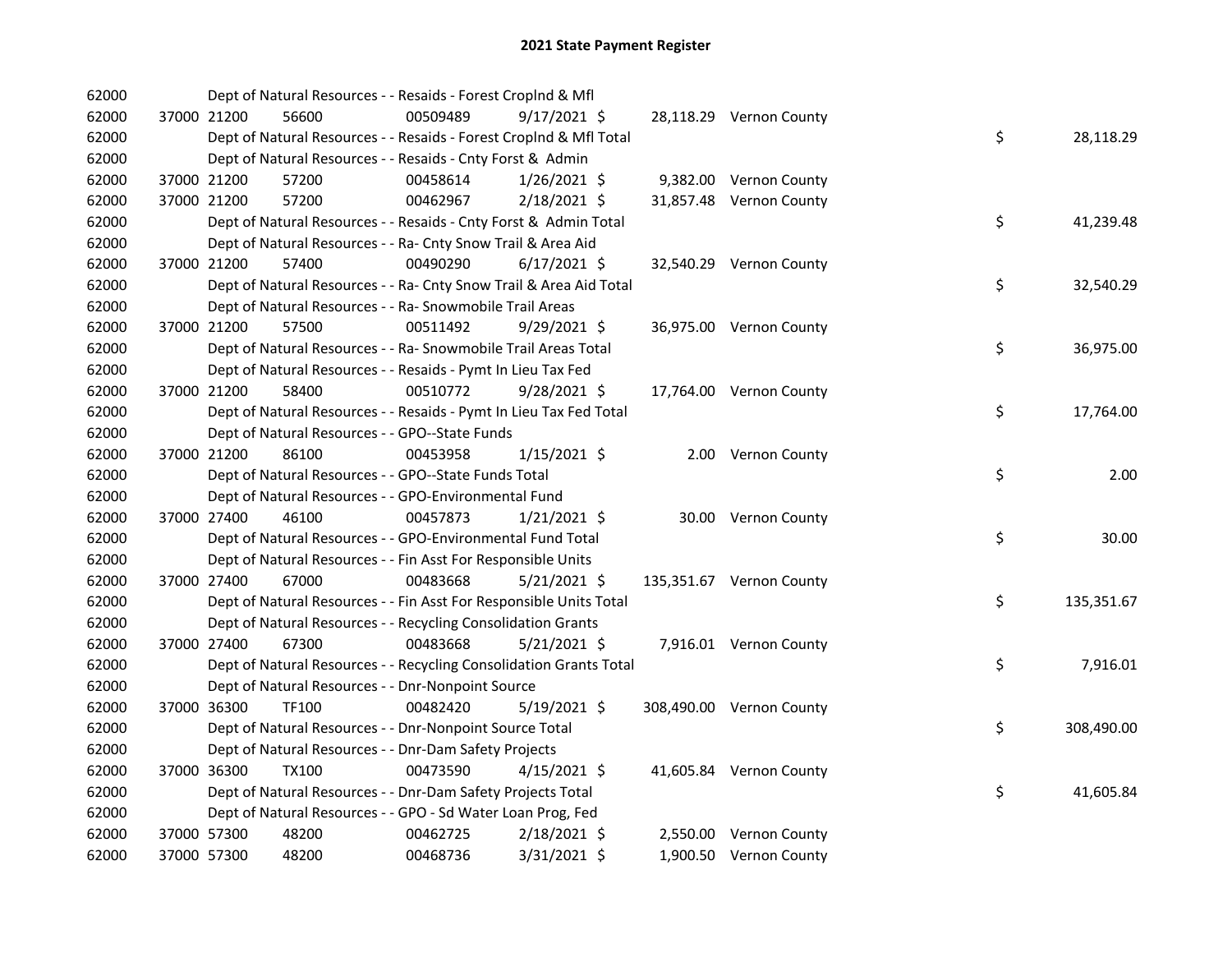## 2021 State Payment Register

| | | | | | | | | | |
|---|---|---|---|---|---|---|---|---|---|
| 62000 | | | Dept of Natural Resources - - Resaids - Forest Croplnd & Mfl | | | | | | |
| 62000 | 37000 | 21200 | 56600 | 00509489 | 9/17/2021 $ | 28,118.29 | Vernon County | | |
| 62000 | | | Dept of Natural Resources - - Resaids - Forest Croplnd & Mfl Total | | | | | $ | 28,118.29 |
| 62000 | | | Dept of Natural Resources - - Resaids - Cnty Forst & Admin | | | | | | |
| 62000 | 37000 | 21200 | 57200 | 00458614 | 1/26/2021 $ | 9,382.00 | Vernon County | | |
| 62000 | 37000 | 21200 | 57200 | 00462967 | 2/18/2021 $ | 31,857.48 | Vernon County | | |
| 62000 | | | Dept of Natural Resources - - Resaids - Cnty Forst & Admin Total | | | | | $ | 41,239.48 |
| 62000 | | | Dept of Natural Resources - - Ra- Cnty Snow Trail & Area Aid | | | | | | |
| 62000 | 37000 | 21200 | 57400 | 00490290 | 6/17/2021 $ | 32,540.29 | Vernon County | | |
| 62000 | | | Dept of Natural Resources - - Ra- Cnty Snow Trail & Area Aid Total | | | | | $ | 32,540.29 |
| 62000 | | | Dept of Natural Resources - - Ra- Snowmobile Trail Areas | | | | | | |
| 62000 | 37000 | 21200 | 57500 | 00511492 | 9/29/2021 $ | 36,975.00 | Vernon County | | |
| 62000 | | | Dept of Natural Resources - - Ra- Snowmobile Trail Areas Total | | | | | $ | 36,975.00 |
| 62000 | | | Dept of Natural Resources - - Resaids - Pymt In Lieu Tax Fed | | | | | | |
| 62000 | 37000 | 21200 | 58400 | 00510772 | 9/28/2021 $ | 17,764.00 | Vernon County | | |
| 62000 | | | Dept of Natural Resources - - Resaids - Pymt In Lieu Tax Fed Total | | | | | $ | 17,764.00 |
| 62000 | | | Dept of Natural Resources - - GPO--State Funds | | | | | | |
| 62000 | 37000 | 21200 | 86100 | 00453958 | 1/15/2021 $ | 2.00 | Vernon County | | |
| 62000 | | | Dept of Natural Resources - - GPO--State Funds Total | | | | | $ | 2.00 |
| 62000 | | | Dept of Natural Resources - - GPO-Environmental Fund | | | | | | |
| 62000 | 37000 | 27400 | 46100 | 00457873 | 1/21/2021 $ | 30.00 | Vernon County | | |
| 62000 | | | Dept of Natural Resources - - GPO-Environmental Fund Total | | | | | $ | 30.00 |
| 62000 | | | Dept of Natural Resources - - Fin Asst For Responsible Units | | | | | | |
| 62000 | 37000 | 27400 | 67000 | 00483668 | 5/21/2021 $ | 135,351.67 | Vernon County | | |
| 62000 | | | Dept of Natural Resources - - Fin Asst For Responsible Units Total | | | | | $ | 135,351.67 |
| 62000 | | | Dept of Natural Resources - - Recycling Consolidation Grants | | | | | | |
| 62000 | 37000 | 27400 | 67300 | 00483668 | 5/21/2021 $ | 7,916.01 | Vernon County | | |
| 62000 | | | Dept of Natural Resources - - Recycling Consolidation Grants Total | | | | | $ | 7,916.01 |
| 62000 | | | Dept of Natural Resources - - Dnr-Nonpoint Source | | | | | | |
| 62000 | 37000 | 36300 | TF100 | 00482420 | 5/19/2021 $ | 308,490.00 | Vernon County | | |
| 62000 | | | Dept of Natural Resources - - Dnr-Nonpoint Source Total | | | | | $ | 308,490.00 |
| 62000 | | | Dept of Natural Resources - - Dnr-Dam Safety Projects | | | | | | |
| 62000 | 37000 | 36300 | TX100 | 00473590 | 4/15/2021 $ | 41,605.84 | Vernon County | | |
| 62000 | | | Dept of Natural Resources - - Dnr-Dam Safety Projects Total | | | | | $ | 41,605.84 |
| 62000 | | | Dept of Natural Resources - - GPO - Sd Water Loan Prog, Fed | | | | | | |
| 62000 | 37000 | 57300 | 48200 | 00462725 | 2/18/2021 $ | 2,550.00 | Vernon County | | |
| 62000 | 37000 | 57300 | 48200 | 00468736 | 3/31/2021 $ | 1,900.50 | Vernon County | | |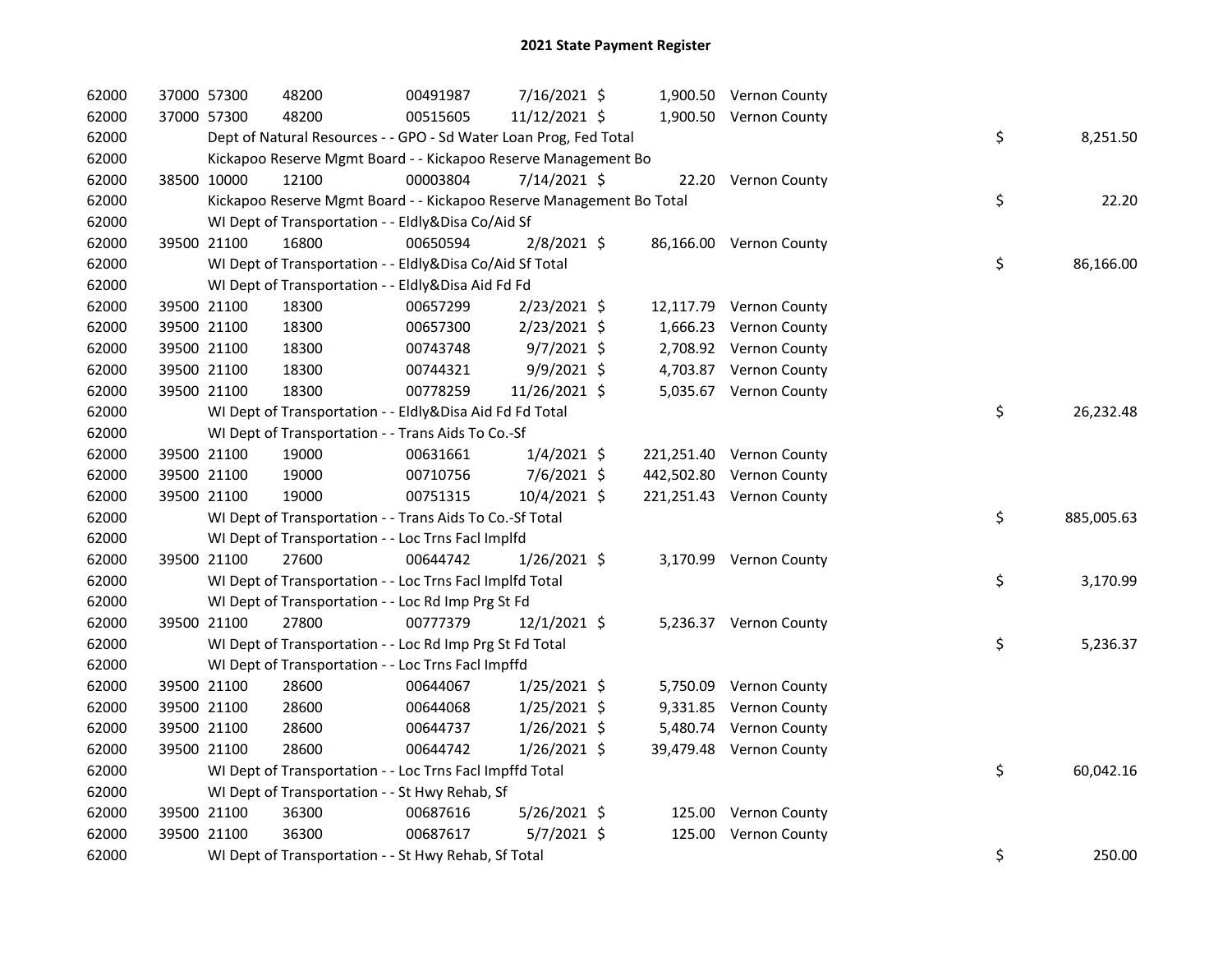# 2021 State Payment Register

| | | | | | | | | | |
|---|---|---|---|---|---|---|---|---|---|
| 62000 | 37000 | 57300 | 48200 | 00491987 | 7/16/2021 | $ 1,900.50 | Vernon County | | |
| 62000 | 37000 | 57300 | 48200 | 00515605 | 11/12/2021 | $ 1,900.50 | Vernon County | | |
| 62000 | | Dept of Natural Resources - - GPO - Sd Water Loan Prog, Fed Total | | | | | | $ | 8,251.50 |
| 62000 | | Kickapoo Reserve Mgmt Board - - Kickapoo Reserve Management Bo | | | | | | | |
| 62000 | 38500 | 10000 | 12100 | 00003804 | 7/14/2021 | $ 22.20 | Vernon County | | |
| 62000 | | Kickapoo Reserve Mgmt Board - - Kickapoo Reserve Management Bo Total | | | | | | $ | 22.20 |
| 62000 | | WI Dept of Transportation - - Eldly&Disa Co/Aid Sf | | | | | | | |
| 62000 | 39500 | 21100 | 16800 | 00650594 | 2/8/2021 | $ 86,166.00 | Vernon County | | |
| 62000 | | WI Dept of Transportation - - Eldly&Disa Co/Aid Sf Total | | | | | | $ | 86,166.00 |
| 62000 | | WI Dept of Transportation - - Eldly&Disa Aid Fd Fd | | | | | | | |
| 62000 | 39500 | 21100 | 18300 | 00657299 | 2/23/2021 | $ 12,117.79 | Vernon County | | |
| 62000 | 39500 | 21100 | 18300 | 00657300 | 2/23/2021 | $ 1,666.23 | Vernon County | | |
| 62000 | 39500 | 21100 | 18300 | 00743748 | 9/7/2021 | $ 2,708.92 | Vernon County | | |
| 62000 | 39500 | 21100 | 18300 | 00744321 | 9/9/2021 | $ 4,703.87 | Vernon County | | |
| 62000 | 39500 | 21100 | 18300 | 00778259 | 11/26/2021 | $ 5,035.67 | Vernon County | | |
| 62000 | | WI Dept of Transportation - - Eldly&Disa Aid Fd Fd Total | | | | | | $ | 26,232.48 |
| 62000 | | WI Dept of Transportation - - Trans Aids To Co.-Sf | | | | | | | |
| 62000 | 39500 | 21100 | 19000 | 00631661 | 1/4/2021 | $ 221,251.40 | Vernon County | | |
| 62000 | 39500 | 21100 | 19000 | 00710756 | 7/6/2021 | $ 442,502.80 | Vernon County | | |
| 62000 | 39500 | 21100 | 19000 | 00751315 | 10/4/2021 | $ 221,251.43 | Vernon County | | |
| 62000 | | WI Dept of Transportation - - Trans Aids To Co.-Sf Total | | | | | | $ | 885,005.63 |
| 62000 | | WI Dept of Transportation - - Loc Trns Facl Implfd | | | | | | | |
| 62000 | 39500 | 21100 | 27600 | 00644742 | 1/26/2021 | $ 3,170.99 | Vernon County | | |
| 62000 | | WI Dept of Transportation - - Loc Trns Facl Implfd Total | | | | | | $ | 3,170.99 |
| 62000 | | WI Dept of Transportation - - Loc Rd Imp Prg St Fd | | | | | | | |
| 62000 | 39500 | 21100 | 27800 | 00777379 | 12/1/2021 | $ 5,236.37 | Vernon County | | |
| 62000 | | WI Dept of Transportation - - Loc Rd Imp Prg St Fd Total | | | | | | $ | 5,236.37 |
| 62000 | | WI Dept of Transportation - - Loc Trns Facl Impffd | | | | | | | |
| 62000 | 39500 | 21100 | 28600 | 00644067 | 1/25/2021 | $ 5,750.09 | Vernon County | | |
| 62000 | 39500 | 21100 | 28600 | 00644068 | 1/25/2021 | $ 9,331.85 | Vernon County | | |
| 62000 | 39500 | 21100 | 28600 | 00644737 | 1/26/2021 | $ 5,480.74 | Vernon County | | |
| 62000 | 39500 | 21100 | 28600 | 00644742 | 1/26/2021 | $ 39,479.48 | Vernon County | | |
| 62000 | | WI Dept of Transportation - - Loc Trns Facl Impffd Total | | | | | | $ | 60,042.16 |
| 62000 | | WI Dept of Transportation - - St Hwy Rehab, Sf | | | | | | | |
| 62000 | 39500 | 21100 | 36300 | 00687616 | 5/26/2021 | $ 125.00 | Vernon County | | |
| 62000 | 39500 | 21100 | 36300 | 00687617 | 5/7/2021 | $ 125.00 | Vernon County | | |
| 62000 | | WI Dept of Transportation - - St Hwy Rehab, Sf Total | | | | | | $ | 250.00 |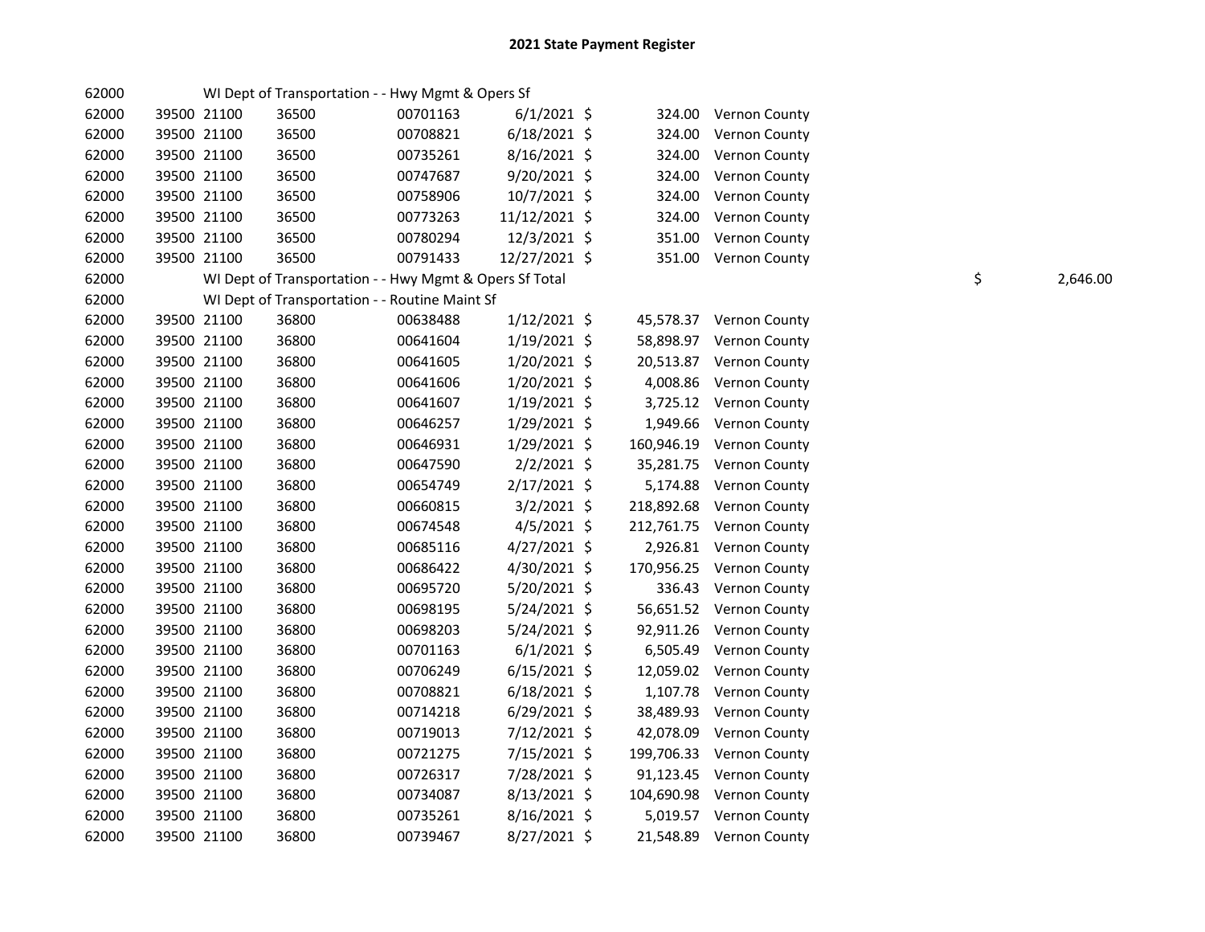## 2021 State Payment Register

| | | | | | | | | | |
|---|---|---|---|---|---|---|---|---|---|
| 62000 | | | WI Dept of Transportation - - Hwy Mgmt & Opers Sf | | | | | | |
| 62000 | 39500 | 21100 | 36500 | 00701163 | 6/1/2021 | $ | 324.00 | Vernon County | |
| 62000 | 39500 | 21100 | 36500 | 00708821 | 6/18/2021 | $ | 324.00 | Vernon County | |
| 62000 | 39500 | 21100 | 36500 | 00735261 | 8/16/2021 | $ | 324.00 | Vernon County | |
| 62000 | 39500 | 21100 | 36500 | 00747687 | 9/20/2021 | $ | 324.00 | Vernon County | |
| 62000 | 39500 | 21100 | 36500 | 00758906 | 10/7/2021 | $ | 324.00 | Vernon County | |
| 62000 | 39500 | 21100 | 36500 | 00773263 | 11/12/2021 | $ | 324.00 | Vernon County | |
| 62000 | 39500 | 21100 | 36500 | 00780294 | 12/3/2021 | $ | 351.00 | Vernon County | |
| 62000 | 39500 | 21100 | 36500 | 00791433 | 12/27/2021 | $ | 351.00 | Vernon County | |
| 62000 | | | WI Dept of Transportation - - Hwy Mgmt & Opers Sf Total | | | | | | $ 2,646.00 |
| 62000 | | | WI Dept of Transportation - - Routine Maint Sf | | | | | | |
| 62000 | 39500 | 21100 | 36800 | 00638488 | 1/12/2021 | $ | 45,578.37 | Vernon County | |
| 62000 | 39500 | 21100 | 36800 | 00641604 | 1/19/2021 | $ | 58,898.97 | Vernon County | |
| 62000 | 39500 | 21100 | 36800 | 00641605 | 1/20/2021 | $ | 20,513.87 | Vernon County | |
| 62000 | 39500 | 21100 | 36800 | 00641606 | 1/20/2021 | $ | 4,008.86 | Vernon County | |
| 62000 | 39500 | 21100 | 36800 | 00641607 | 1/19/2021 | $ | 3,725.12 | Vernon County | |
| 62000 | 39500 | 21100 | 36800 | 00646257 | 1/29/2021 | $ | 1,949.66 | Vernon County | |
| 62000 | 39500 | 21100 | 36800 | 00646931 | 1/29/2021 | $ | 160,946.19 | Vernon County | |
| 62000 | 39500 | 21100 | 36800 | 00647590 | 2/2/2021 | $ | 35,281.75 | Vernon County | |
| 62000 | 39500 | 21100 | 36800 | 00654749 | 2/17/2021 | $ | 5,174.88 | Vernon County | |
| 62000 | 39500 | 21100 | 36800 | 00660815 | 3/2/2021 | $ | 218,892.68 | Vernon County | |
| 62000 | 39500 | 21100 | 36800 | 00674548 | 4/5/2021 | $ | 212,761.75 | Vernon County | |
| 62000 | 39500 | 21100 | 36800 | 00685116 | 4/27/2021 | $ | 2,926.81 | Vernon County | |
| 62000 | 39500 | 21100 | 36800 | 00686422 | 4/30/2021 | $ | 170,956.25 | Vernon County | |
| 62000 | 39500 | 21100 | 36800 | 00695720 | 5/20/2021 | $ | 336.43 | Vernon County | |
| 62000 | 39500 | 21100 | 36800 | 00698195 | 5/24/2021 | $ | 56,651.52 | Vernon County | |
| 62000 | 39500 | 21100 | 36800 | 00698203 | 5/24/2021 | $ | 92,911.26 | Vernon County | |
| 62000 | 39500 | 21100 | 36800 | 00701163 | 6/1/2021 | $ | 6,505.49 | Vernon County | |
| 62000 | 39500 | 21100 | 36800 | 00706249 | 6/15/2021 | $ | 12,059.02 | Vernon County | |
| 62000 | 39500 | 21100 | 36800 | 00708821 | 6/18/2021 | $ | 1,107.78 | Vernon County | |
| 62000 | 39500 | 21100 | 36800 | 00714218 | 6/29/2021 | $ | 38,489.93 | Vernon County | |
| 62000 | 39500 | 21100 | 36800 | 00719013 | 7/12/2021 | $ | 42,078.09 | Vernon County | |
| 62000 | 39500 | 21100 | 36800 | 00721275 | 7/15/2021 | $ | 199,706.33 | Vernon County | |
| 62000 | 39500 | 21100 | 36800 | 00726317 | 7/28/2021 | $ | 91,123.45 | Vernon County | |
| 62000 | 39500 | 21100 | 36800 | 00734087 | 8/13/2021 | $ | 104,690.98 | Vernon County | |
| 62000 | 39500 | 21100 | 36800 | 00735261 | 8/16/2021 | $ | 5,019.57 | Vernon County | |
| 62000 | 39500 | 21100 | 36800 | 00739467 | 8/27/2021 | $ | 21,548.89 | Vernon County | |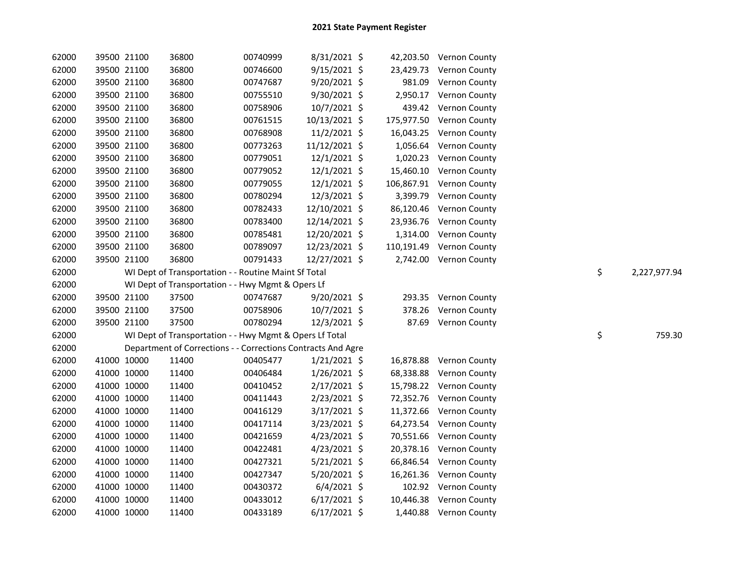# 2021 State Payment Register

| | | | | | | | | |
|---|---|---|---|---|---|---|---|---|
| 62000 | 39500 | 21100 | 36800 | 00740999 | 8/31/2021 | $ 42,203.50 | Vernon County | |
| 62000 | 39500 | 21100 | 36800 | 00746600 | 9/15/2021 | $ 23,429.73 | Vernon County | |
| 62000 | 39500 | 21100 | 36800 | 00747687 | 9/20/2021 | $ 981.09 | Vernon County | |
| 62000 | 39500 | 21100 | 36800 | 00755510 | 9/30/2021 | $ 2,950.17 | Vernon County | |
| 62000 | 39500 | 21100 | 36800 | 00758906 | 10/7/2021 | $ 439.42 | Vernon County | |
| 62000 | 39500 | 21100 | 36800 | 00761515 | 10/13/2021 | $ 175,977.50 | Vernon County | |
| 62000 | 39500 | 21100 | 36800 | 00768908 | 11/2/2021 | $ 16,043.25 | Vernon County | |
| 62000 | 39500 | 21100 | 36800 | 00773263 | 11/12/2021 | $ 1,056.64 | Vernon County | |
| 62000 | 39500 | 21100 | 36800 | 00779051 | 12/1/2021 | $ 1,020.23 | Vernon County | |
| 62000 | 39500 | 21100 | 36800 | 00779052 | 12/1/2021 | $ 15,460.10 | Vernon County | |
| 62000 | 39500 | 21100 | 36800 | 00779055 | 12/1/2021 | $ 106,867.91 | Vernon County | |
| 62000 | 39500 | 21100 | 36800 | 00780294 | 12/3/2021 | $ 3,399.79 | Vernon County | |
| 62000 | 39500 | 21100 | 36800 | 00782433 | 12/10/2021 | $ 86,120.46 | Vernon County | |
| 62000 | 39500 | 21100 | 36800 | 00783400 | 12/14/2021 | $ 23,936.76 | Vernon County | |
| 62000 | 39500 | 21100 | 36800 | 00785481 | 12/20/2021 | $ 1,314.00 | Vernon County | |
| 62000 | 39500 | 21100 | 36800 | 00789097 | 12/23/2021 | $ 110,191.49 | Vernon County | |
| 62000 | 39500 | 21100 | 36800 | 00791433 | 12/27/2021 | $ 2,742.00 | Vernon County | |
| 62000 | | WI Dept of Transportation - - Routine Maint Sf Total | | | | | | $ 2,227,977.94 |
| 62000 | | WI Dept of Transportation - - Hwy Mgmt & Opers Lf | | | | | | |
| 62000 | 39500 | 21100 | 37500 | 00747687 | 9/20/2021 | $ 293.35 | Vernon County | |
| 62000 | 39500 | 21100 | 37500 | 00758906 | 10/7/2021 | $ 378.26 | Vernon County | |
| 62000 | 39500 | 21100 | 37500 | 00780294 | 12/3/2021 | $ 87.69 | Vernon County | |
| 62000 | | WI Dept of Transportation - - Hwy Mgmt & Opers Lf Total | | | | | | $ 759.30 |
| 62000 | | Department of Corrections - - Corrections Contracts And Agre | | | | | | |
| 62000 | 41000 | 10000 | 11400 | 00405477 | 1/21/2021 | $ 16,878.88 | Vernon County | |
| 62000 | 41000 | 10000 | 11400 | 00406484 | 1/26/2021 | $ 68,338.88 | Vernon County | |
| 62000 | 41000 | 10000 | 11400 | 00410452 | 2/17/2021 | $ 15,798.22 | Vernon County | |
| 62000 | 41000 | 10000 | 11400 | 00411443 | 2/23/2021 | $ 72,352.76 | Vernon County | |
| 62000 | 41000 | 10000 | 11400 | 00416129 | 3/17/2021 | $ 11,372.66 | Vernon County | |
| 62000 | 41000 | 10000 | 11400 | 00417114 | 3/23/2021 | $ 64,273.54 | Vernon County | |
| 62000 | 41000 | 10000 | 11400 | 00421659 | 4/23/2021 | $ 70,551.66 | Vernon County | |
| 62000 | 41000 | 10000 | 11400 | 00422481 | 4/23/2021 | $ 20,378.16 | Vernon County | |
| 62000 | 41000 | 10000 | 11400 | 00427321 | 5/21/2021 | $ 66,846.54 | Vernon County | |
| 62000 | 41000 | 10000 | 11400 | 00427347 | 5/20/2021 | $ 16,261.36 | Vernon County | |
| 62000 | 41000 | 10000 | 11400 | 00430372 | 6/4/2021 | $ 102.92 | Vernon County | |
| 62000 | 41000 | 10000 | 11400 | 00433012 | 6/17/2021 | $ 10,446.38 | Vernon County | |
| 62000 | 41000 | 10000 | 11400 | 00433189 | 6/17/2021 | $ 1,440.88 | Vernon County | |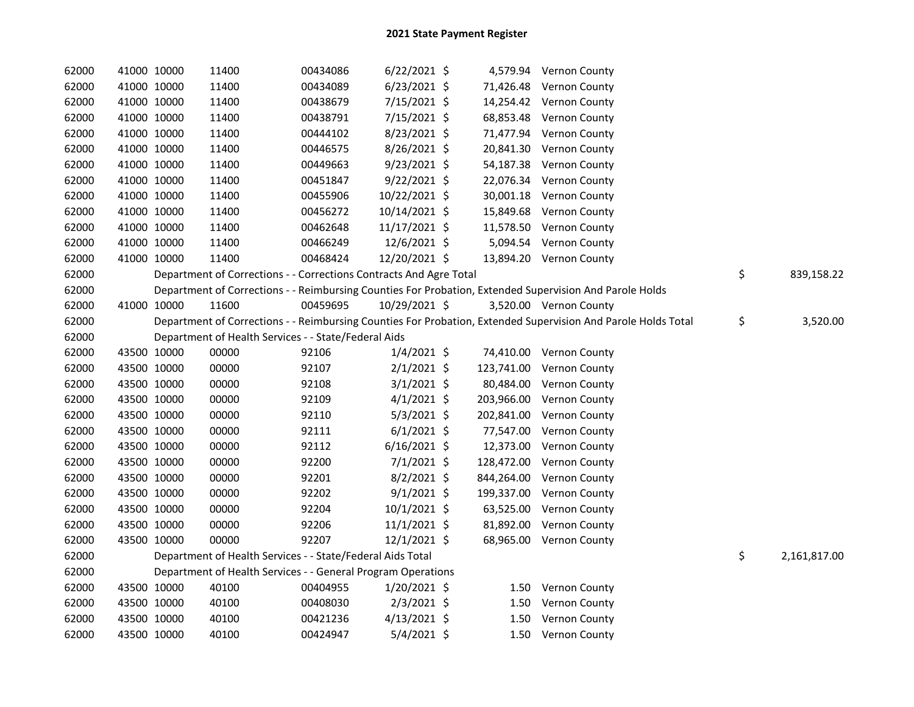# 2021 State Payment Register

| | | | | | | | | |
|---|---|---|---|---|---|---|---|---|
| 62000 | 41000 | 10000 | 11400 | 00434086 | 6/22/2021 | $ 4,579.94 | Vernon County | |
| 62000 | 41000 | 10000 | 11400 | 00434089 | 6/23/2021 | $ 71,426.48 | Vernon County | |
| 62000 | 41000 | 10000 | 11400 | 00438679 | 7/15/2021 | $ 14,254.42 | Vernon County | |
| 62000 | 41000 | 10000 | 11400 | 00438791 | 7/15/2021 | $ 68,853.48 | Vernon County | |
| 62000 | 41000 | 10000 | 11400 | 00444102 | 8/23/2021 | $ 71,477.94 | Vernon County | |
| 62000 | 41000 | 10000 | 11400 | 00446575 | 8/26/2021 | $ 20,841.30 | Vernon County | |
| 62000 | 41000 | 10000 | 11400 | 00449663 | 9/23/2021 | $ 54,187.38 | Vernon County | |
| 62000 | 41000 | 10000 | 11400 | 00451847 | 9/22/2021 | $ 22,076.34 | Vernon County | |
| 62000 | 41000 | 10000 | 11400 | 00455906 | 10/22/2021 | $ 30,001.18 | Vernon County | |
| 62000 | 41000 | 10000 | 11400 | 00456272 | 10/14/2021 | $ 15,849.68 | Vernon County | |
| 62000 | 41000 | 10000 | 11400 | 00462648 | 11/17/2021 | $ 11,578.50 | Vernon County | |
| 62000 | 41000 | 10000 | 11400 | 00466249 | 12/6/2021 | $ 5,094.54 | Vernon County | |
| 62000 | 41000 | 10000 | 11400 | 00468424 | 12/20/2021 | $ 13,894.20 | Vernon County | |
| 62000 | | | Department of Corrections - - Corrections Contracts And Agre Total | | | | | $ 839,158.22 |
| 62000 | | | Department of Corrections - - Reimbursing Counties For Probation, Extended Supervision And Parole Holds | | | | | |
| 62000 | 41000 | 10000 | 11600 | 00459695 | 10/29/2021 | $ 3,520.00 | Vernon County | |
| 62000 | | | Department of Corrections - - Reimbursing Counties For Probation, Extended Supervision And Parole Holds Total | | | | | $ 3,520.00 |
| 62000 | | | Department of Health Services - - State/Federal Aids | | | | | |
| 62000 | 43500 | 10000 | 00000 | 92106 | 1/4/2021 | $ 74,410.00 | Vernon County | |
| 62000 | 43500 | 10000 | 00000 | 92107 | 2/1/2021 | $ 123,741.00 | Vernon County | |
| 62000 | 43500 | 10000 | 00000 | 92108 | 3/1/2021 | $ 80,484.00 | Vernon County | |
| 62000 | 43500 | 10000 | 00000 | 92109 | 4/1/2021 | $ 203,966.00 | Vernon County | |
| 62000 | 43500 | 10000 | 00000 | 92110 | 5/3/2021 | $ 202,841.00 | Vernon County | |
| 62000 | 43500 | 10000 | 00000 | 92111 | 6/1/2021 | $ 77,547.00 | Vernon County | |
| 62000 | 43500 | 10000 | 00000 | 92112 | 6/16/2021 | $ 12,373.00 | Vernon County | |
| 62000 | 43500 | 10000 | 00000 | 92200 | 7/1/2021 | $ 128,472.00 | Vernon County | |
| 62000 | 43500 | 10000 | 00000 | 92201 | 8/2/2021 | $ 844,264.00 | Vernon County | |
| 62000 | 43500 | 10000 | 00000 | 92202 | 9/1/2021 | $ 199,337.00 | Vernon County | |
| 62000 | 43500 | 10000 | 00000 | 92204 | 10/1/2021 | $ 63,525.00 | Vernon County | |
| 62000 | 43500 | 10000 | 00000 | 92206 | 11/1/2021 | $ 81,892.00 | Vernon County | |
| 62000 | 43500 | 10000 | 00000 | 92207 | 12/1/2021 | $ 68,965.00 | Vernon County | |
| 62000 | | | Department of Health Services - - State/Federal Aids Total | | | | | $ 2,161,817.00 |
| 62000 | | | Department of Health Services - - General Program Operations | | | | | |
| 62000 | 43500 | 10000 | 40100 | 00404955 | 1/20/2021 | $ 1.50 | Vernon County | |
| 62000 | 43500 | 10000 | 40100 | 00408030 | 2/3/2021 | $ 1.50 | Vernon County | |
| 62000 | 43500 | 10000 | 40100 | 00421236 | 4/13/2021 | $ 1.50 | Vernon County | |
| 62000 | 43500 | 10000 | 40100 | 00424947 | 5/4/2021 | $ 1.50 | Vernon County | |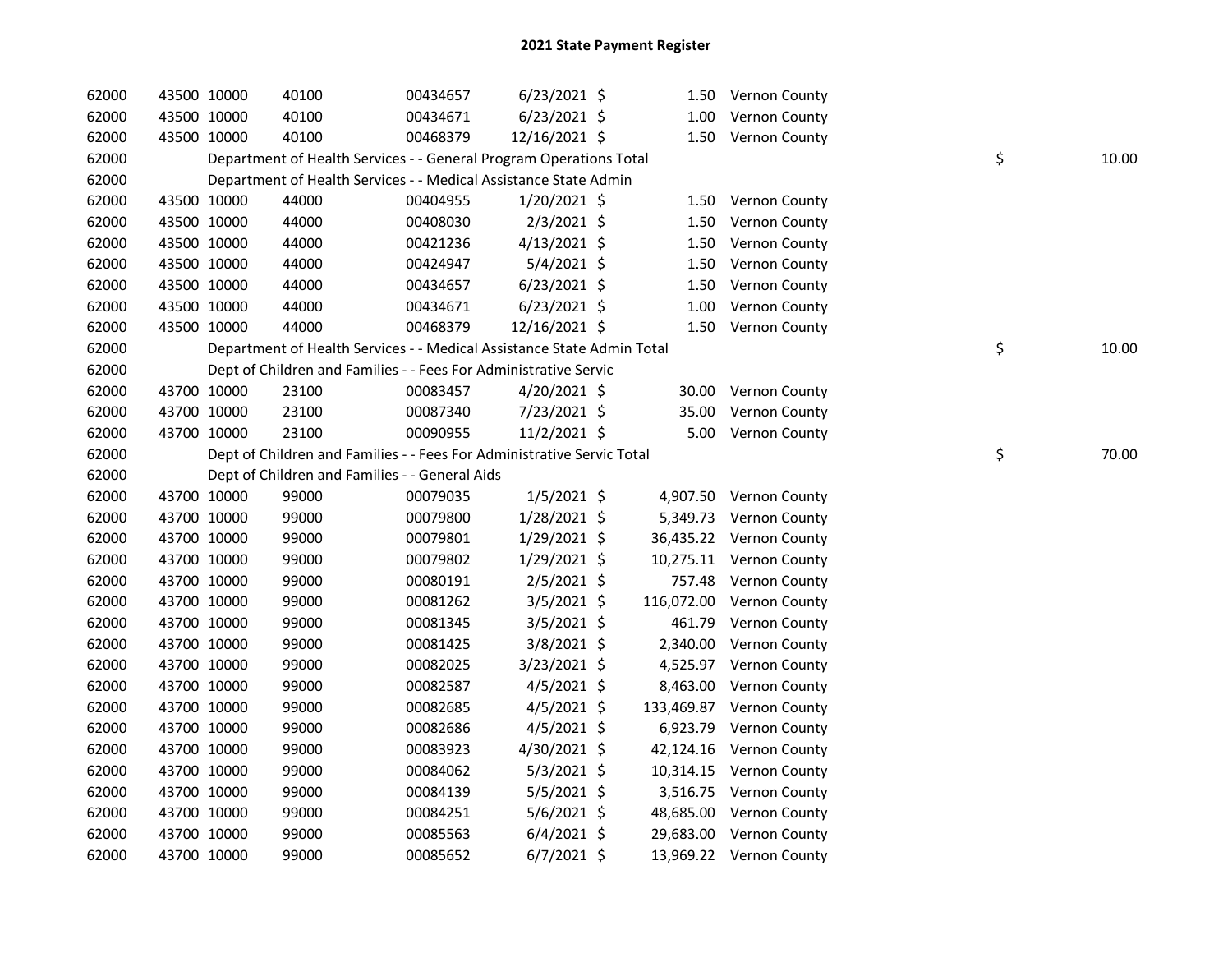# 2021 State Payment Register

| | | | | | | | | | |
|---|---|---|---|---|---|---|---|---|---|
| 62000 | 43500 | 10000 | 40100 | 00434657 | 6/23/2021 | $ 1.50 | Vernon County | | |
| 62000 | 43500 | 10000 | 40100 | 00434671 | 6/23/2021 | $ 1.00 | Vernon County | | |
| 62000 | 43500 | 10000 | 40100 | 00468379 | 12/16/2021 | $ 1.50 | Vernon County | | |
| 62000 | | Department of Health Services - - General Program Operations Total | | | | | | $ | 10.00 |
| 62000 | | Department of Health Services - - Medical Assistance State Admin | | | | | | | |
| 62000 | 43500 | 10000 | 44000 | 00404955 | 1/20/2021 | $ 1.50 | Vernon County | | |
| 62000 | 43500 | 10000 | 44000 | 00408030 | 2/3/2021 | $ 1.50 | Vernon County | | |
| 62000 | 43500 | 10000 | 44000 | 00421236 | 4/13/2021 | $ 1.50 | Vernon County | | |
| 62000 | 43500 | 10000 | 44000 | 00424947 | 5/4/2021 | $ 1.50 | Vernon County | | |
| 62000 | 43500 | 10000 | 44000 | 00434657 | 6/23/2021 | $ 1.50 | Vernon County | | |
| 62000 | 43500 | 10000 | 44000 | 00434671 | 6/23/2021 | $ 1.00 | Vernon County | | |
| 62000 | 43500 | 10000 | 44000 | 00468379 | 12/16/2021 | $ 1.50 | Vernon County | | |
| 62000 | | Department of Health Services - - Medical Assistance State Admin Total | | | | | | $ | 10.00 |
| 62000 | | Dept of Children and Families - - Fees For Administrative Servic | | | | | | | |
| 62000 | 43700 | 10000 | 23100 | 00083457 | 4/20/2021 | $ 30.00 | Vernon County | | |
| 62000 | 43700 | 10000 | 23100 | 00087340 | 7/23/2021 | $ 35.00 | Vernon County | | |
| 62000 | 43700 | 10000 | 23100 | 00090955 | 11/2/2021 | $ 5.00 | Vernon County | | |
| 62000 | | Dept of Children and Families - - Fees For Administrative Servic Total | | | | | | $ | 70.00 |
| 62000 | | Dept of Children and Families - - General Aids | | | | | | | |
| 62000 | 43700 | 10000 | 99000 | 00079035 | 1/5/2021 | $ 4,907.50 | Vernon County | | |
| 62000 | 43700 | 10000 | 99000 | 00079800 | 1/28/2021 | $ 5,349.73 | Vernon County | | |
| 62000 | 43700 | 10000 | 99000 | 00079801 | 1/29/2021 | $ 36,435.22 | Vernon County | | |
| 62000 | 43700 | 10000 | 99000 | 00079802 | 1/29/2021 | $ 10,275.11 | Vernon County | | |
| 62000 | 43700 | 10000 | 99000 | 00080191 | 2/5/2021 | $ 757.48 | Vernon County | | |
| 62000 | 43700 | 10000 | 99000 | 00081262 | 3/5/2021 | $ 116,072.00 | Vernon County | | |
| 62000 | 43700 | 10000 | 99000 | 00081345 | 3/5/2021 | $ 461.79 | Vernon County | | |
| 62000 | 43700 | 10000 | 99000 | 00081425 | 3/8/2021 | $ 2,340.00 | Vernon County | | |
| 62000 | 43700 | 10000 | 99000 | 00082025 | 3/23/2021 | $ 4,525.97 | Vernon County | | |
| 62000 | 43700 | 10000 | 99000 | 00082587 | 4/5/2021 | $ 8,463.00 | Vernon County | | |
| 62000 | 43700 | 10000 | 99000 | 00082685 | 4/5/2021 | $ 133,469.87 | Vernon County | | |
| 62000 | 43700 | 10000 | 99000 | 00082686 | 4/5/2021 | $ 6,923.79 | Vernon County | | |
| 62000 | 43700 | 10000 | 99000 | 00083923 | 4/30/2021 | $ 42,124.16 | Vernon County | | |
| 62000 | 43700 | 10000 | 99000 | 00084062 | 5/3/2021 | $ 10,314.15 | Vernon County | | |
| 62000 | 43700 | 10000 | 99000 | 00084139 | 5/5/2021 | $ 3,516.75 | Vernon County | | |
| 62000 | 43700 | 10000 | 99000 | 00084251 | 5/6/2021 | $ 48,685.00 | Vernon County | | |
| 62000 | 43700 | 10000 | 99000 | 00085563 | 6/4/2021 | $ 29,683.00 | Vernon County | | |
| 62000 | 43700 | 10000 | 99000 | 00085652 | 6/7/2021 | $ 13,969.22 | Vernon County | | |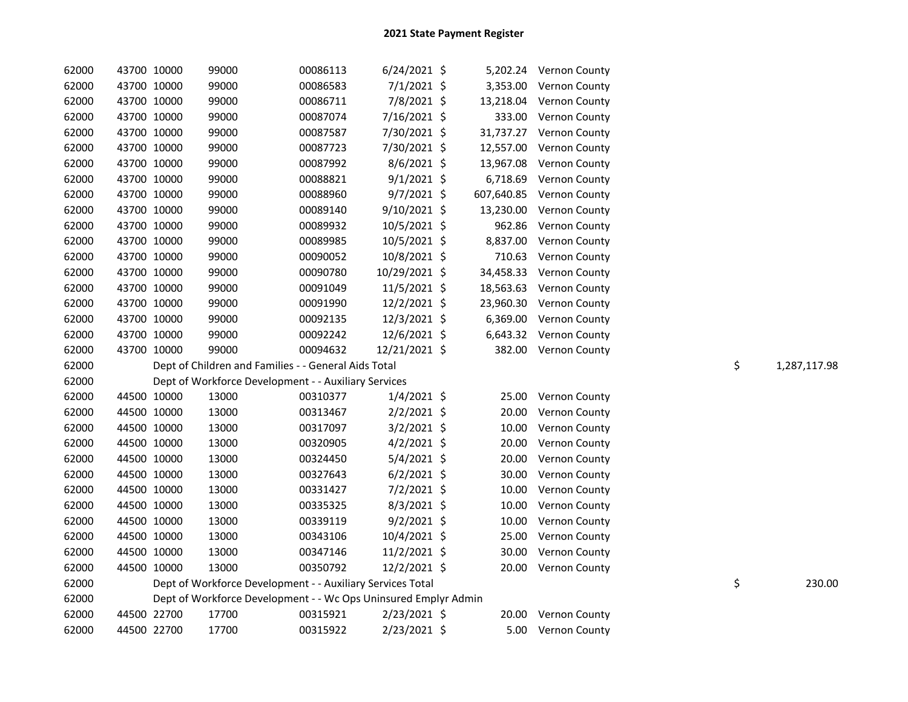# 2021 State Payment Register

| | | | | | | | | |
|---|---|---|---|---|---|---|---|---|
| 62000 | 43700 | 10000 | 99000 | 00086113 | 6/24/2021 | $ 5,202.24 | Vernon County | |
| 62000 | 43700 | 10000 | 99000 | 00086583 | 7/1/2021 | $ 3,353.00 | Vernon County | |
| 62000 | 43700 | 10000 | 99000 | 00086711 | 7/8/2021 | $ 13,218.04 | Vernon County | |
| 62000 | 43700 | 10000 | 99000 | 00087074 | 7/16/2021 | $ 333.00 | Vernon County | |
| 62000 | 43700 | 10000 | 99000 | 00087587 | 7/30/2021 | $ 31,737.27 | Vernon County | |
| 62000 | 43700 | 10000 | 99000 | 00087723 | 7/30/2021 | $ 12,557.00 | Vernon County | |
| 62000 | 43700 | 10000 | 99000 | 00087992 | 8/6/2021 | $ 13,967.08 | Vernon County | |
| 62000 | 43700 | 10000 | 99000 | 00088821 | 9/1/2021 | $ 6,718.69 | Vernon County | |
| 62000 | 43700 | 10000 | 99000 | 00088960 | 9/7/2021 | $ 607,640.85 | Vernon County | |
| 62000 | 43700 | 10000 | 99000 | 00089140 | 9/10/2021 | $ 13,230.00 | Vernon County | |
| 62000 | 43700 | 10000 | 99000 | 00089932 | 10/5/2021 | $ 962.86 | Vernon County | |
| 62000 | 43700 | 10000 | 99000 | 00089985 | 10/5/2021 | $ 8,837.00 | Vernon County | |
| 62000 | 43700 | 10000 | 99000 | 00090052 | 10/8/2021 | $ 710.63 | Vernon County | |
| 62000 | 43700 | 10000 | 99000 | 00090780 | 10/29/2021 | $ 34,458.33 | Vernon County | |
| 62000 | 43700 | 10000 | 99000 | 00091049 | 11/5/2021 | $ 18,563.63 | Vernon County | |
| 62000 | 43700 | 10000 | 99000 | 00091990 | 12/2/2021 | $ 23,960.30 | Vernon County | |
| 62000 | 43700 | 10000 | 99000 | 00092135 | 12/3/2021 | $ 6,369.00 | Vernon County | |
| 62000 | 43700 | 10000 | 99000 | 00092242 | 12/6/2021 | $ 6,643.32 | Vernon County | |
| 62000 | 43700 | 10000 | 99000 | 00094632 | 12/21/2021 | $ 382.00 | Vernon County | |
| 62000 | Dept of Children and Families - - General Aids Total | | | | | | | $ 1,287,117.98 |
| 62000 | Dept of Workforce Development - - Auxiliary Services | | | | | | | |
| 62000 | 44500 | 10000 | 13000 | 00310377 | 1/4/2021 | $ 25.00 | Vernon County | |
| 62000 | 44500 | 10000 | 13000 | 00313467 | 2/2/2021 | $ 20.00 | Vernon County | |
| 62000 | 44500 | 10000 | 13000 | 00317097 | 3/2/2021 | $ 10.00 | Vernon County | |
| 62000 | 44500 | 10000 | 13000 | 00320905 | 4/2/2021 | $ 20.00 | Vernon County | |
| 62000 | 44500 | 10000 | 13000 | 00324450 | 5/4/2021 | $ 20.00 | Vernon County | |
| 62000 | 44500 | 10000 | 13000 | 00327643 | 6/2/2021 | $ 30.00 | Vernon County | |
| 62000 | 44500 | 10000 | 13000 | 00331427 | 7/2/2021 | $ 10.00 | Vernon County | |
| 62000 | 44500 | 10000 | 13000 | 00335325 | 8/3/2021 | $ 10.00 | Vernon County | |
| 62000 | 44500 | 10000 | 13000 | 00339119 | 9/2/2021 | $ 10.00 | Vernon County | |
| 62000 | 44500 | 10000 | 13000 | 00343106 | 10/4/2021 | $ 25.00 | Vernon County | |
| 62000 | 44500 | 10000 | 13000 | 00347146 | 11/2/2021 | $ 30.00 | Vernon County | |
| 62000 | 44500 | 10000 | 13000 | 00350792 | 12/2/2021 | $ 20.00 | Vernon County | |
| 62000 | Dept of Workforce Development - - Auxiliary Services Total | | | | | | | $ 230.00 |
| 62000 | Dept of Workforce Development - - Wc Ops Uninsured Emplyr Admin | | | | | | | |
| 62000 | 44500 | 22700 | 17700 | 00315921 | 2/23/2021 | $ 20.00 | Vernon County | |
| 62000 | 44500 | 22700 | 17700 | 00315922 | 2/23/2021 | $ 5.00 | Vernon County | |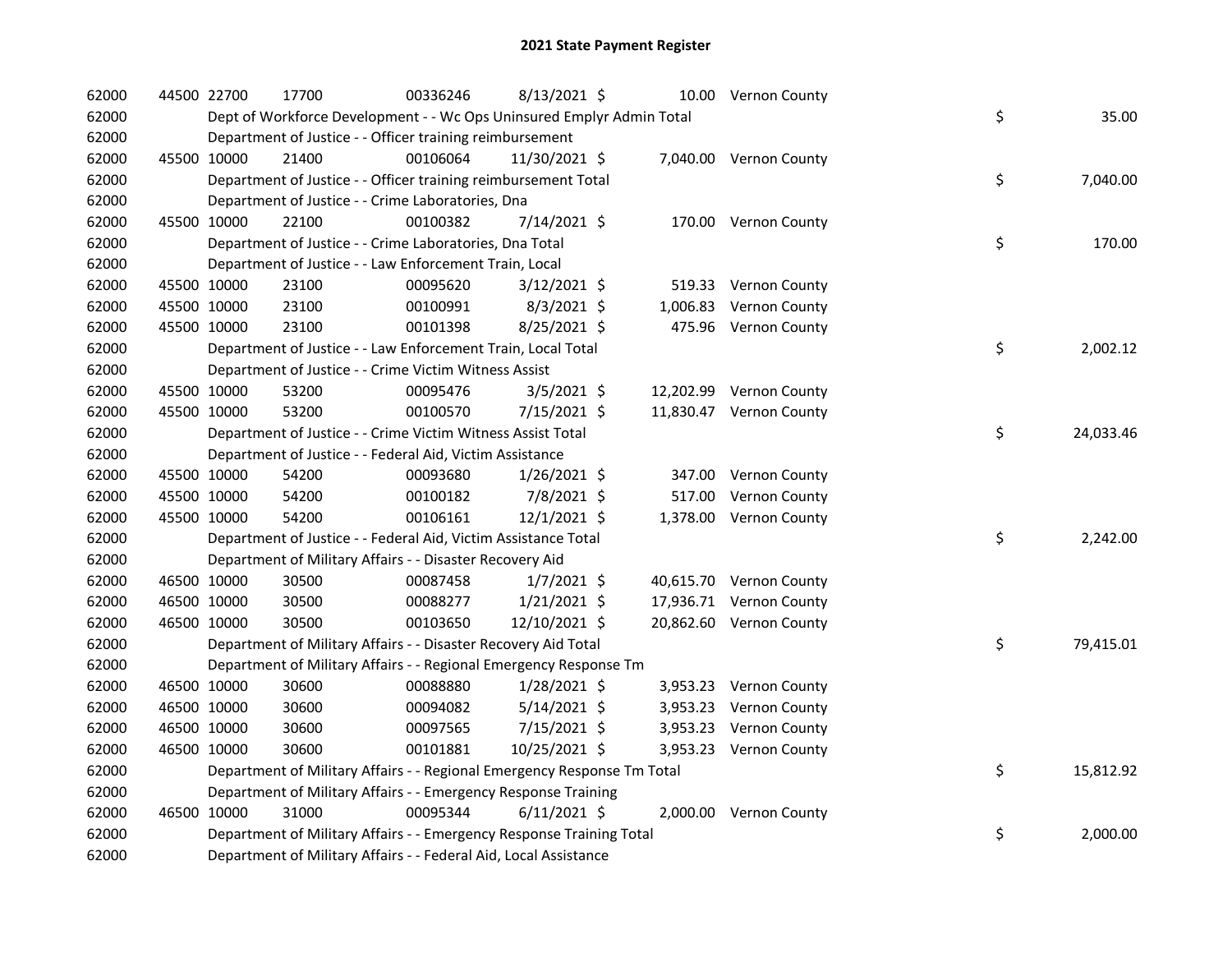# 2021 State Payment Register

| | | | | | | | | | |
|---|---|---|---|---|---|---|---|---|---|
| 62000 | 44500 | 22700 | 17700 | 00336246 | 8/13/2021 | $ 10.00 | Vernon County | | |
| 62000 | | Dept of Workforce Development - - Wc Ops Uninsured Emplyr Admin Total | | | | | | $ | 35.00 |
| 62000 | | Department of Justice - - Officer training reimbursement | | | | | | | |
| 62000 | 45500 | 10000 | 21400 | 00106064 | 11/30/2021 | $ 7,040.00 | Vernon County | | |
| 62000 | | Department of Justice - - Officer training reimbursement Total | | | | | | $ | 7,040.00 |
| 62000 | | Department of Justice - - Crime Laboratories, Dna | | | | | | | |
| 62000 | 45500 | 10000 | 22100 | 00100382 | 7/14/2021 | $ 170.00 | Vernon County | | |
| 62000 | | Department of Justice - - Crime Laboratories, Dna Total | | | | | | $ | 170.00 |
| 62000 | | Department of Justice - - Law Enforcement Train, Local | | | | | | | |
| 62000 | 45500 | 10000 | 23100 | 00095620 | 3/12/2021 | $ 519.33 | Vernon County | | |
| 62000 | 45500 | 10000 | 23100 | 00100991 | 8/3/2021 | $ 1,006.83 | Vernon County | | |
| 62000 | 45500 | 10000 | 23100 | 00101398 | 8/25/2021 | $ 475.96 | Vernon County | | |
| 62000 | | Department of Justice - - Law Enforcement Train, Local Total | | | | | | $ | 2,002.12 |
| 62000 | | Department of Justice - - Crime Victim Witness Assist | | | | | | | |
| 62000 | 45500 | 10000 | 53200 | 00095476 | 3/5/2021 | $ 12,202.99 | Vernon County | | |
| 62000 | 45500 | 10000 | 53200 | 00100570 | 7/15/2021 | $ 11,830.47 | Vernon County | | |
| 62000 | | Department of Justice - - Crime Victim Witness Assist Total | | | | | | $ | 24,033.46 |
| 62000 | | Department of Justice - - Federal Aid, Victim Assistance | | | | | | | |
| 62000 | 45500 | 10000 | 54200 | 00093680 | 1/26/2021 | $ 347.00 | Vernon County | | |
| 62000 | 45500 | 10000 | 54200 | 00100182 | 7/8/2021 | $ 517.00 | Vernon County | | |
| 62000 | 45500 | 10000 | 54200 | 00106161 | 12/1/2021 | $ 1,378.00 | Vernon County | | |
| 62000 | | Department of Justice - - Federal Aid, Victim Assistance Total | | | | | | $ | 2,242.00 |
| 62000 | | Department of Military Affairs - - Disaster Recovery Aid | | | | | | | |
| 62000 | 46500 | 10000 | 30500 | 00087458 | 1/7/2021 | $ 40,615.70 | Vernon County | | |
| 62000 | 46500 | 10000 | 30500 | 00088277 | 1/21/2021 | $ 17,936.71 | Vernon County | | |
| 62000 | 46500 | 10000 | 30500 | 00103650 | 12/10/2021 | $ 20,862.60 | Vernon County | | |
| 62000 | | Department of Military Affairs - - Disaster Recovery Aid Total | | | | | | $ | 79,415.01 |
| 62000 | | Department of Military Affairs - - Regional Emergency Response Tm | | | | | | | |
| 62000 | 46500 | 10000 | 30600 | 00088880 | 1/28/2021 | $ 3,953.23 | Vernon County | | |
| 62000 | 46500 | 10000 | 30600 | 00094082 | 5/14/2021 | $ 3,953.23 | Vernon County | | |
| 62000 | 46500 | 10000 | 30600 | 00097565 | 7/15/2021 | $ 3,953.23 | Vernon County | | |
| 62000 | 46500 | 10000 | 30600 | 00101881 | 10/25/2021 | $ 3,953.23 | Vernon County | | |
| 62000 | | Department of Military Affairs - - Regional Emergency Response Tm Total | | | | | | $ | 15,812.92 |
| 62000 | | Department of Military Affairs - - Emergency Response Training | | | | | | | |
| 62000 | 46500 | 10000 | 31000 | 00095344 | 6/11/2021 | $ 2,000.00 | Vernon County | | |
| 62000 | | Department of Military Affairs - - Emergency Response Training Total | | | | | | $ | 2,000.00 |
| 62000 | | Department of Military Affairs - - Federal Aid, Local Assistance | | | | | | | |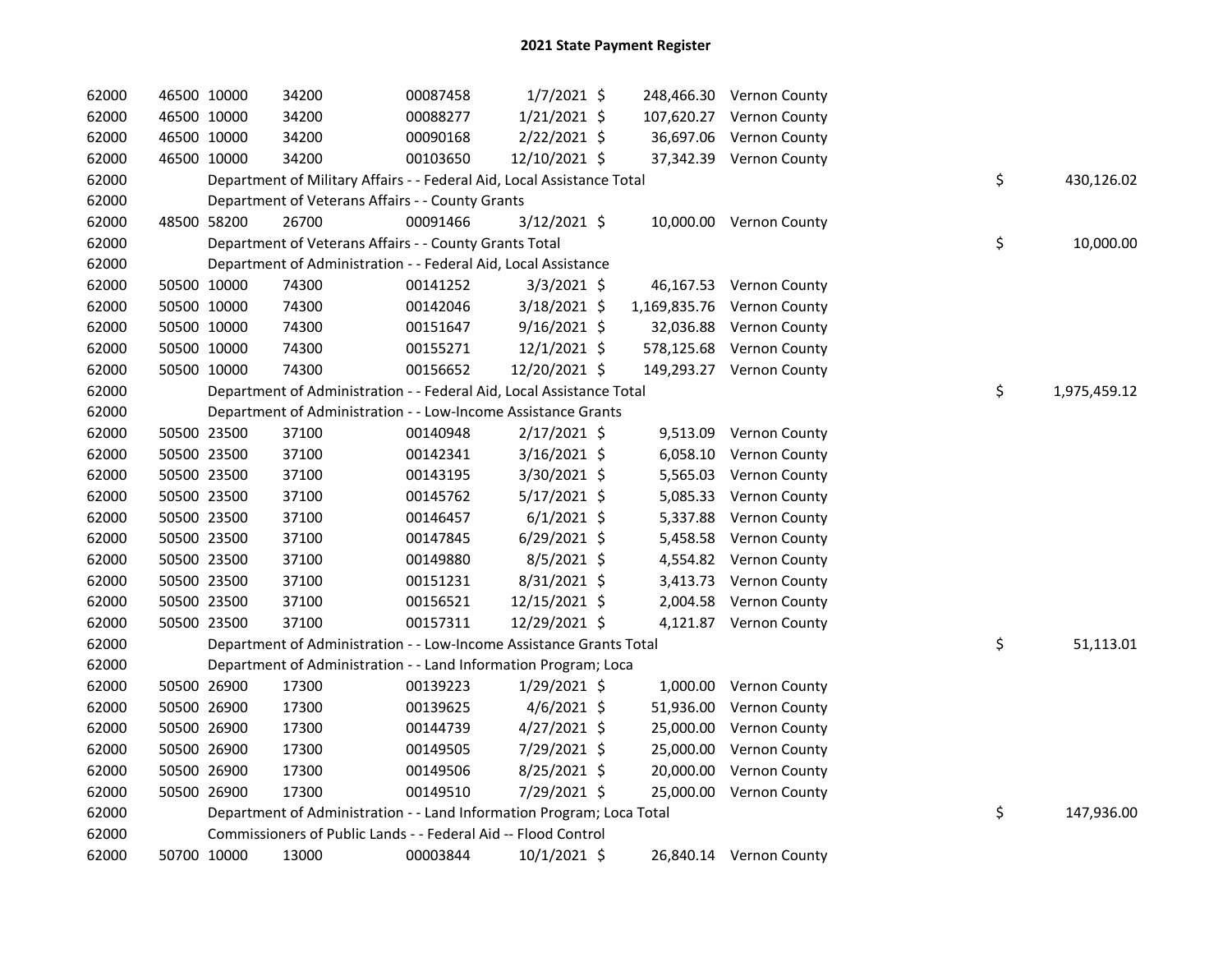# 2021 State Payment Register

| | | | | | | | | | |
|---|---|---|---|---|---|---|---|---|---|
| 62000 | 46500 | 10000 | 34200 | 00087458 | 1/7/2021 | $ 248,466.30 | Vernon County | | |
| 62000 | 46500 | 10000 | 34200 | 00088277 | 1/21/2021 | $ 107,620.27 | Vernon County | | |
| 62000 | 46500 | 10000 | 34200 | 00090168 | 2/22/2021 | $ 36,697.06 | Vernon County | | |
| 62000 | 46500 | 10000 | 34200 | 00103650 | 12/10/2021 | $ 37,342.39 | Vernon County | | |
| 62000 | | Department of Military Affairs - - Federal Aid, Local Assistance Total | | | | | | $ | 430,126.02 |
| 62000 | | Department of Veterans Affairs - - County Grants | | | | | | | |
| 62000 | 48500 | 58200 | 26700 | 00091466 | 3/12/2021 | $ 10,000.00 | Vernon County | | |
| 62000 | | Department of Veterans Affairs - - County Grants Total | | | | | | $ | 10,000.00 |
| 62000 | | Department of Administration - - Federal Aid, Local Assistance | | | | | | | |
| 62000 | 50500 | 10000 | 74300 | 00141252 | 3/3/2021 | $ 46,167.53 | Vernon County | | |
| 62000 | 50500 | 10000 | 74300 | 00142046 | 3/18/2021 | $ 1,169,835.76 | Vernon County | | |
| 62000 | 50500 | 10000 | 74300 | 00151647 | 9/16/2021 | $ 32,036.88 | Vernon County | | |
| 62000 | 50500 | 10000 | 74300 | 00155271 | 12/1/2021 | $ 578,125.68 | Vernon County | | |
| 62000 | 50500 | 10000 | 74300 | 00156652 | 12/20/2021 | $ 149,293.27 | Vernon County | | |
| 62000 | | Department of Administration - - Federal Aid, Local Assistance Total | | | | | | $ | 1,975,459.12 |
| 62000 | | Department of Administration - - Low-Income Assistance Grants | | | | | | | |
| 62000 | 50500 | 23500 | 37100 | 00140948 | 2/17/2021 | $ 9,513.09 | Vernon County | | |
| 62000 | 50500 | 23500 | 37100 | 00142341 | 3/16/2021 | $ 6,058.10 | Vernon County | | |
| 62000 | 50500 | 23500 | 37100 | 00143195 | 3/30/2021 | $ 5,565.03 | Vernon County | | |
| 62000 | 50500 | 23500 | 37100 | 00145762 | 5/17/2021 | $ 5,085.33 | Vernon County | | |
| 62000 | 50500 | 23500 | 37100 | 00146457 | 6/1/2021 | $ 5,337.88 | Vernon County | | |
| 62000 | 50500 | 23500 | 37100 | 00147845 | 6/29/2021 | $ 5,458.58 | Vernon County | | |
| 62000 | 50500 | 23500 | 37100 | 00149880 | 8/5/2021 | $ 4,554.82 | Vernon County | | |
| 62000 | 50500 | 23500 | 37100 | 00151231 | 8/31/2021 | $ 3,413.73 | Vernon County | | |
| 62000 | 50500 | 23500 | 37100 | 00156521 | 12/15/2021 | $ 2,004.58 | Vernon County | | |
| 62000 | 50500 | 23500 | 37100 | 00157311 | 12/29/2021 | $ 4,121.87 | Vernon County | | |
| 62000 | | Department of Administration - - Low-Income Assistance Grants Total | | | | | | $ | 51,113.01 |
| 62000 | | Department of Administration - - Land Information Program; Loca | | | | | | | |
| 62000 | 50500 | 26900 | 17300 | 00139223 | 1/29/2021 | $ 1,000.00 | Vernon County | | |
| 62000 | 50500 | 26900 | 17300 | 00139625 | 4/6/2021 | $ 51,936.00 | Vernon County | | |
| 62000 | 50500 | 26900 | 17300 | 00144739 | 4/27/2021 | $ 25,000.00 | Vernon County | | |
| 62000 | 50500 | 26900 | 17300 | 00149505 | 7/29/2021 | $ 25,000.00 | Vernon County | | |
| 62000 | 50500 | 26900 | 17300 | 00149506 | 8/25/2021 | $ 20,000.00 | Vernon County | | |
| 62000 | 50500 | 26900 | 17300 | 00149510 | 7/29/2021 | $ 25,000.00 | Vernon County | | |
| 62000 | | Department of Administration - - Land Information Program; Loca Total | | | | | | $ | 147,936.00 |
| 62000 | | Commissioners of Public Lands - - Federal Aid -- Flood Control | | | | | | | |
| 62000 | 50700 | 10000 | 13000 | 00003844 | 10/1/2021 | $ 26,840.14 | Vernon County | | |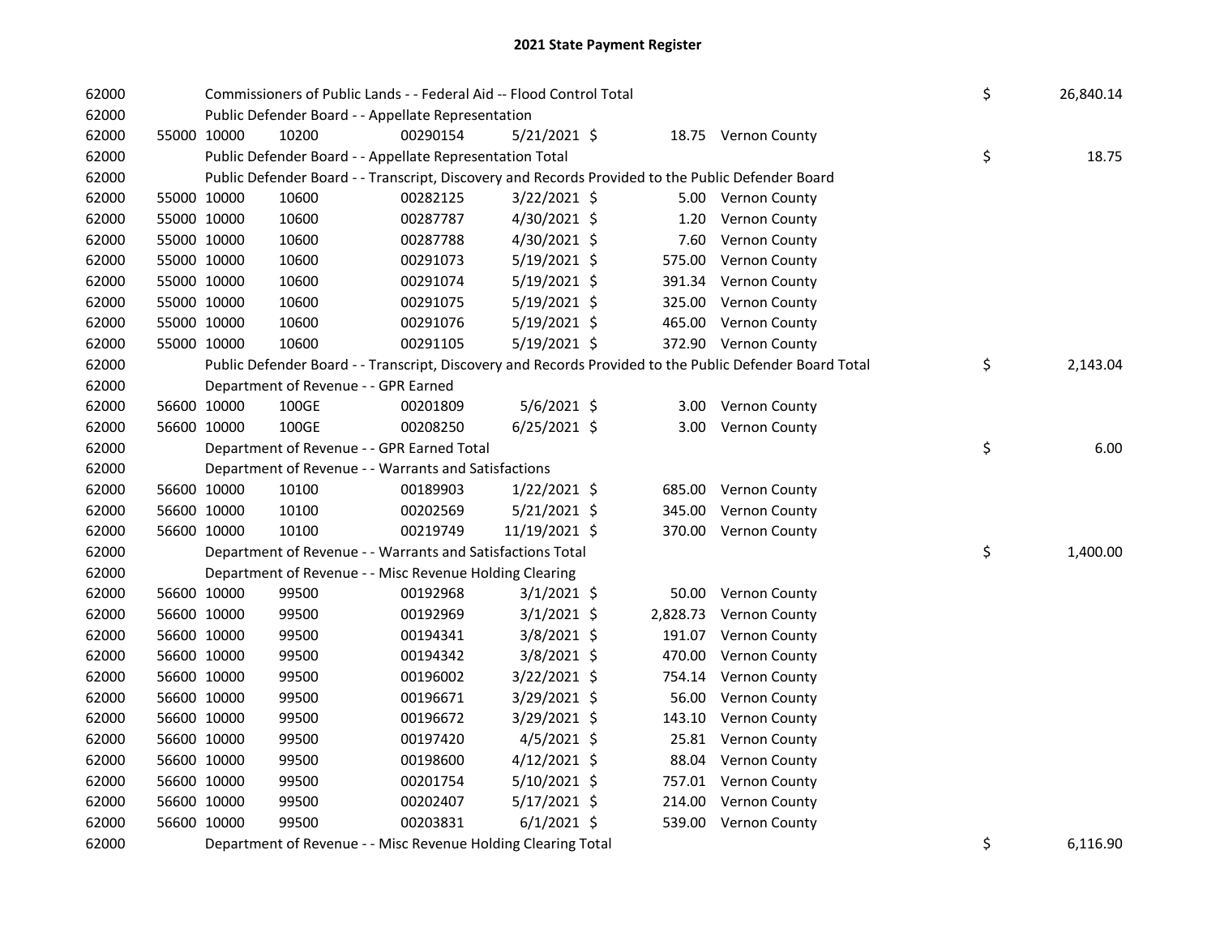# 2021 State Payment Register

| | | | | | | | | |
|---|---|---|---|---|---|---|---|---|
| 62000 | | Commissioners of Public Lands - - Federal Aid -- Flood Control Total | | | | | | $ 26,840.14 |
| 62000 | | Public Defender Board - - Appellate Representation | | | | | | |
| 62000 | 55000 | 10000 | 10200 | 00290154 | 5/21/2021 | $ 18.75 | Vernon County | |
| 62000 | | Public Defender Board - - Appellate Representation Total | | | | | | $ 18.75 |
| 62000 | | Public Defender Board - - Transcript, Discovery and Records Provided to the Public Defender Board | | | | | | |
| 62000 | 55000 | 10000 | 10600 | 00282125 | 3/22/2021 | $ 5.00 | Vernon County | |
| 62000 | 55000 | 10000 | 10600 | 00287787 | 4/30/2021 | $ 1.20 | Vernon County | |
| 62000 | 55000 | 10000 | 10600 | 00287788 | 4/30/2021 | $ 7.60 | Vernon County | |
| 62000 | 55000 | 10000 | 10600 | 00291073 | 5/19/2021 | $ 575.00 | Vernon County | |
| 62000 | 55000 | 10000 | 10600 | 00291074 | 5/19/2021 | $ 391.34 | Vernon County | |
| 62000 | 55000 | 10000 | 10600 | 00291075 | 5/19/2021 | $ 325.00 | Vernon County | |
| 62000 | 55000 | 10000 | 10600 | 00291076 | 5/19/2021 | $ 465.00 | Vernon County | |
| 62000 | 55000 | 10000 | 10600 | 00291105 | 5/19/2021 | $ 372.90 | Vernon County | |
| 62000 | | Public Defender Board - - Transcript, Discovery and Records Provided to the Public Defender Board Total | | | | | | $ 2,143.04 |
| 62000 | | Department of Revenue - - GPR Earned | | | | | | |
| 62000 | 56600 | 10000 | 100GE | 00201809 | 5/6/2021 | $ 3.00 | Vernon County | |
| 62000 | 56600 | 10000 | 100GE | 00208250 | 6/25/2021 | $ 3.00 | Vernon County | |
| 62000 | | Department of Revenue - - GPR Earned Total | | | | | | $ 6.00 |
| 62000 | | Department of Revenue - - Warrants and Satisfactions | | | | | | |
| 62000 | 56600 | 10000 | 10100 | 00189903 | 1/22/2021 | $ 685.00 | Vernon County | |
| 62000 | 56600 | 10000 | 10100 | 00202569 | 5/21/2021 | $ 345.00 | Vernon County | |
| 62000 | 56600 | 10000 | 10100 | 00219749 | 11/19/2021 | $ 370.00 | Vernon County | |
| 62000 | | Department of Revenue - - Warrants and Satisfactions Total | | | | | | $ 1,400.00 |
| 62000 | | Department of Revenue - - Misc Revenue Holding Clearing | | | | | | |
| 62000 | 56600 | 10000 | 99500 | 00192968 | 3/1/2021 | $ 50.00 | Vernon County | |
| 62000 | 56600 | 10000 | 99500 | 00192969 | 3/1/2021 | $ 2,828.73 | Vernon County | |
| 62000 | 56600 | 10000 | 99500 | 00194341 | 3/8/2021 | $ 191.07 | Vernon County | |
| 62000 | 56600 | 10000 | 99500 | 00194342 | 3/8/2021 | $ 470.00 | Vernon County | |
| 62000 | 56600 | 10000 | 99500 | 00196002 | 3/22/2021 | $ 754.14 | Vernon County | |
| 62000 | 56600 | 10000 | 99500 | 00196671 | 3/29/2021 | $ 56.00 | Vernon County | |
| 62000 | 56600 | 10000 | 99500 | 00196672 | 3/29/2021 | $ 143.10 | Vernon County | |
| 62000 | 56600 | 10000 | 99500 | 00197420 | 4/5/2021 | $ 25.81 | Vernon County | |
| 62000 | 56600 | 10000 | 99500 | 00198600 | 4/12/2021 | $ 88.04 | Vernon County | |
| 62000 | 56600 | 10000 | 99500 | 00201754 | 5/10/2021 | $ 757.01 | Vernon County | |
| 62000 | 56600 | 10000 | 99500 | 00202407 | 5/17/2021 | $ 214.00 | Vernon County | |
| 62000 | 56600 | 10000 | 99500 | 00203831 | 6/1/2021 | $ 539.00 | Vernon County | |
| 62000 | | Department of Revenue - - Misc Revenue Holding Clearing Total | | | | | | $ 6,116.90 |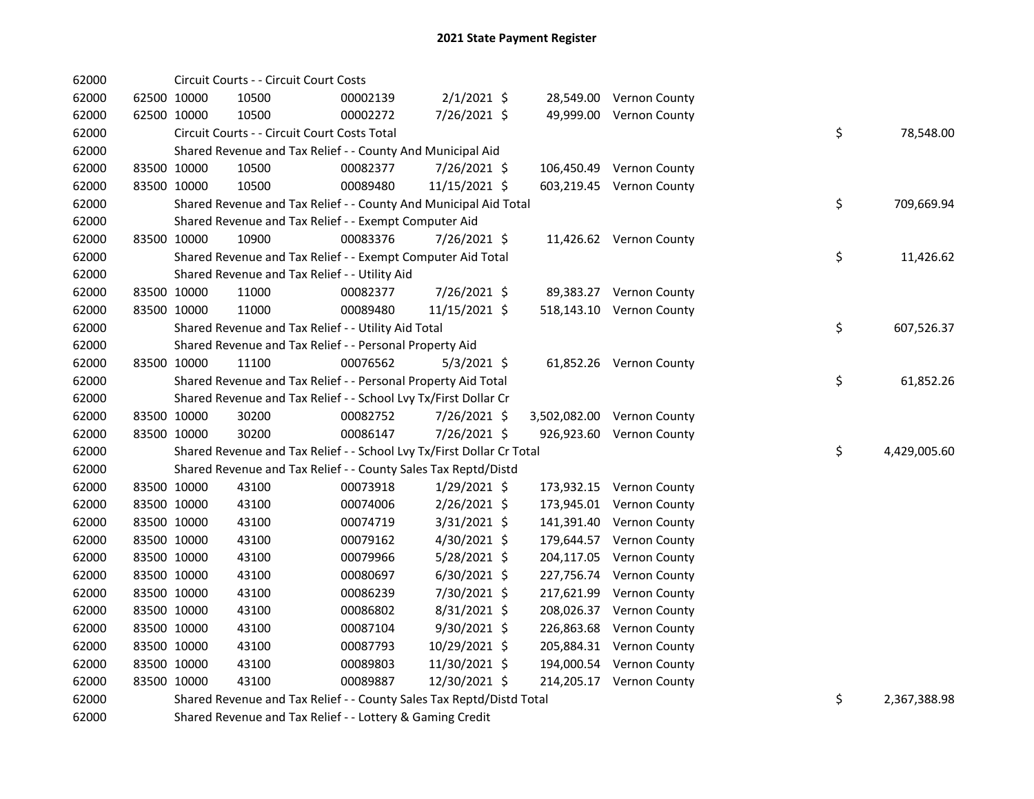# 2021 State Payment Register

| | | | | | | | | | |
|---|---|---|---|---|---|---|---|---|---|
| 62000 | | Circuit Courts - - Circuit Court Costs | | | | | | | |
| 62000 | 62500 | 10000 | 10500 | 00002139 | 2/1/2021 | $ 28,549.00 | Vernon County | | |
| 62000 | 62500 | 10000 | 10500 | 00002272 | 7/26/2021 | $ 49,999.00 | Vernon County | | |
| 62000 | | Circuit Courts - - Circuit Court Costs Total | | | | | | $ | 78,548.00 |
| 62000 | | Shared Revenue and Tax Relief - - County And Municipal Aid | | | | | | | |
| 62000 | 83500 | 10000 | 10500 | 00082377 | 7/26/2021 | $ 106,450.49 | Vernon County | | |
| 62000 | 83500 | 10000 | 10500 | 00089480 | 11/15/2021 | $ 603,219.45 | Vernon County | | |
| 62000 | | Shared Revenue and Tax Relief - - County And Municipal Aid Total | | | | | | $ | 709,669.94 |
| 62000 | | Shared Revenue and Tax Relief - - Exempt Computer Aid | | | | | | | |
| 62000 | 83500 | 10000 | 10900 | 00083376 | 7/26/2021 | $ 11,426.62 | Vernon County | | |
| 62000 | | Shared Revenue and Tax Relief - - Exempt Computer Aid Total | | | | | | $ | 11,426.62 |
| 62000 | | Shared Revenue and Tax Relief - - Utility Aid | | | | | | | |
| 62000 | 83500 | 10000 | 11000 | 00082377 | 7/26/2021 | $ 89,383.27 | Vernon County | | |
| 62000 | 83500 | 10000 | 11000 | 00089480 | 11/15/2021 | $ 518,143.10 | Vernon County | | |
| 62000 | | Shared Revenue and Tax Relief - - Utility Aid Total | | | | | | $ | 607,526.37 |
| 62000 | | Shared Revenue and Tax Relief - - Personal Property Aid | | | | | | | |
| 62000 | 83500 | 10000 | 11100 | 00076562 | 5/3/2021 | $ 61,852.26 | Vernon County | | |
| 62000 | | Shared Revenue and Tax Relief - - Personal Property Aid Total | | | | | | $ | 61,852.26 |
| 62000 | | Shared Revenue and Tax Relief - - School Lvy Tx/First Dollar Cr | | | | | | | |
| 62000 | 83500 | 10000 | 30200 | 00082752 | 7/26/2021 | $ 3,502,082.00 | Vernon County | | |
| 62000 | 83500 | 10000 | 30200 | 00086147 | 7/26/2021 | $ 926,923.60 | Vernon County | | |
| 62000 | | Shared Revenue and Tax Relief - - School Lvy Tx/First Dollar Cr Total | | | | | | $ | 4,429,005.60 |
| 62000 | | Shared Revenue and Tax Relief - - County Sales Tax Reptd/Distd | | | | | | | |
| 62000 | 83500 | 10000 | 43100 | 00073918 | 1/29/2021 | $ 173,932.15 | Vernon County | | |
| 62000 | 83500 | 10000 | 43100 | 00074006 | 2/26/2021 | $ 173,945.01 | Vernon County | | |
| 62000 | 83500 | 10000 | 43100 | 00074719 | 3/31/2021 | $ 141,391.40 | Vernon County | | |
| 62000 | 83500 | 10000 | 43100 | 00079162 | 4/30/2021 | $ 179,644.57 | Vernon County | | |
| 62000 | 83500 | 10000 | 43100 | 00079966 | 5/28/2021 | $ 204,117.05 | Vernon County | | |
| 62000 | 83500 | 10000 | 43100 | 00080697 | 6/30/2021 | $ 227,756.74 | Vernon County | | |
| 62000 | 83500 | 10000 | 43100 | 00086239 | 7/30/2021 | $ 217,621.99 | Vernon County | | |
| 62000 | 83500 | 10000 | 43100 | 00086802 | 8/31/2021 | $ 208,026.37 | Vernon County | | |
| 62000 | 83500 | 10000 | 43100 | 00087104 | 9/30/2021 | $ 226,863.68 | Vernon County | | |
| 62000 | 83500 | 10000 | 43100 | 00087793 | 10/29/2021 | $ 205,884.31 | Vernon County | | |
| 62000 | 83500 | 10000 | 43100 | 00089803 | 11/30/2021 | $ 194,000.54 | Vernon County | | |
| 62000 | 83500 | 10000 | 43100 | 00089887 | 12/30/2021 | $ 214,205.17 | Vernon County | | |
| 62000 | | Shared Revenue and Tax Relief - - County Sales Tax Reptd/Distd Total | | | | | | $ | 2,367,388.98 |
| 62000 | | Shared Revenue and Tax Relief - - Lottery & Gaming Credit | | | | | | | |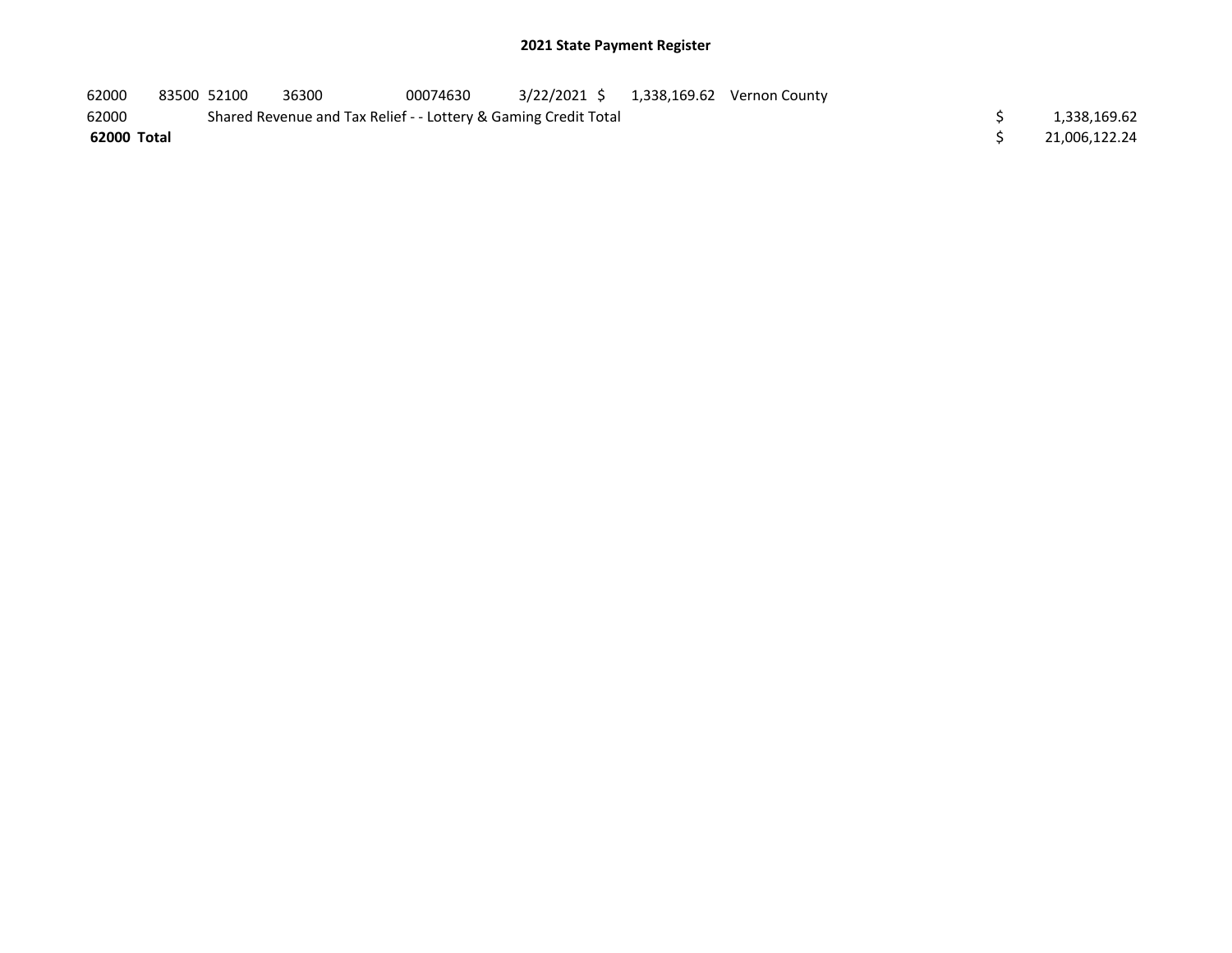# 2021 State Payment Register

| | | | | | | | | |
|---|---|---|---|---|---|---|---|---|
| 62000 | 83500 | 52100 | 36300 | 00074630 | 3/22/2021 | $ 1,338,169.62 | Vernon County | |
| 62000 | | Shared Revenue and Tax Relief - - Lottery & Gaming Credit Total | | | | | | $ 1,338,169.62 |
| **62000 Total** | | | | | | | | $ 21,006,122.24 |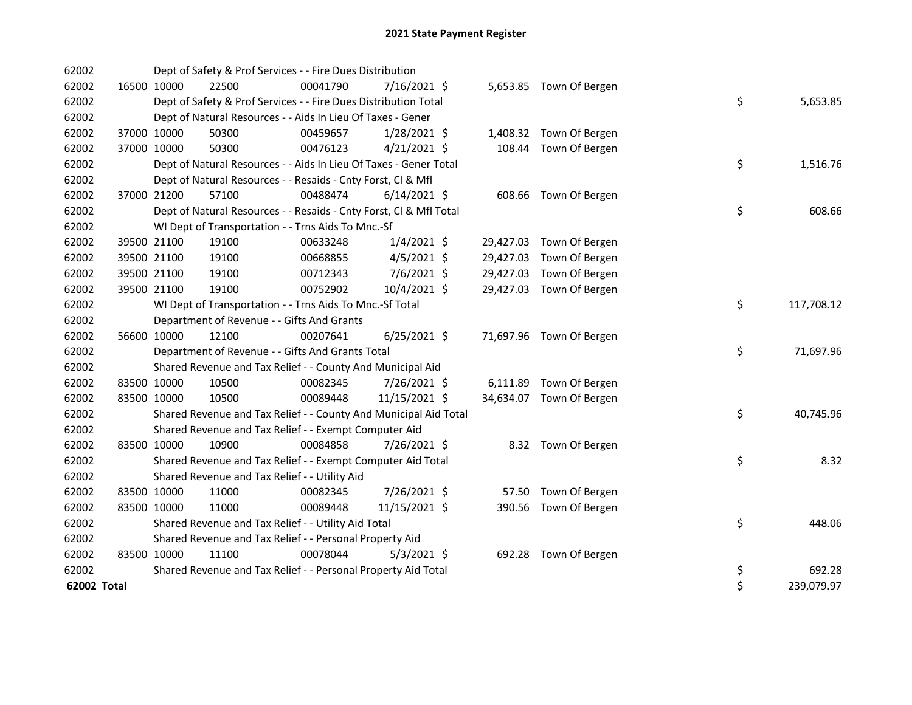# 2021 State Payment Register

| | | | | | | | | | |
|---|---|---|---|---|---|---|---|---|---|
| 62002 | | Dept of Safety & Prof Services - - Fire Dues Distribution | | | | | | | |
| 62002 | 16500 | 10000 | 22500 | 00041790 | 7/16/2021 | $ 5,653.85 | Town Of Bergen | | |
| 62002 | | Dept of Safety & Prof Services - - Fire Dues Distribution Total | | | | | | $ | 5,653.85 |
| 62002 | | Dept of Natural Resources - - Aids In Lieu Of Taxes - Gener | | | | | | | |
| 62002 | 37000 | 10000 | 50300 | 00459657 | 1/28/2021 | $ 1,408.32 | Town Of Bergen | | |
| 62002 | 37000 | 10000 | 50300 | 00476123 | 4/21/2021 | $ 108.44 | Town Of Bergen | | |
| 62002 | | Dept of Natural Resources - - Aids In Lieu Of Taxes - Gener Total | | | | | | $ | 1,516.76 |
| 62002 | | Dept of Natural Resources - - Resaids - Cnty Forst, Cl & Mfl | | | | | | | |
| 62002 | 37000 | 21200 | 57100 | 00488474 | 6/14/2021 | $ 608.66 | Town Of Bergen | | |
| 62002 | | Dept of Natural Resources - - Resaids - Cnty Forst, Cl & Mfl Total | | | | | | $ | 608.66 |
| 62002 | | WI Dept of Transportation - - Trns Aids To Mnc.-Sf | | | | | | | |
| 62002 | 39500 | 21100 | 19100 | 00633248 | 1/4/2021 | $ 29,427.03 | Town Of Bergen | | |
| 62002 | 39500 | 21100 | 19100 | 00668855 | 4/5/2021 | $ 29,427.03 | Town Of Bergen | | |
| 62002 | 39500 | 21100 | 19100 | 00712343 | 7/6/2021 | $ 29,427.03 | Town Of Bergen | | |
| 62002 | 39500 | 21100 | 19100 | 00752902 | 10/4/2021 | $ 29,427.03 | Town Of Bergen | | |
| 62002 | | WI Dept of Transportation - - Trns Aids To Mnc.-Sf Total | | | | | | $ | 117,708.12 |
| 62002 | | Department of Revenue - - Gifts And Grants | | | | | | | |
| 62002 | 56600 | 10000 | 12100 | 00207641 | 6/25/2021 | $ 71,697.96 | Town Of Bergen | | |
| 62002 | | Department of Revenue - - Gifts And Grants Total | | | | | | $ | 71,697.96 |
| 62002 | | Shared Revenue and Tax Relief - - County And Municipal Aid | | | | | | | |
| 62002 | 83500 | 10000 | 10500 | 00082345 | 7/26/2021 | $ 6,111.89 | Town Of Bergen | | |
| 62002 | 83500 | 10000 | 10500 | 00089448 | 11/15/2021 | $ 34,634.07 | Town Of Bergen | | |
| 62002 | | Shared Revenue and Tax Relief - - County And Municipal Aid Total | | | | | | $ | 40,745.96 |
| 62002 | | Shared Revenue and Tax Relief - - Exempt Computer Aid | | | | | | | |
| 62002 | 83500 | 10000 | 10900 | 00084858 | 7/26/2021 | $ 8.32 | Town Of Bergen | | |
| 62002 | | Shared Revenue and Tax Relief - - Exempt Computer Aid Total | | | | | | $ | 8.32 |
| 62002 | | Shared Revenue and Tax Relief - - Utility Aid | | | | | | | |
| 62002 | 83500 | 10000 | 11000 | 00082345 | 7/26/2021 | $ 57.50 | Town Of Bergen | | |
| 62002 | 83500 | 10000 | 11000 | 00089448 | 11/15/2021 | $ 390.56 | Town Of Bergen | | |
| 62002 | | Shared Revenue and Tax Relief - - Utility Aid Total | | | | | | $ | 448.06 |
| 62002 | | Shared Revenue and Tax Relief - - Personal Property Aid | | | | | | | |
| 62002 | 83500 | 10000 | 11100 | 00078044 | 5/3/2021 | $ 692.28 | Town Of Bergen | | |
| 62002 | | Shared Revenue and Tax Relief - - Personal Property Aid Total | | | | | | $ | 692.28 |
| **62002 Total** | | | | | | | | $ | 239,079.97 |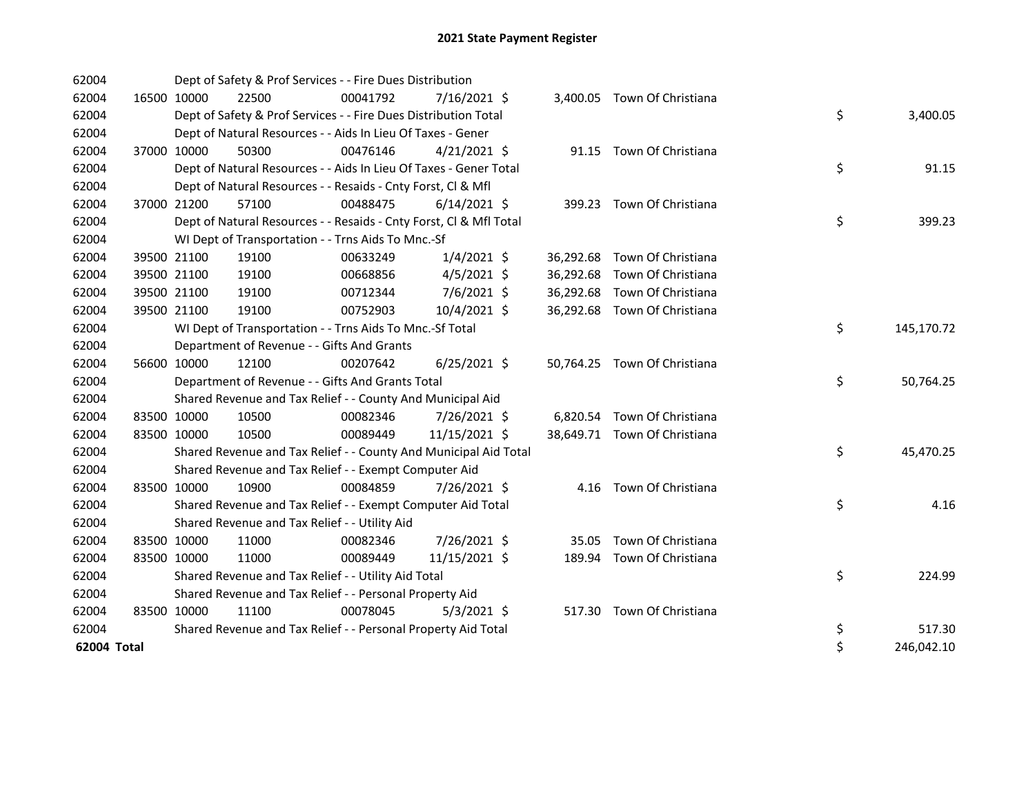# 2021 State Payment Register

| | | | | | | | | | |
|---|---|---|---|---|---|---|---|---|---|
| 62004 | | Dept of Safety & Prof Services - - Fire Dues Distribution | | | | | | | |
| 62004 | 16500 | 10000 | 22500 | 00041792 | 7/16/2021 | $ | 3,400.05 | Town Of Christiana | |
| 62004 | | Dept of Safety & Prof Services - - Fire Dues Distribution Total | | | | | | | $ 3,400.05 |
| 62004 | | Dept of Natural Resources - - Aids In Lieu Of Taxes - Gener | | | | | | | |
| 62004 | 37000 | 10000 | 50300 | 00476146 | 4/21/2021 | $ | 91.15 | Town Of Christiana | |
| 62004 | | Dept of Natural Resources - - Aids In Lieu Of Taxes - Gener Total | | | | | | | $ 91.15 |
| 62004 | | Dept of Natural Resources - - Resaids - Cnty Forst, Cl & Mfl | | | | | | | |
| 62004 | 37000 | 21200 | 57100 | 00488475 | 6/14/2021 | $ | 399.23 | Town Of Christiana | |
| 62004 | | Dept of Natural Resources - - Resaids - Cnty Forst, Cl & Mfl Total | | | | | | | $ 399.23 |
| 62004 | | WI Dept of Transportation - - Trns Aids To Mnc.-Sf | | | | | | | |
| 62004 | 39500 | 21100 | 19100 | 00633249 | 1/4/2021 | $ | 36,292.68 | Town Of Christiana | |
| 62004 | 39500 | 21100 | 19100 | 00668856 | 4/5/2021 | $ | 36,292.68 | Town Of Christiana | |
| 62004 | 39500 | 21100 | 19100 | 00712344 | 7/6/2021 | $ | 36,292.68 | Town Of Christiana | |
| 62004 | 39500 | 21100 | 19100 | 00752903 | 10/4/2021 | $ | 36,292.68 | Town Of Christiana | |
| 62004 | | WI Dept of Transportation - - Trns Aids To Mnc.-Sf Total | | | | | | | $ 145,170.72 |
| 62004 | | Department of Revenue - - Gifts And Grants | | | | | | | |
| 62004 | 56600 | 10000 | 12100 | 00207642 | 6/25/2021 | $ | 50,764.25 | Town Of Christiana | |
| 62004 | | Department of Revenue - - Gifts And Grants Total | | | | | | | $ 50,764.25 |
| 62004 | | Shared Revenue and Tax Relief - - County And Municipal Aid | | | | | | | |
| 62004 | 83500 | 10000 | 10500 | 00082346 | 7/26/2021 | $ | 6,820.54 | Town Of Christiana | |
| 62004 | 83500 | 10000 | 10500 | 00089449 | 11/15/2021 | $ | 38,649.71 | Town Of Christiana | |
| 62004 | | Shared Revenue and Tax Relief - - County And Municipal Aid Total | | | | | | | $ 45,470.25 |
| 62004 | | Shared Revenue and Tax Relief - - Exempt Computer Aid | | | | | | | |
| 62004 | 83500 | 10000 | 10900 | 00084859 | 7/26/2021 | $ | 4.16 | Town Of Christiana | |
| 62004 | | Shared Revenue and Tax Relief - - Exempt Computer Aid Total | | | | | | | $ 4.16 |
| 62004 | | Shared Revenue and Tax Relief - - Utility Aid | | | | | | | |
| 62004 | 83500 | 10000 | 11000 | 00082346 | 7/26/2021 | $ | 35.05 | Town Of Christiana | |
| 62004 | 83500 | 10000 | 11000 | 00089449 | 11/15/2021 | $ | 189.94 | Town Of Christiana | |
| 62004 | | Shared Revenue and Tax Relief - - Utility Aid Total | | | | | | | $ 224.99 |
| 62004 | | Shared Revenue and Tax Relief - - Personal Property Aid | | | | | | | |
| 62004 | 83500 | 10000 | 11100 | 00078045 | 5/3/2021 | $ | 517.30 | Town Of Christiana | |
| 62004 | | Shared Revenue and Tax Relief - - Personal Property Aid Total | | | | | | | $ 517.30 |
| **62004 Total** | | | | | | | | | $ 246,042.10 |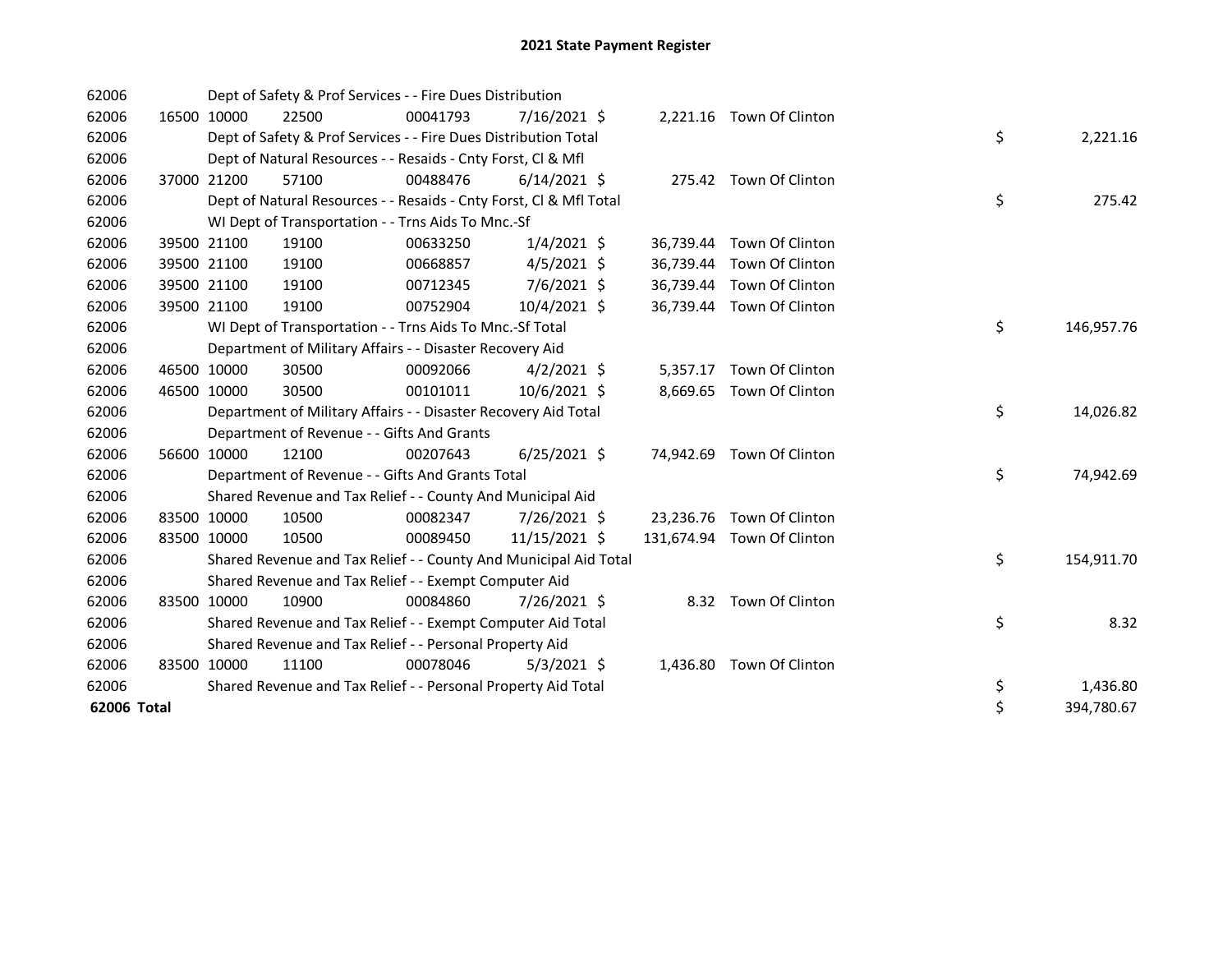# 2021 State Payment Register

| | | | | | | | | | |
|---|---|---|---|---|---|---|---|---|---|
| 62006 | | Dept of Safety & Prof Services - - Fire Dues Distribution | | | | | | | |
| 62006 | 16500 | 10000 | 22500 | 00041793 | 7/16/2021 | $ 2,221.16 | Town Of Clinton | | |
| 62006 | | Dept of Safety & Prof Services - - Fire Dues Distribution Total | | | | | | $ | 2,221.16 |
| 62006 | | Dept of Natural Resources - - Resaids - Cnty Forst, Cl & Mfl | | | | | | | |
| 62006 | 37000 | 21200 | 57100 | 00488476 | 6/14/2021 | $ 275.42 | Town Of Clinton | | |
| 62006 | | Dept of Natural Resources - - Resaids - Cnty Forst, Cl & Mfl Total | | | | | | $ | 275.42 |
| 62006 | | WI Dept of Transportation - - Trns Aids To Mnc.-Sf | | | | | | | |
| 62006 | 39500 | 21100 | 19100 | 00633250 | 1/4/2021 | $ 36,739.44 | Town Of Clinton | | |
| 62006 | 39500 | 21100 | 19100 | 00668857 | 4/5/2021 | $ 36,739.44 | Town Of Clinton | | |
| 62006 | 39500 | 21100 | 19100 | 00712345 | 7/6/2021 | $ 36,739.44 | Town Of Clinton | | |
| 62006 | 39500 | 21100 | 19100 | 00752904 | 10/4/2021 | $ 36,739.44 | Town Of Clinton | | |
| 62006 | | WI Dept of Transportation - - Trns Aids To Mnc.-Sf Total | | | | | | $ | 146,957.76 |
| 62006 | | Department of Military Affairs - - Disaster Recovery Aid | | | | | | | |
| 62006 | 46500 | 10000 | 30500 | 00092066 | 4/2/2021 | $ 5,357.17 | Town Of Clinton | | |
| 62006 | 46500 | 10000 | 30500 | 00101011 | 10/6/2021 | $ 8,669.65 | Town Of Clinton | | |
| 62006 | | Department of Military Affairs - - Disaster Recovery Aid Total | | | | | | $ | 14,026.82 |
| 62006 | | Department of Revenue - - Gifts And Grants | | | | | | | |
| 62006 | 56600 | 10000 | 12100 | 00207643 | 6/25/2021 | $ 74,942.69 | Town Of Clinton | | |
| 62006 | | Department of Revenue - - Gifts And Grants Total | | | | | | $ | 74,942.69 |
| 62006 | | Shared Revenue and Tax Relief - - County And Municipal Aid | | | | | | | |
| 62006 | 83500 | 10000 | 10500 | 00082347 | 7/26/2021 | $ 23,236.76 | Town Of Clinton | | |
| 62006 | 83500 | 10000 | 10500 | 00089450 | 11/15/2021 | $ 131,674.94 | Town Of Clinton | | |
| 62006 | | Shared Revenue and Tax Relief - - County And Municipal Aid Total | | | | | | $ | 154,911.70 |
| 62006 | | Shared Revenue and Tax Relief - - Exempt Computer Aid | | | | | | | |
| 62006 | 83500 | 10000 | 10900 | 00084860 | 7/26/2021 | $ 8.32 | Town Of Clinton | | |
| 62006 | | Shared Revenue and Tax Relief - - Exempt Computer Aid Total | | | | | | $ | 8.32 |
| 62006 | | Shared Revenue and Tax Relief - - Personal Property Aid | | | | | | | |
| 62006 | 83500 | 10000 | 11100 | 00078046 | 5/3/2021 | $ 1,436.80 | Town Of Clinton | | |
| 62006 | | Shared Revenue and Tax Relief - - Personal Property Aid Total | | | | | | $ | 1,436.80 |
| **62006 Total** | | | | | | | | $ | 394,780.67 |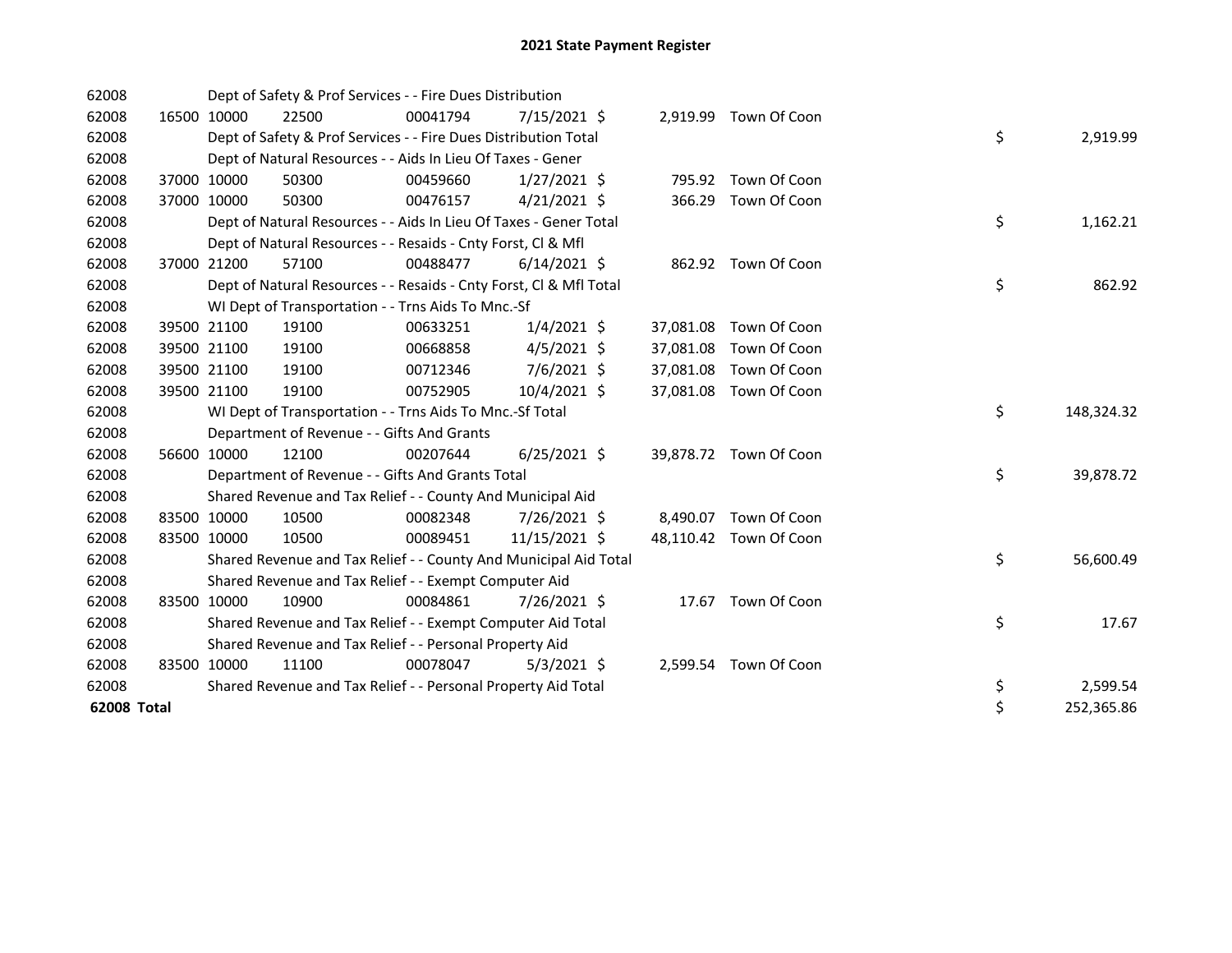# 2021 State Payment Register

| | | | | | | | | | |
|---|---|---|---|---|---|---|---|---|---|
| 62008 | | | Dept of Safety & Prof Services - - Fire Dues Distribution | | | | | | |
| 62008 | 16500 | 10000 | 22500 | 00041794 | 7/15/2021 | $ 2,919.99 | Town Of Coon | | |
| 62008 | | | Dept of Safety & Prof Services - - Fire Dues Distribution Total | | | | | $ | 2,919.99 |
| 62008 | | | Dept of Natural Resources - - Aids In Lieu Of Taxes - Gener | | | | | | |
| 62008 | 37000 | 10000 | 50300 | 00459660 | 1/27/2021 | $ 795.92 | Town Of Coon | | |
| 62008 | 37000 | 10000 | 50300 | 00476157 | 4/21/2021 | $ 366.29 | Town Of Coon | | |
| 62008 | | | Dept of Natural Resources - - Aids In Lieu Of Taxes - Gener Total | | | | | $ | 1,162.21 |
| 62008 | | | Dept of Natural Resources - - Resaids - Cnty Forst, Cl & Mfl | | | | | | |
| 62008 | 37000 | 21200 | 57100 | 00488477 | 6/14/2021 | $ 862.92 | Town Of Coon | | |
| 62008 | | | Dept of Natural Resources - - Resaids - Cnty Forst, Cl & Mfl Total | | | | | $ | 862.92 |
| 62008 | | | WI Dept of Transportation - - Trns Aids To Mnc.-Sf | | | | | | |
| 62008 | 39500 | 21100 | 19100 | 00633251 | 1/4/2021 | $ 37,081.08 | Town Of Coon | | |
| 62008 | 39500 | 21100 | 19100 | 00668858 | 4/5/2021 | $ 37,081.08 | Town Of Coon | | |
| 62008 | 39500 | 21100 | 19100 | 00712346 | 7/6/2021 | $ 37,081.08 | Town Of Coon | | |
| 62008 | 39500 | 21100 | 19100 | 00752905 | 10/4/2021 | $ 37,081.08 | Town Of Coon | | |
| 62008 | | | WI Dept of Transportation - - Trns Aids To Mnc.-Sf Total | | | | | $ | 148,324.32 |
| 62008 | | | Department of Revenue - - Gifts And Grants | | | | | | |
| 62008 | 56600 | 10000 | 12100 | 00207644 | 6/25/2021 | $ 39,878.72 | Town Of Coon | | |
| 62008 | | | Department of Revenue - - Gifts And Grants Total | | | | | $ | 39,878.72 |
| 62008 | | | Shared Revenue and Tax Relief - - County And Municipal Aid | | | | | | |
| 62008 | 83500 | 10000 | 10500 | 00082348 | 7/26/2021 | $ 8,490.07 | Town Of Coon | | |
| 62008 | 83500 | 10000 | 10500 | 00089451 | 11/15/2021 | $ 48,110.42 | Town Of Coon | | |
| 62008 | | | Shared Revenue and Tax Relief - - County And Municipal Aid Total | | | | | $ | 56,600.49 |
| 62008 | | | Shared Revenue and Tax Relief - - Exempt Computer Aid | | | | | | |
| 62008 | 83500 | 10000 | 10900 | 00084861 | 7/26/2021 | $ 17.67 | Town Of Coon | | |
| 62008 | | | Shared Revenue and Tax Relief - - Exempt Computer Aid Total | | | | | $ | 17.67 |
| 62008 | | | Shared Revenue and Tax Relief - - Personal Property Aid | | | | | | |
| 62008 | 83500 | 10000 | 11100 | 00078047 | 5/3/2021 | $ 2,599.54 | Town Of Coon | | |
| 62008 | | | Shared Revenue and Tax Relief - - Personal Property Aid Total | | | | | $ | 2,599.54 |
| **62008 Total** | | | | | | | | $ | 252,365.86 |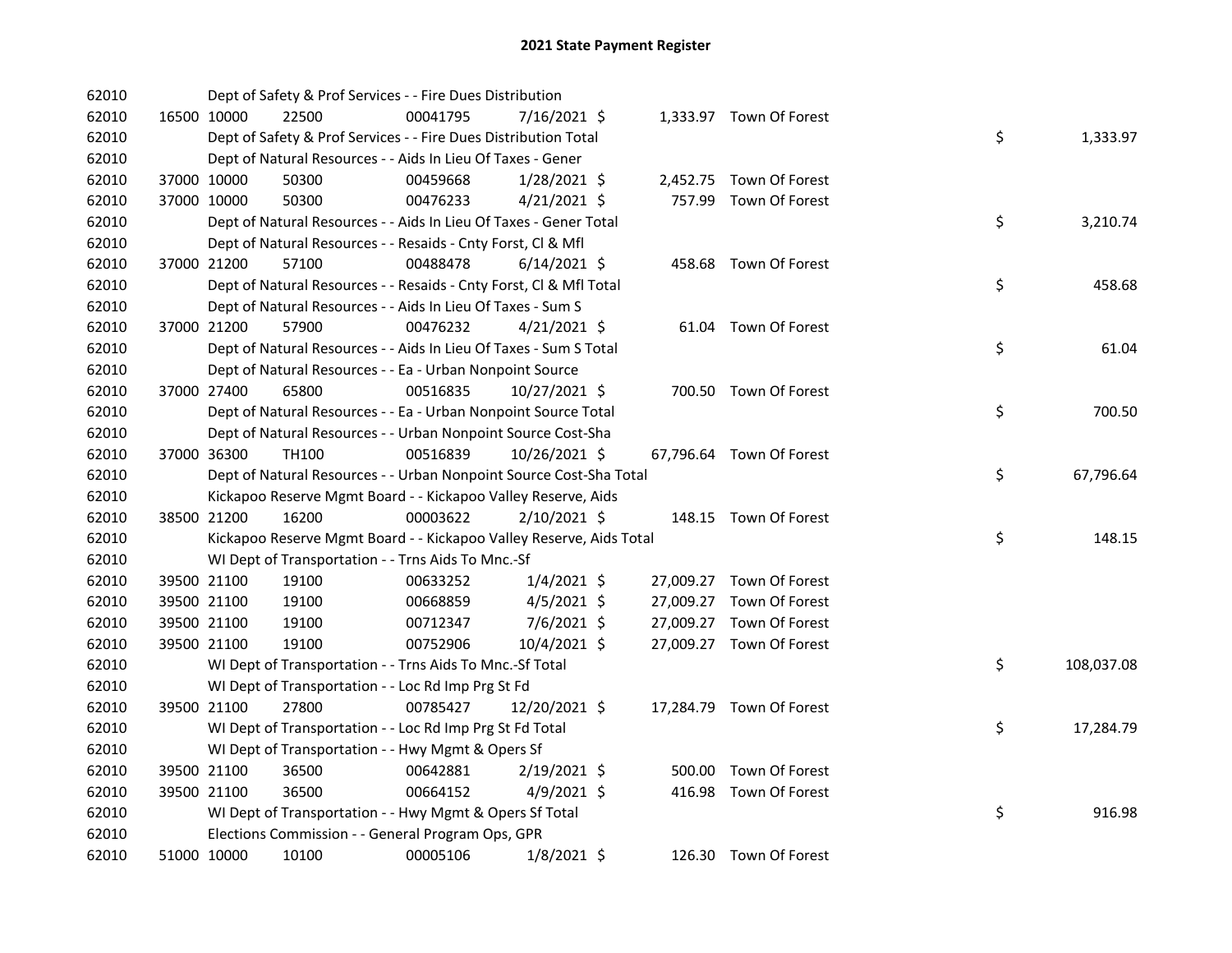# 2021 State Payment Register

| | | | | | | | | |
|---|---|---|---|---|---|---|---|---|
| 62010 | | Dept of Safety & Prof Services - - Fire Dues Distribution | | | | | | |
| 62010 | 16500 | 10000 | 22500 | 00041795 | 7/16/2021 $ | 1,333.97 | Town Of Forest | |
| 62010 | | Dept of Safety & Prof Services - - Fire Dues Distribution Total | | | | | | $ 1,333.97 |
| 62010 | | Dept of Natural Resources - - Aids In Lieu Of Taxes - Gener | | | | | | |
| 62010 | 37000 | 10000 | 50300 | 00459668 | 1/28/2021 $ | 2,452.75 | Town Of Forest | |
| 62010 | 37000 | 10000 | 50300 | 00476233 | 4/21/2021 $ | 757.99 | Town Of Forest | |
| 62010 | | Dept of Natural Resources - - Aids In Lieu Of Taxes - Gener Total | | | | | | $ 3,210.74 |
| 62010 | | Dept of Natural Resources - - Resaids - Cnty Forst, Cl & Mfl | | | | | | |
| 62010 | 37000 | 21200 | 57100 | 00488478 | 6/14/2021 $ | 458.68 | Town Of Forest | |
| 62010 | | Dept of Natural Resources - - Resaids - Cnty Forst, Cl & Mfl Total | | | | | | $ 458.68 |
| 62010 | | Dept of Natural Resources - - Aids In Lieu Of Taxes - Sum S | | | | | | |
| 62010 | 37000 | 21200 | 57900 | 00476232 | 4/21/2021 $ | 61.04 | Town Of Forest | |
| 62010 | | Dept of Natural Resources - - Aids In Lieu Of Taxes - Sum S Total | | | | | | $ 61.04 |
| 62010 | | Dept of Natural Resources - - Ea - Urban Nonpoint Source | | | | | | |
| 62010 | 37000 | 27400 | 65800 | 00516835 | 10/27/2021 $ | 700.50 | Town Of Forest | |
| 62010 | | Dept of Natural Resources - - Ea - Urban Nonpoint Source Total | | | | | | $ 700.50 |
| 62010 | | Dept of Natural Resources - - Urban Nonpoint Source Cost-Sha | | | | | | |
| 62010 | 37000 | 36300 | TH100 | 00516839 | 10/26/2021 $ | 67,796.64 | Town Of Forest | |
| 62010 | | Dept of Natural Resources - - Urban Nonpoint Source Cost-Sha Total | | | | | | $ 67,796.64 |
| 62010 | | Kickapoo Reserve Mgmt Board - - Kickapoo Valley Reserve, Aids | | | | | | |
| 62010 | 38500 | 21200 | 16200 | 00003622 | 2/10/2021 $ | 148.15 | Town Of Forest | |
| 62010 | | Kickapoo Reserve Mgmt Board - - Kickapoo Valley Reserve, Aids Total | | | | | | $ 148.15 |
| 62010 | | WI Dept of Transportation - - Trns Aids To Mnc.-Sf | | | | | | |
| 62010 | 39500 | 21100 | 19100 | 00633252 | 1/4/2021 $ | 27,009.27 | Town Of Forest | |
| 62010 | 39500 | 21100 | 19100 | 00668859 | 4/5/2021 $ | 27,009.27 | Town Of Forest | |
| 62010 | 39500 | 21100 | 19100 | 00712347 | 7/6/2021 $ | 27,009.27 | Town Of Forest | |
| 62010 | 39500 | 21100 | 19100 | 00752906 | 10/4/2021 $ | 27,009.27 | Town Of Forest | |
| 62010 | | WI Dept of Transportation - - Trns Aids To Mnc.-Sf Total | | | | | | $ 108,037.08 |
| 62010 | | WI Dept of Transportation - - Loc Rd Imp Prg St Fd | | | | | | |
| 62010 | 39500 | 21100 | 27800 | 00785427 | 12/20/2021 $ | 17,284.79 | Town Of Forest | |
| 62010 | | WI Dept of Transportation - - Loc Rd Imp Prg St Fd Total | | | | | | $ 17,284.79 |
| 62010 | | WI Dept of Transportation - - Hwy Mgmt & Opers Sf | | | | | | |
| 62010 | 39500 | 21100 | 36500 | 00642881 | 2/19/2021 $ | 500.00 | Town Of Forest | |
| 62010 | 39500 | 21100 | 36500 | 00664152 | 4/9/2021 $ | 416.98 | Town Of Forest | |
| 62010 | | WI Dept of Transportation - - Hwy Mgmt & Opers Sf Total | | | | | | $ 916.98 |
| 62010 | | Elections Commission - - General Program Ops, GPR | | | | | | |
| 62010 | 51000 | 10000 | 10100 | 00005106 | 1/8/2021 $ | 126.30 | Town Of Forest | |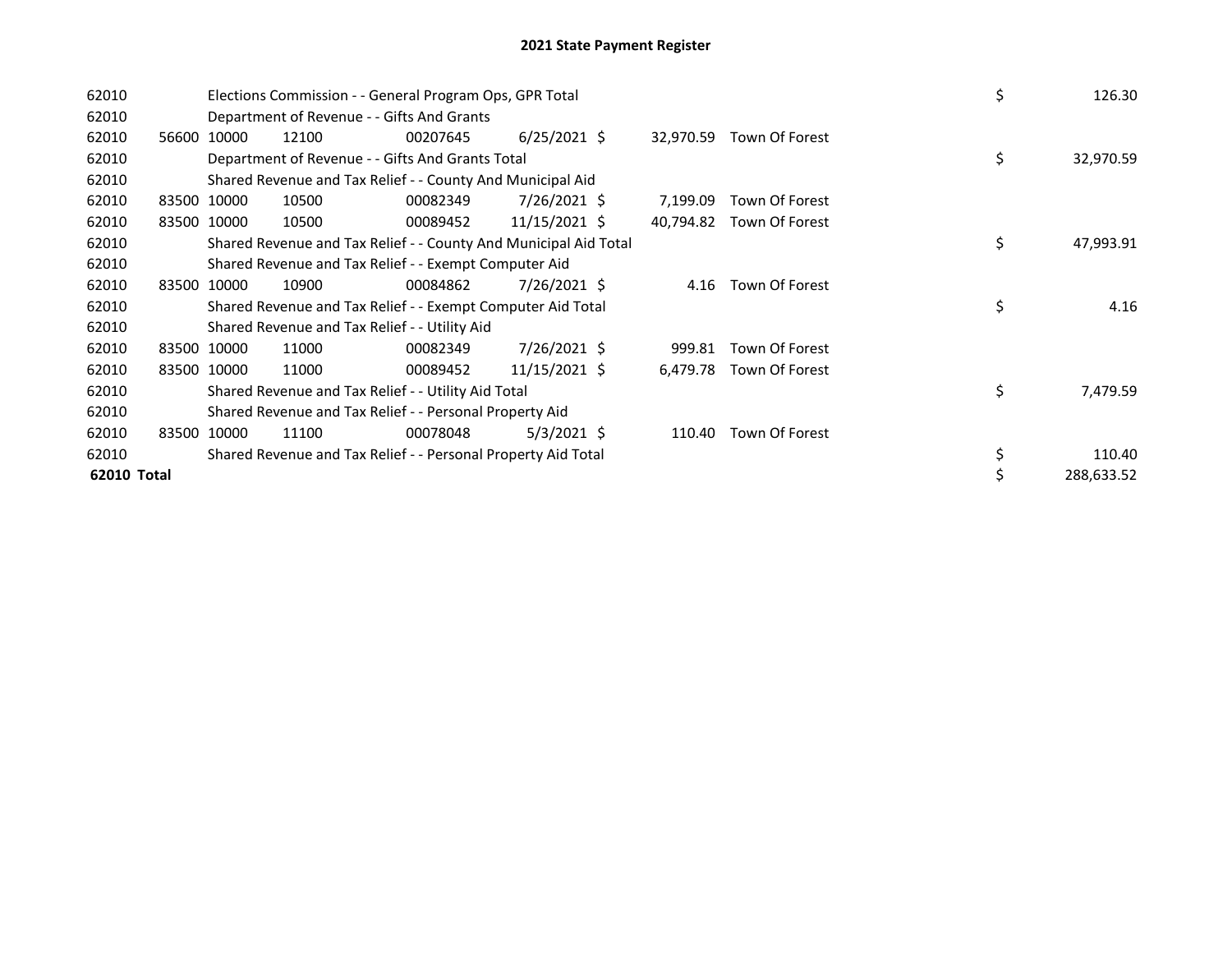# 2021 State Payment Register

| | | | | | | | | | |
|---|---|---|---|---|---|---|---|---|---|
| 62010 | | Elections Commission - - General Program Ops, GPR Total | | | | | | $ | 126.30 |
| 62010 | | Department of Revenue - - Gifts And Grants | | | | | | | |
| 62010 | 56600 | 10000 | 12100 | 00207645 | 6/25/2021 | $ 32,970.59 | Town Of Forest | | |
| 62010 | | Department of Revenue - - Gifts And Grants Total | | | | | | $ | 32,970.59 |
| 62010 | | Shared Revenue and Tax Relief - - County And Municipal Aid | | | | | | | |
| 62010 | 83500 | 10000 | 10500 | 00082349 | 7/26/2021 | $ 7,199.09 | Town Of Forest | | |
| 62010 | 83500 | 10000 | 10500 | 00089452 | 11/15/2021 | $ 40,794.82 | Town Of Forest | | |
| 62010 | | Shared Revenue and Tax Relief - - County And Municipal Aid Total | | | | | | $ | 47,993.91 |
| 62010 | | Shared Revenue and Tax Relief - - Exempt Computer Aid | | | | | | | |
| 62010 | 83500 | 10000 | 10900 | 00084862 | 7/26/2021 | $ 4.16 | Town Of Forest | | |
| 62010 | | Shared Revenue and Tax Relief - - Exempt Computer Aid Total | | | | | | $ | 4.16 |
| 62010 | | Shared Revenue and Tax Relief - - Utility Aid | | | | | | | |
| 62010 | 83500 | 10000 | 11000 | 00082349 | 7/26/2021 | $ 999.81 | Town Of Forest | | |
| 62010 | 83500 | 10000 | 11000 | 00089452 | 11/15/2021 | $ 6,479.78 | Town Of Forest | | |
| 62010 | | Shared Revenue and Tax Relief - - Utility Aid Total | | | | | | $ | 7,479.59 |
| 62010 | | Shared Revenue and Tax Relief - - Personal Property Aid | | | | | | | |
| 62010 | 83500 | 10000 | 11100 | 00078048 | 5/3/2021 | $ 110.40 | Town Of Forest | | |
| 62010 | | Shared Revenue and Tax Relief - - Personal Property Aid Total | | | | | | $ | 110.40 |
| **62010 Total** | | | | | | | | $ | 288,633.52 |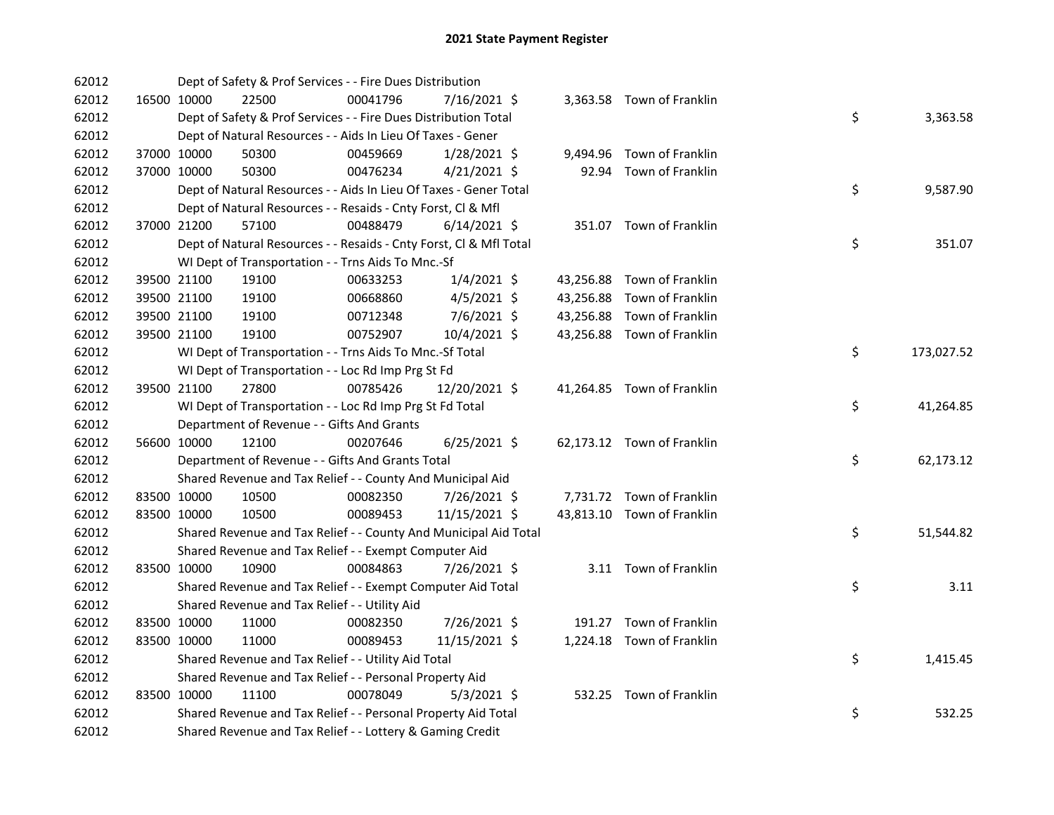# 2021 State Payment Register

| | | | | | | | | | |
|---|---|---|---|---|---|---|---|---|---|
| 62012 | | Dept of Safety & Prof Services - - Fire Dues Distribution | | | | | | | |
| 62012 | 16500 | 10000 | 22500 | 00041796 | 7/16/2021 | $ 3,363.58 | Town of Franklin | | |
| 62012 | | Dept of Safety & Prof Services - - Fire Dues Distribution Total | | | | | | $ | 3,363.58 |
| 62012 | | Dept of Natural Resources - - Aids In Lieu Of Taxes - Gener | | | | | | | |
| 62012 | 37000 | 10000 | 50300 | 00459669 | 1/28/2021 | $ 9,494.96 | Town of Franklin | | |
| 62012 | 37000 | 10000 | 50300 | 00476234 | 4/21/2021 | $ 92.94 | Town of Franklin | | |
| 62012 | | Dept of Natural Resources - - Aids In Lieu Of Taxes - Gener Total | | | | | | $ | 9,587.90 |
| 62012 | | Dept of Natural Resources - - Resaids - Cnty Forst, Cl & Mfl | | | | | | | |
| 62012 | 37000 | 21200 | 57100 | 00488479 | 6/14/2021 | $ 351.07 | Town of Franklin | | |
| 62012 | | Dept of Natural Resources - - Resaids - Cnty Forst, Cl & Mfl Total | | | | | | $ | 351.07 |
| 62012 | | WI Dept of Transportation - - Trns Aids To Mnc.-Sf | | | | | | | |
| 62012 | 39500 | 21100 | 19100 | 00633253 | 1/4/2021 | $ 43,256.88 | Town of Franklin | | |
| 62012 | 39500 | 21100 | 19100 | 00668860 | 4/5/2021 | $ 43,256.88 | Town of Franklin | | |
| 62012 | 39500 | 21100 | 19100 | 00712348 | 7/6/2021 | $ 43,256.88 | Town of Franklin | | |
| 62012 | 39500 | 21100 | 19100 | 00752907 | 10/4/2021 | $ 43,256.88 | Town of Franklin | | |
| 62012 | | WI Dept of Transportation - - Trns Aids To Mnc.-Sf Total | | | | | | $ | 173,027.52 |
| 62012 | | WI Dept of Transportation - - Loc Rd Imp Prg St Fd | | | | | | | |
| 62012 | 39500 | 21100 | 27800 | 00785426 | 12/20/2021 | $ 41,264.85 | Town of Franklin | | |
| 62012 | | WI Dept of Transportation - - Loc Rd Imp Prg St Fd Total | | | | | | $ | 41,264.85 |
| 62012 | | Department of Revenue - - Gifts And Grants | | | | | | | |
| 62012 | 56600 | 10000 | 12100 | 00207646 | 6/25/2021 | $ 62,173.12 | Town of Franklin | | |
| 62012 | | Department of Revenue - - Gifts And Grants Total | | | | | | $ | 62,173.12 |
| 62012 | | Shared Revenue and Tax Relief - - County And Municipal Aid | | | | | | | |
| 62012 | 83500 | 10000 | 10500 | 00082350 | 7/26/2021 | $ 7,731.72 | Town of Franklin | | |
| 62012 | 83500 | 10000 | 10500 | 00089453 | 11/15/2021 | $ 43,813.10 | Town of Franklin | | |
| 62012 | | Shared Revenue and Tax Relief - - County And Municipal Aid Total | | | | | | $ | 51,544.82 |
| 62012 | | Shared Revenue and Tax Relief - - Exempt Computer Aid | | | | | | | |
| 62012 | 83500 | 10000 | 10900 | 00084863 | 7/26/2021 | $ 3.11 | Town of Franklin | | |
| 62012 | | Shared Revenue and Tax Relief - - Exempt Computer Aid Total | | | | | | $ | 3.11 |
| 62012 | | Shared Revenue and Tax Relief - - Utility Aid | | | | | | | |
| 62012 | 83500 | 10000 | 11000 | 00082350 | 7/26/2021 | $ 191.27 | Town of Franklin | | |
| 62012 | 83500 | 10000 | 11000 | 00089453 | 11/15/2021 | $ 1,224.18 | Town of Franklin | | |
| 62012 | | Shared Revenue and Tax Relief - - Utility Aid Total | | | | | | $ | 1,415.45 |
| 62012 | | Shared Revenue and Tax Relief - - Personal Property Aid | | | | | | | |
| 62012 | 83500 | 10000 | 11100 | 00078049 | 5/3/2021 | $ 532.25 | Town of Franklin | | |
| 62012 | | Shared Revenue and Tax Relief - - Personal Property Aid Total | | | | | | $ | 532.25 |
| 62012 | | Shared Revenue and Tax Relief - - Lottery & Gaming Credit | | | | | | | |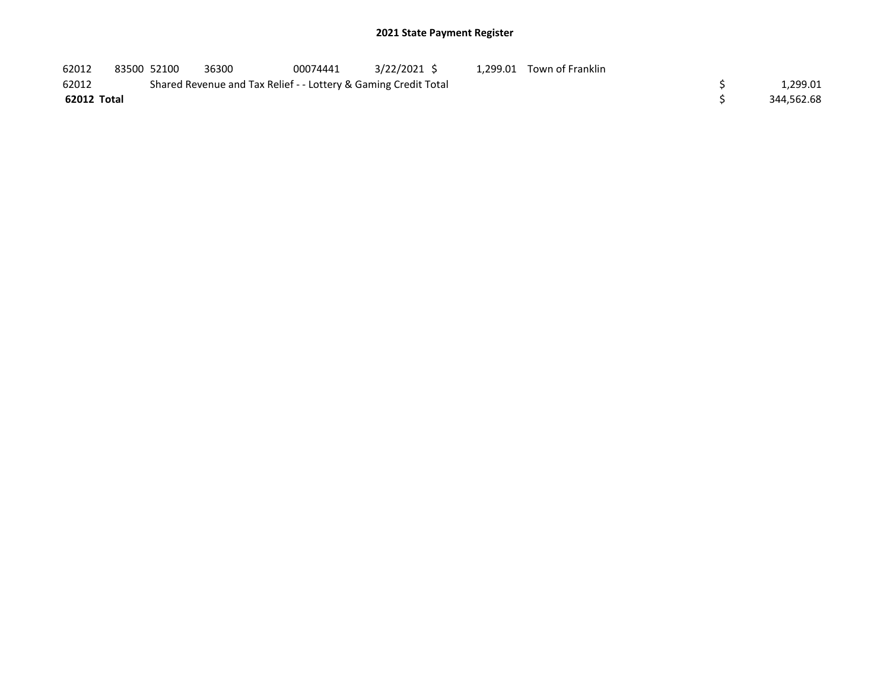## 2021 State Payment Register

| | | | | | | | | | |
|---|---|---|---|---|---|---|---|---|---|
| 62012 | 83500 | 52100 | 36300 | 00074441 | 3/22/2021 | $ 1,299.01 | Town of Franklin | | |
| 62012 | | Shared Revenue and Tax Relief - - Lottery & Gaming Credit Total | | | | | | $ | 1,299.01 |
| **62012 Total** | | | | | | | | $ | 344,562.68 |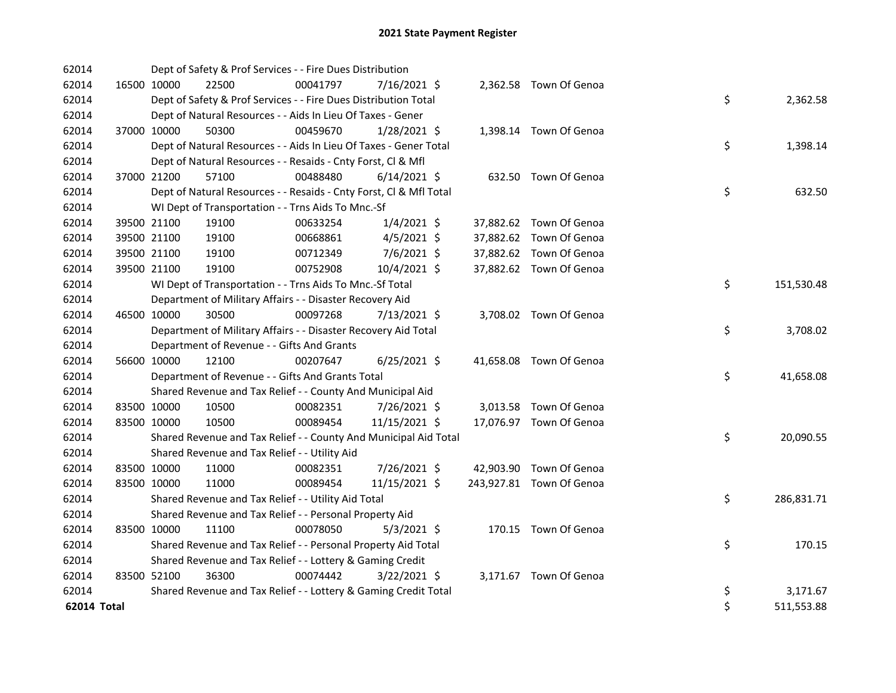# 2021 State Payment Register

| | | | | | | | | | |
|---|---|---|---|---|---|---|---|---|---|
| 62014 | | Dept of Safety & Prof Services - - Fire Dues Distribution | | | | | | | |
| 62014 | 16500 | 10000 | 22500 | 00041797 | 7/16/2021 | $ 2,362.58 | Town Of Genoa | | |
| 62014 | | Dept of Safety & Prof Services - - Fire Dues Distribution Total | | | | | | $ | 2,362.58 |
| 62014 | | Dept of Natural Resources - - Aids In Lieu Of Taxes - Gener | | | | | | | |
| 62014 | 37000 | 10000 | 50300 | 00459670 | 1/28/2021 | $ 1,398.14 | Town Of Genoa | | |
| 62014 | | Dept of Natural Resources - - Aids In Lieu Of Taxes - Gener Total | | | | | | $ | 1,398.14 |
| 62014 | | Dept of Natural Resources - - Resaids - Cnty Forst, Cl & Mfl | | | | | | | |
| 62014 | 37000 | 21200 | 57100 | 00488480 | 6/14/2021 | $ 632.50 | Town Of Genoa | | |
| 62014 | | Dept of Natural Resources - - Resaids - Cnty Forst, Cl & Mfl Total | | | | | | $ | 632.50 |
| 62014 | | WI Dept of Transportation - - Trns Aids To Mnc.-Sf | | | | | | | |
| 62014 | 39500 | 21100 | 19100 | 00633254 | 1/4/2021 | $ 37,882.62 | Town Of Genoa | | |
| 62014 | 39500 | 21100 | 19100 | 00668861 | 4/5/2021 | $ 37,882.62 | Town Of Genoa | | |
| 62014 | 39500 | 21100 | 19100 | 00712349 | 7/6/2021 | $ 37,882.62 | Town Of Genoa | | |
| 62014 | 39500 | 21100 | 19100 | 00752908 | 10/4/2021 | $ 37,882.62 | Town Of Genoa | | |
| 62014 | | WI Dept of Transportation - - Trns Aids To Mnc.-Sf Total | | | | | | $ | 151,530.48 |
| 62014 | | Department of Military Affairs - - Disaster Recovery Aid | | | | | | | |
| 62014 | 46500 | 10000 | 30500 | 00097268 | 7/13/2021 | $ 3,708.02 | Town Of Genoa | | |
| 62014 | | Department of Military Affairs - - Disaster Recovery Aid Total | | | | | | $ | 3,708.02 |
| 62014 | | Department of Revenue - - Gifts And Grants | | | | | | | |
| 62014 | 56600 | 10000 | 12100 | 00207647 | 6/25/2021 | $ 41,658.08 | Town Of Genoa | | |
| 62014 | | Department of Revenue - - Gifts And Grants Total | | | | | | $ | 41,658.08 |
| 62014 | | Shared Revenue and Tax Relief - - County And Municipal Aid | | | | | | | |
| 62014 | 83500 | 10000 | 10500 | 00082351 | 7/26/2021 | $ 3,013.58 | Town Of Genoa | | |
| 62014 | 83500 | 10000 | 10500 | 00089454 | 11/15/2021 | $ 17,076.97 | Town Of Genoa | | |
| 62014 | | Shared Revenue and Tax Relief - - County And Municipal Aid Total | | | | | | $ | 20,090.55 |
| 62014 | | Shared Revenue and Tax Relief - - Utility Aid | | | | | | | |
| 62014 | 83500 | 10000 | 11000 | 00082351 | 7/26/2021 | $ 42,903.90 | Town Of Genoa | | |
| 62014 | 83500 | 10000 | 11000 | 00089454 | 11/15/2021 | $ 243,927.81 | Town Of Genoa | | |
| 62014 | | Shared Revenue and Tax Relief - - Utility Aid Total | | | | | | $ | 286,831.71 |
| 62014 | | Shared Revenue and Tax Relief - - Personal Property Aid | | | | | | | |
| 62014 | 83500 | 10000 | 11100 | 00078050 | 5/3/2021 | $ 170.15 | Town Of Genoa | | |
| 62014 | | Shared Revenue and Tax Relief - - Personal Property Aid Total | | | | | | $ | 170.15 |
| 62014 | | Shared Revenue and Tax Relief - - Lottery & Gaming Credit | | | | | | | |
| 62014 | 83500 | 52100 | 36300 | 00074442 | 3/22/2021 | $ 3,171.67 | Town Of Genoa | | |
| 62014 | | Shared Revenue and Tax Relief - - Lottery & Gaming Credit Total | | | | | | $ | 3,171.67 |
| **62014 Total** | | | | | | | | $ | 511,553.88 |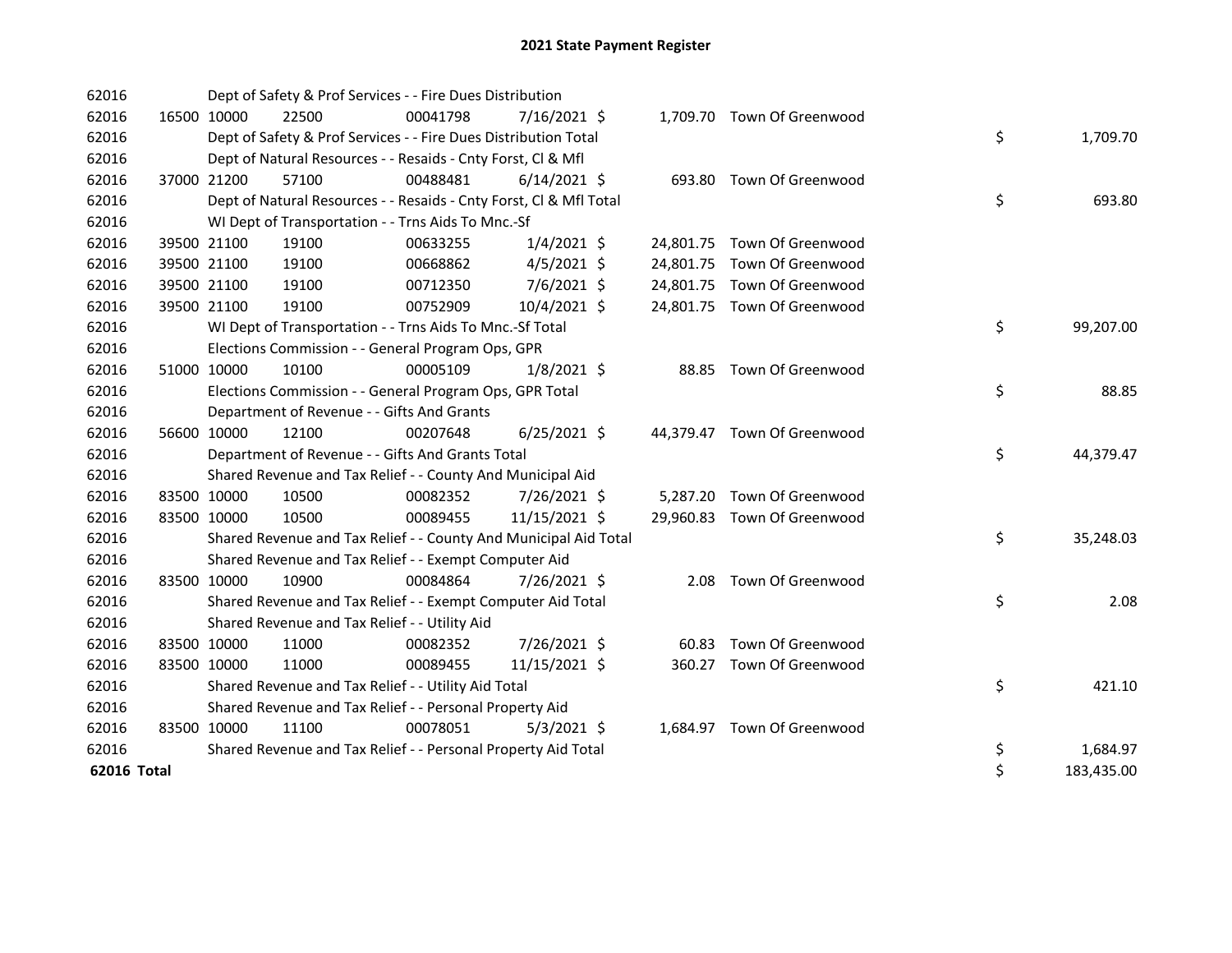# 2021 State Payment Register

| | | | | | | | | | |
|---|---|---|---|---|---|---|---|---|---|
| 62016 | | | Dept of Safety & Prof Services - - Fire Dues Distribution | | | | | | |
| 62016 | 16500 | 10000 | 22500 | 00041798 | 7/16/2021 $ | 1,709.70 | Town Of Greenwood | | |
| 62016 | | | Dept of Safety & Prof Services - - Fire Dues Distribution Total | | | | | $ | 1,709.70 |
| 62016 | | | Dept of Natural Resources - - Resaids - Cnty Forst, Cl & Mfl | | | | | | |
| 62016 | 37000 | 21200 | 57100 | 00488481 | 6/14/2021 $ | 693.80 | Town Of Greenwood | | |
| 62016 | | | Dept of Natural Resources - - Resaids - Cnty Forst, Cl & Mfl Total | | | | | $ | 693.80 |
| 62016 | | | WI Dept of Transportation - - Trns Aids To Mnc.-Sf | | | | | | |
| 62016 | 39500 | 21100 | 19100 | 00633255 | 1/4/2021 $ | 24,801.75 | Town Of Greenwood | | |
| 62016 | 39500 | 21100 | 19100 | 00668862 | 4/5/2021 $ | 24,801.75 | Town Of Greenwood | | |
| 62016 | 39500 | 21100 | 19100 | 00712350 | 7/6/2021 $ | 24,801.75 | Town Of Greenwood | | |
| 62016 | 39500 | 21100 | 19100 | 00752909 | 10/4/2021 $ | 24,801.75 | Town Of Greenwood | | |
| 62016 | | | WI Dept of Transportation - - Trns Aids To Mnc.-Sf Total | | | | | $ | 99,207.00 |
| 62016 | | | Elections Commission - - General Program Ops, GPR | | | | | | |
| 62016 | 51000 | 10000 | 10100 | 00005109 | 1/8/2021 $ | 88.85 | Town Of Greenwood | | |
| 62016 | | | Elections Commission - - General Program Ops, GPR Total | | | | | $ | 88.85 |
| 62016 | | | Department of Revenue - - Gifts And Grants | | | | | | |
| 62016 | 56600 | 10000 | 12100 | 00207648 | 6/25/2021 $ | 44,379.47 | Town Of Greenwood | | |
| 62016 | | | Department of Revenue - - Gifts And Grants Total | | | | | $ | 44,379.47 |
| 62016 | | | Shared Revenue and Tax Relief - - County And Municipal Aid | | | | | | |
| 62016 | 83500 | 10000 | 10500 | 00082352 | 7/26/2021 $ | 5,287.20 | Town Of Greenwood | | |
| 62016 | 83500 | 10000 | 10500 | 00089455 | 11/15/2021 $ | 29,960.83 | Town Of Greenwood | | |
| 62016 | | | Shared Revenue and Tax Relief - - County And Municipal Aid Total | | | | | $ | 35,248.03 |
| 62016 | | | Shared Revenue and Tax Relief - - Exempt Computer Aid | | | | | | |
| 62016 | 83500 | 10000 | 10900 | 00084864 | 7/26/2021 $ | 2.08 | Town Of Greenwood | | |
| 62016 | | | Shared Revenue and Tax Relief - - Exempt Computer Aid Total | | | | | $ | 2.08 |
| 62016 | | | Shared Revenue and Tax Relief - - Utility Aid | | | | | | |
| 62016 | 83500 | 10000 | 11000 | 00082352 | 7/26/2021 $ | 60.83 | Town Of Greenwood | | |
| 62016 | 83500 | 10000 | 11000 | 00089455 | 11/15/2021 $ | 360.27 | Town Of Greenwood | | |
| 62016 | | | Shared Revenue and Tax Relief - - Utility Aid Total | | | | | $ | 421.10 |
| 62016 | | | Shared Revenue and Tax Relief - - Personal Property Aid | | | | | | |
| 62016 | 83500 | 10000 | 11100 | 00078051 | 5/3/2021 $ | 1,684.97 | Town Of Greenwood | | |
| 62016 | | | Shared Revenue and Tax Relief - - Personal Property Aid Total | | | | | $ | 1,684.97 |
| **62016 Total** | | | | | | | | $ | 183,435.00 |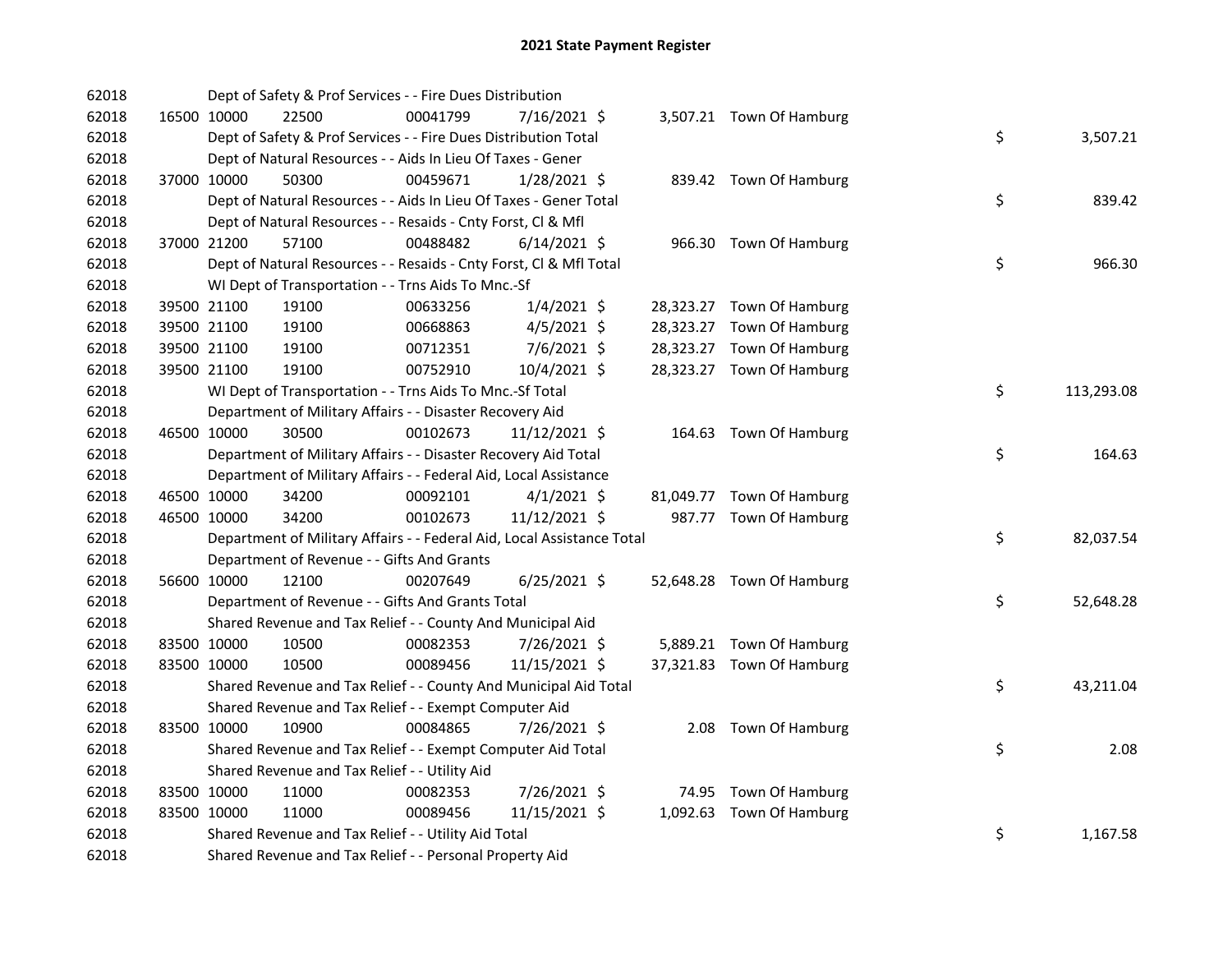# 2021 State Payment Register

| | | | | | | | | |
|---|---|---|---|---|---|---|---|---|
| 62018 | | Dept of Safety & Prof Services - - Fire Dues Distribution | | | | | | |
| 62018 | 16500 10000 | 22500 | 00041799 | 7/16/2021 | $ | 3,507.21 | Town Of Hamburg | |
| 62018 | | Dept of Safety & Prof Services - - Fire Dues Distribution Total | | | | | | $ 3,507.21 |
| 62018 | | Dept of Natural Resources - - Aids In Lieu Of Taxes - Gener | | | | | | |
| 62018 | 37000 10000 | 50300 | 00459671 | 1/28/2021 | $ | 839.42 | Town Of Hamburg | |
| 62018 | | Dept of Natural Resources - - Aids In Lieu Of Taxes - Gener Total | | | | | | $ 839.42 |
| 62018 | | Dept of Natural Resources - - Resaids - Cnty Forst, Cl & Mfl | | | | | | |
| 62018 | 37000 21200 | 57100 | 00488482 | 6/14/2021 | $ | 966.30 | Town Of Hamburg | |
| 62018 | | Dept of Natural Resources - - Resaids - Cnty Forst, Cl & Mfl Total | | | | | | $ 966.30 |
| 62018 | | WI Dept of Transportation - - Trns Aids To Mnc.-Sf | | | | | | |
| 62018 | 39500 21100 | 19100 | 00633256 | 1/4/2021 | $ | 28,323.27 | Town Of Hamburg | |
| 62018 | 39500 21100 | 19100 | 00668863 | 4/5/2021 | $ | 28,323.27 | Town Of Hamburg | |
| 62018 | 39500 21100 | 19100 | 00712351 | 7/6/2021 | $ | 28,323.27 | Town Of Hamburg | |
| 62018 | 39500 21100 | 19100 | 00752910 | 10/4/2021 | $ | 28,323.27 | Town Of Hamburg | |
| 62018 | | WI Dept of Transportation - - Trns Aids To Mnc.-Sf Total | | | | | | $ 113,293.08 |
| 62018 | | Department of Military Affairs - - Disaster Recovery Aid | | | | | | |
| 62018 | 46500 10000 | 30500 | 00102673 | 11/12/2021 | $ | 164.63 | Town Of Hamburg | |
| 62018 | | Department of Military Affairs - - Disaster Recovery Aid Total | | | | | | $ 164.63 |
| 62018 | | Department of Military Affairs - - Federal Aid, Local Assistance | | | | | | |
| 62018 | 46500 10000 | 34200 | 00092101 | 4/1/2021 | $ | 81,049.77 | Town Of Hamburg | |
| 62018 | 46500 10000 | 34200 | 00102673 | 11/12/2021 | $ | 987.77 | Town Of Hamburg | |
| 62018 | | Department of Military Affairs - - Federal Aid, Local Assistance Total | | | | | | $ 82,037.54 |
| 62018 | | Department of Revenue - - Gifts And Grants | | | | | | |
| 62018 | 56600 10000 | 12100 | 00207649 | 6/25/2021 | $ | 52,648.28 | Town Of Hamburg | |
| 62018 | | Department of Revenue - - Gifts And Grants Total | | | | | | $ 52,648.28 |
| 62018 | | Shared Revenue and Tax Relief - - County And Municipal Aid | | | | | | |
| 62018 | 83500 10000 | 10500 | 00082353 | 7/26/2021 | $ | 5,889.21 | Town Of Hamburg | |
| 62018 | 83500 10000 | 10500 | 00089456 | 11/15/2021 | $ | 37,321.83 | Town Of Hamburg | |
| 62018 | | Shared Revenue and Tax Relief - - County And Municipal Aid Total | | | | | | $ 43,211.04 |
| 62018 | | Shared Revenue and Tax Relief - - Exempt Computer Aid | | | | | | |
| 62018 | 83500 10000 | 10900 | 00084865 | 7/26/2021 | $ | 2.08 | Town Of Hamburg | |
| 62018 | | Shared Revenue and Tax Relief - - Exempt Computer Aid Total | | | | | | $ 2.08 |
| 62018 | | Shared Revenue and Tax Relief - - Utility Aid | | | | | | |
| 62018 | 83500 10000 | 11000 | 00082353 | 7/26/2021 | $ | 74.95 | Town Of Hamburg | |
| 62018 | 83500 10000 | 11000 | 00089456 | 11/15/2021 | $ | 1,092.63 | Town Of Hamburg | |
| 62018 | | Shared Revenue and Tax Relief - - Utility Aid Total | | | | | | $ 1,167.58 |
| 62018 | | Shared Revenue and Tax Relief - - Personal Property Aid | | | | | | |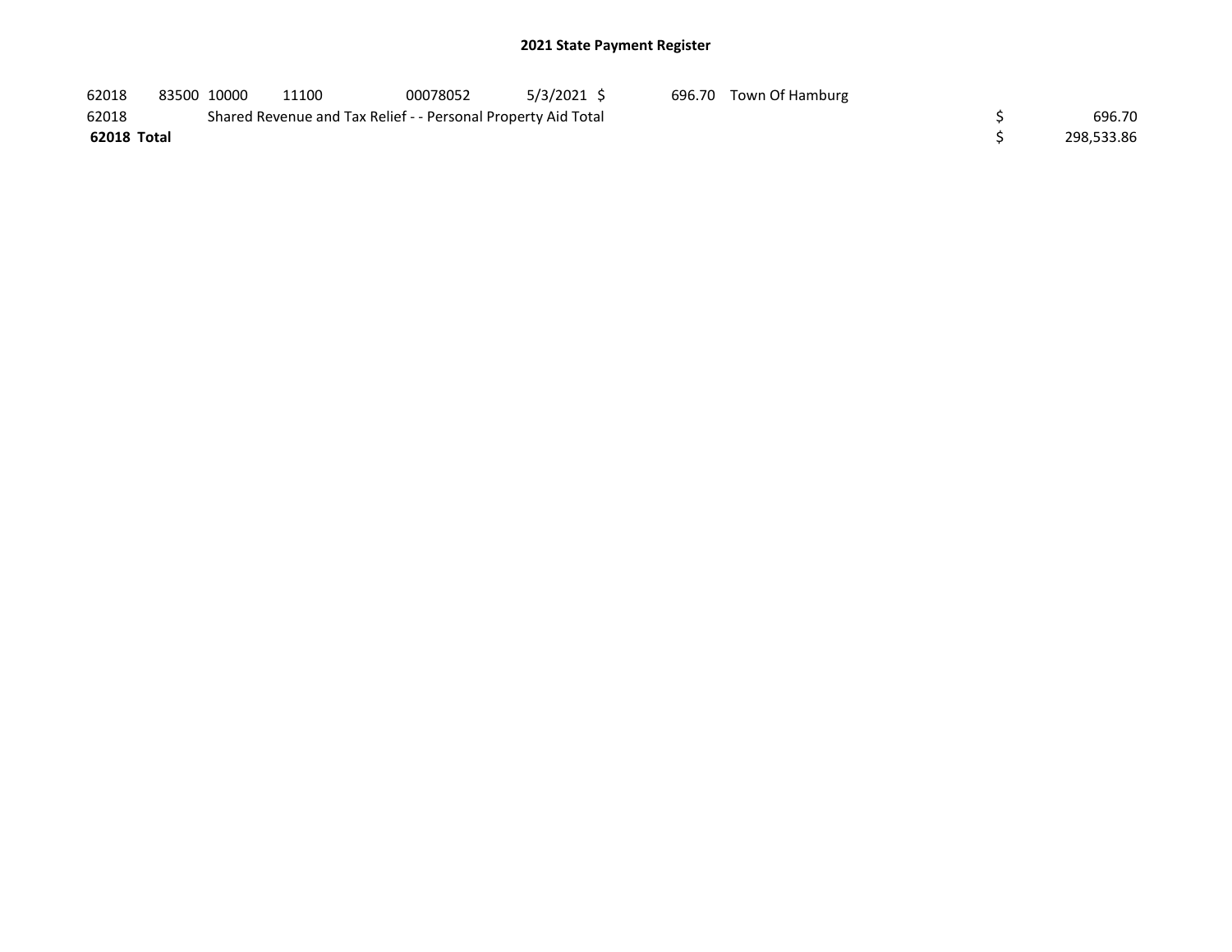## 2021 State Payment Register

| | | | | | | | | | |
|---|---|---|---|---|---|---|---|---|---|
| 62018 | 83500 | 10000 | 11100 | 00078052 | 5/3/2021 | $ 696.70 | Town Of Hamburg | | |
| 62018 | | Shared Revenue and Tax Relief - - Personal Property Aid Total | | | | | | $ | 696.70 |
| **62018 Total** | | | | | | | | $ | 298,533.86 |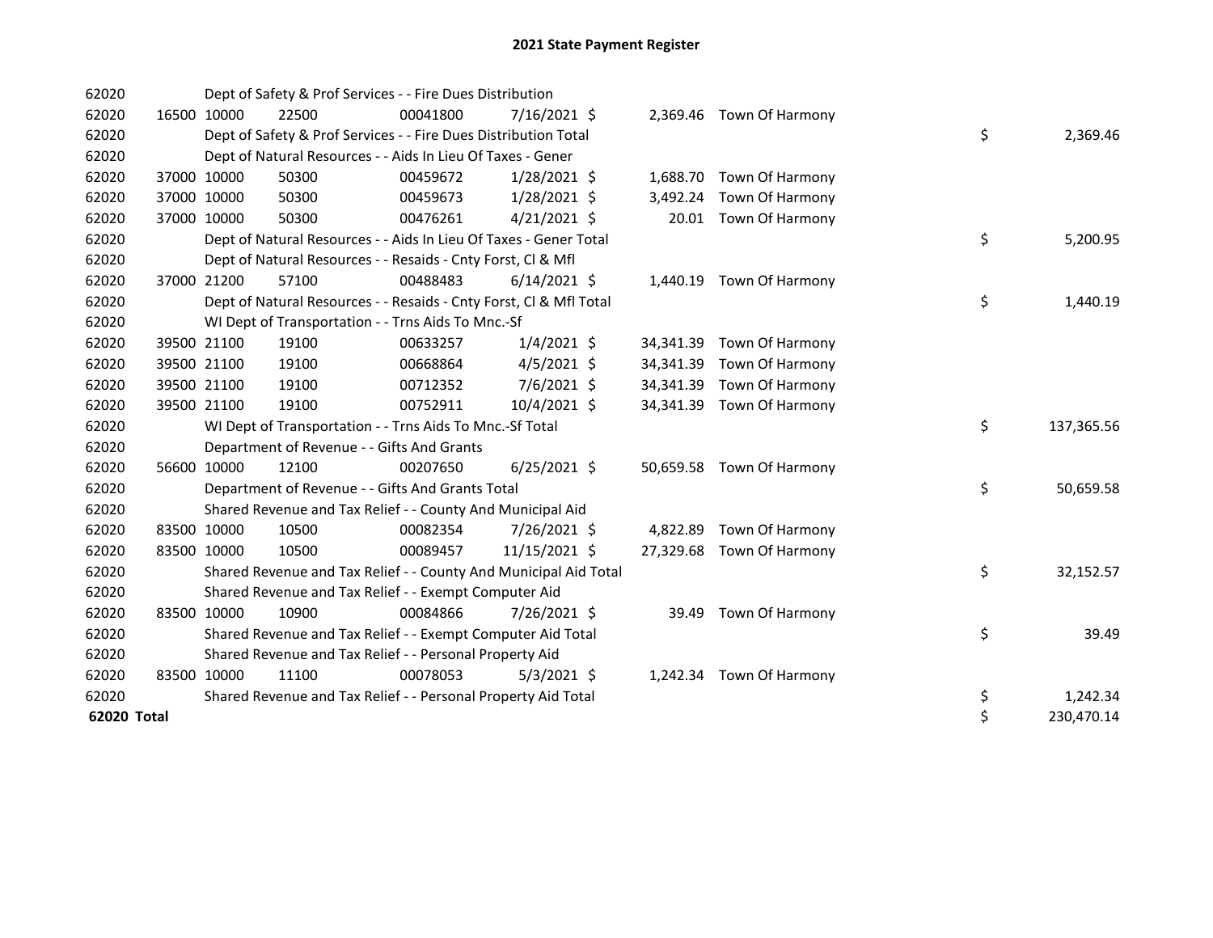# 2021 State Payment Register

| | | | | | | | | | |
|---|---|---|---|---|---|---|---|---|---|
| 62020 | | Dept of Safety & Prof Services - - Fire Dues Distribution | | | | | | | |
| 62020 | 16500 | 10000 | 22500 | 00041800 | 7/16/2021 | $ 2,369.46 | Town Of Harmony | | |
| 62020 | | Dept of Safety & Prof Services - - Fire Dues Distribution Total | | | | | | $ | 2,369.46 |
| 62020 | | Dept of Natural Resources - - Aids In Lieu Of Taxes - Gener | | | | | | | |
| 62020 | 37000 | 10000 | 50300 | 00459672 | 1/28/2021 | $ 1,688.70 | Town Of Harmony | | |
| 62020 | 37000 | 10000 | 50300 | 00459673 | 1/28/2021 | $ 3,492.24 | Town Of Harmony | | |
| 62020 | 37000 | 10000 | 50300 | 00476261 | 4/21/2021 | $ 20.01 | Town Of Harmony | | |
| 62020 | | Dept of Natural Resources - - Aids In Lieu Of Taxes - Gener Total | | | | | | $ | 5,200.95 |
| 62020 | | Dept of Natural Resources - - Resaids - Cnty Forst, Cl & Mfl | | | | | | | |
| 62020 | 37000 | 21200 | 57100 | 00488483 | 6/14/2021 | $ 1,440.19 | Town Of Harmony | | |
| 62020 | | Dept of Natural Resources - - Resaids - Cnty Forst, Cl & Mfl Total | | | | | | $ | 1,440.19 |
| 62020 | | WI Dept of Transportation - - Trns Aids To Mnc.-Sf | | | | | | | |
| 62020 | 39500 | 21100 | 19100 | 00633257 | 1/4/2021 | $ 34,341.39 | Town Of Harmony | | |
| 62020 | 39500 | 21100 | 19100 | 00668864 | 4/5/2021 | $ 34,341.39 | Town Of Harmony | | |
| 62020 | 39500 | 21100 | 19100 | 00712352 | 7/6/2021 | $ 34,341.39 | Town Of Harmony | | |
| 62020 | 39500 | 21100 | 19100 | 00752911 | 10/4/2021 | $ 34,341.39 | Town Of Harmony | | |
| 62020 | | WI Dept of Transportation - - Trns Aids To Mnc.-Sf Total | | | | | | $ | 137,365.56 |
| 62020 | | Department of Revenue - - Gifts And Grants | | | | | | | |
| 62020 | 56600 | 10000 | 12100 | 00207650 | 6/25/2021 | $ 50,659.58 | Town Of Harmony | | |
| 62020 | | Department of Revenue - - Gifts And Grants Total | | | | | | $ | 50,659.58 |
| 62020 | | Shared Revenue and Tax Relief - - County And Municipal Aid | | | | | | | |
| 62020 | 83500 | 10000 | 10500 | 00082354 | 7/26/2021 | $ 4,822.89 | Town Of Harmony | | |
| 62020 | 83500 | 10000 | 10500 | 00089457 | 11/15/2021 | $ 27,329.68 | Town Of Harmony | | |
| 62020 | | Shared Revenue and Tax Relief - - County And Municipal Aid Total | | | | | | $ | 32,152.57 |
| 62020 | | Shared Revenue and Tax Relief - - Exempt Computer Aid | | | | | | | |
| 62020 | 83500 | 10000 | 10900 | 00084866 | 7/26/2021 | $ 39.49 | Town Of Harmony | | |
| 62020 | | Shared Revenue and Tax Relief - - Exempt Computer Aid Total | | | | | | $ | 39.49 |
| 62020 | | Shared Revenue and Tax Relief - - Personal Property Aid | | | | | | | |
| 62020 | 83500 | 10000 | 11100 | 00078053 | 5/3/2021 | $ 1,242.34 | Town Of Harmony | | |
| 62020 | | Shared Revenue and Tax Relief - - Personal Property Aid Total | | | | | | $ | 1,242.34 |
| **62020 Total** | | | | | | | | $ | 230,470.14 |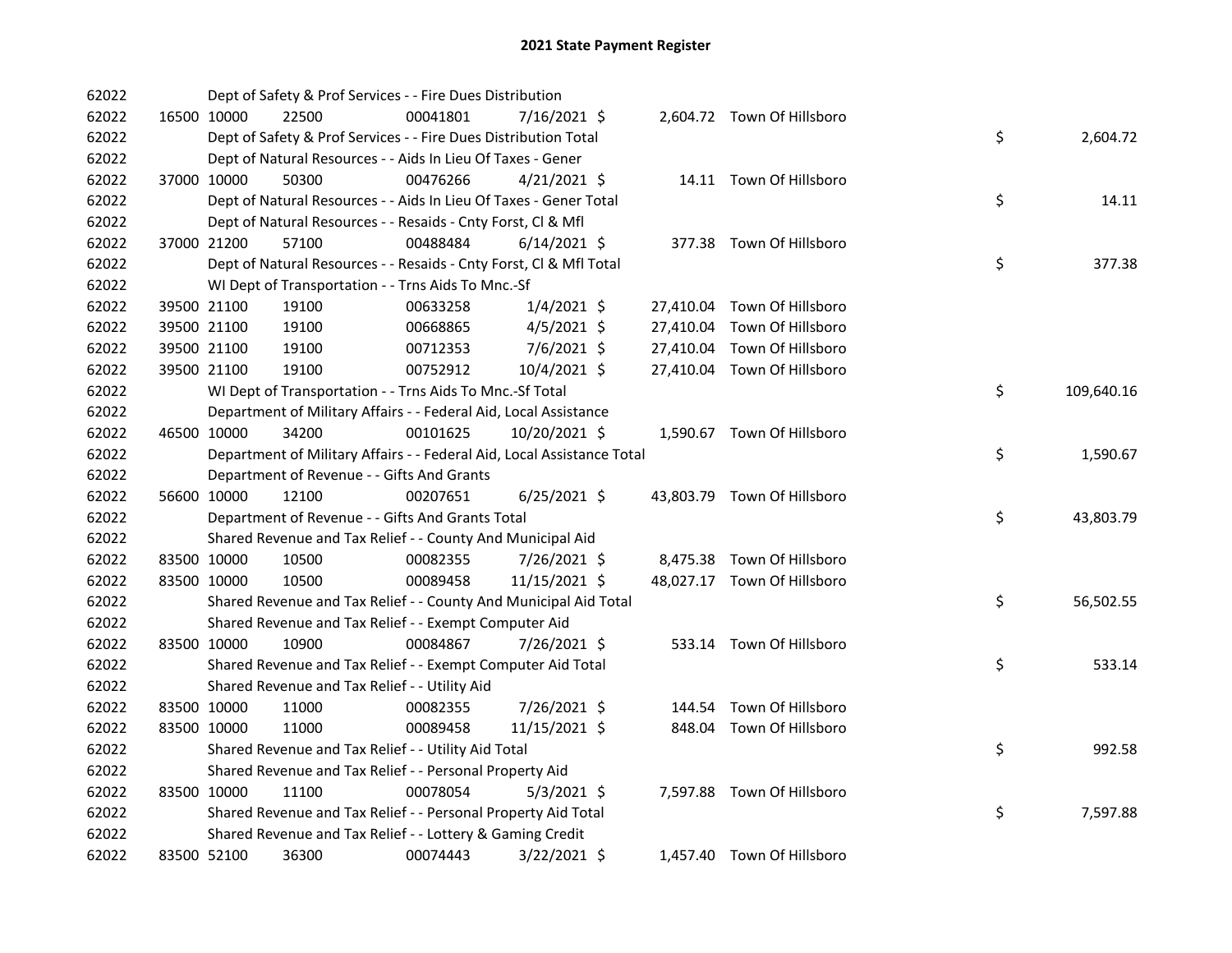# 2021 State Payment Register

| | | | | | | | | | |
|---|---|---|---|---|---|---|---|---|---|
| 62022 | | Dept of Safety & Prof Services - - Fire Dues Distribution | | | | | | | |
| 62022 | 16500 | 10000 | 22500 | 00041801 | 7/16/2021 | $ 2,604.72 | Town Of Hillsboro | | |
| 62022 | | Dept of Safety & Prof Services - - Fire Dues Distribution Total | | | | | | $ | 2,604.72 |
| 62022 | | Dept of Natural Resources - - Aids In Lieu Of Taxes - Gener | | | | | | | |
| 62022 | 37000 | 10000 | 50300 | 00476266 | 4/21/2021 | $ 14.11 | Town Of Hillsboro | | |
| 62022 | | Dept of Natural Resources - - Aids In Lieu Of Taxes - Gener Total | | | | | | $ | 14.11 |
| 62022 | | Dept of Natural Resources - - Resaids - Cnty Forst, Cl & Mfl | | | | | | | |
| 62022 | 37000 | 21200 | 57100 | 00488484 | 6/14/2021 | $ 377.38 | Town Of Hillsboro | | |
| 62022 | | Dept of Natural Resources - - Resaids - Cnty Forst, Cl & Mfl Total | | | | | | $ | 377.38 |
| 62022 | | WI Dept of Transportation - - Trns Aids To Mnc.-Sf | | | | | | | |
| 62022 | 39500 | 21100 | 19100 | 00633258 | 1/4/2021 | $ 27,410.04 | Town Of Hillsboro | | |
| 62022 | 39500 | 21100 | 19100 | 00668865 | 4/5/2021 | $ 27,410.04 | Town Of Hillsboro | | |
| 62022 | 39500 | 21100 | 19100 | 00712353 | 7/6/2021 | $ 27,410.04 | Town Of Hillsboro | | |
| 62022 | 39500 | 21100 | 19100 | 00752912 | 10/4/2021 | $ 27,410.04 | Town Of Hillsboro | | |
| 62022 | | WI Dept of Transportation - - Trns Aids To Mnc.-Sf Total | | | | | | $ | 109,640.16 |
| 62022 | | Department of Military Affairs - - Federal Aid, Local Assistance | | | | | | | |
| 62022 | 46500 | 10000 | 34200 | 00101625 | 10/20/2021 | $ 1,590.67 | Town Of Hillsboro | | |
| 62022 | | Department of Military Affairs - - Federal Aid, Local Assistance Total | | | | | | $ | 1,590.67 |
| 62022 | | Department of Revenue - - Gifts And Grants | | | | | | | |
| 62022 | 56600 | 10000 | 12100 | 00207651 | 6/25/2021 | $ 43,803.79 | Town Of Hillsboro | | |
| 62022 | | Department of Revenue - - Gifts And Grants Total | | | | | | $ | 43,803.79 |
| 62022 | | Shared Revenue and Tax Relief - - County And Municipal Aid | | | | | | | |
| 62022 | 83500 | 10000 | 10500 | 00082355 | 7/26/2021 | $ 8,475.38 | Town Of Hillsboro | | |
| 62022 | 83500 | 10000 | 10500 | 00089458 | 11/15/2021 | $ 48,027.17 | Town Of Hillsboro | | |
| 62022 | | Shared Revenue and Tax Relief - - County And Municipal Aid Total | | | | | | $ | 56,502.55 |
| 62022 | | Shared Revenue and Tax Relief - - Exempt Computer Aid | | | | | | | |
| 62022 | 83500 | 10000 | 10900 | 00084867 | 7/26/2021 | $ 533.14 | Town Of Hillsboro | | |
| 62022 | | Shared Revenue and Tax Relief - - Exempt Computer Aid Total | | | | | | $ | 533.14 |
| 62022 | | Shared Revenue and Tax Relief - - Utility Aid | | | | | | | |
| 62022 | 83500 | 10000 | 11000 | 00082355 | 7/26/2021 | $ 144.54 | Town Of Hillsboro | | |
| 62022 | 83500 | 10000 | 11000 | 00089458 | 11/15/2021 | $ 848.04 | Town Of Hillsboro | | |
| 62022 | | Shared Revenue and Tax Relief - - Utility Aid Total | | | | | | $ | 992.58 |
| 62022 | | Shared Revenue and Tax Relief - - Personal Property Aid | | | | | | | |
| 62022 | 83500 | 10000 | 11100 | 00078054 | 5/3/2021 | $ 7,597.88 | Town Of Hillsboro | | |
| 62022 | | Shared Revenue and Tax Relief - - Personal Property Aid Total | | | | | | $ | 7,597.88 |
| 62022 | | Shared Revenue and Tax Relief - - Lottery & Gaming Credit | | | | | | | |
| 62022 | 83500 | 52100 | 36300 | 00074443 | 3/22/2021 | $ 1,457.40 | Town Of Hillsboro | | |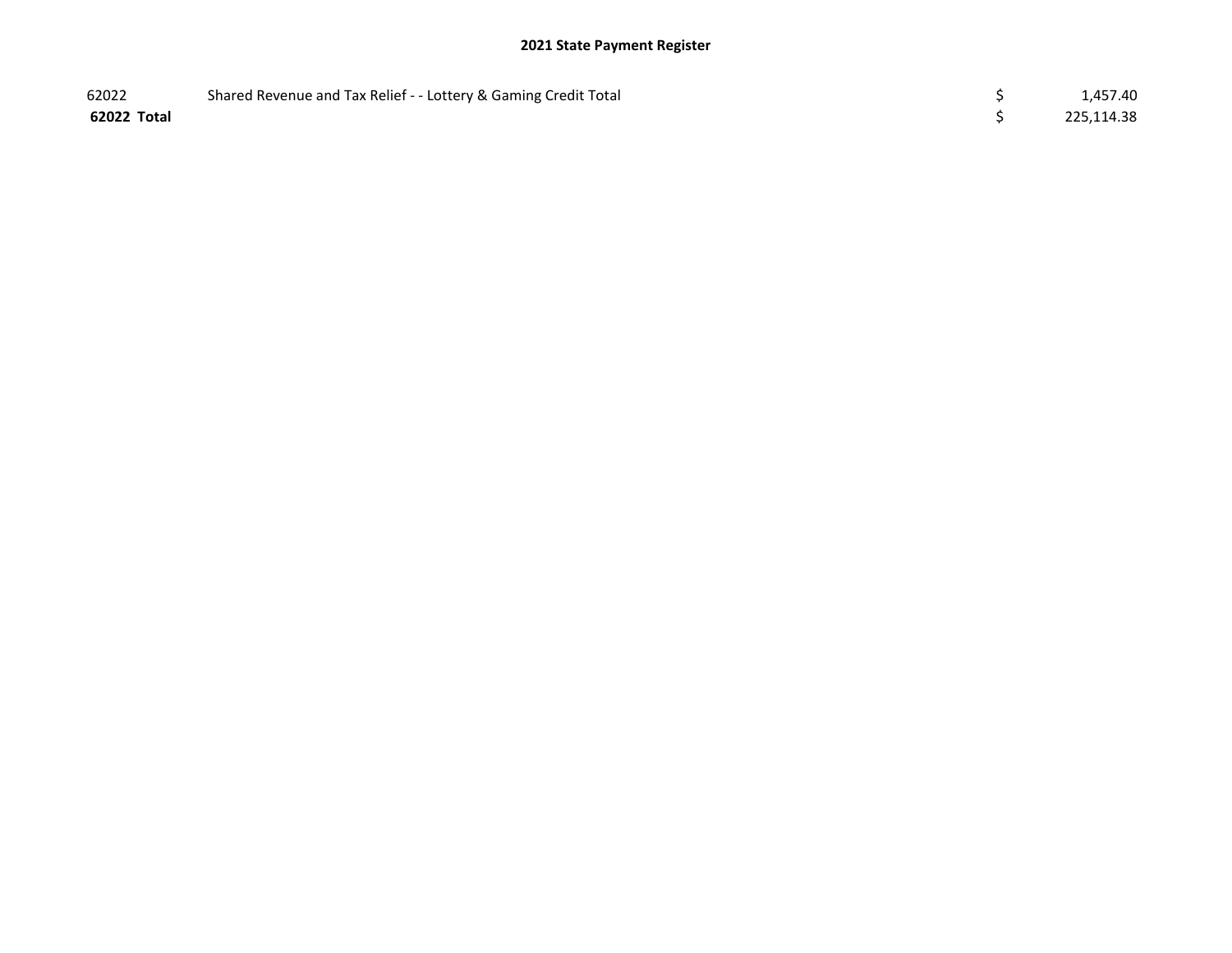## 2021 State Payment Register

| | | | |
|---|---|---|---|
| 62022 | Shared Revenue and Tax Relief - - Lottery & Gaming Credit Total | $ | 1,457.40 |
| **62022 Total** | | $ | 225,114.38 |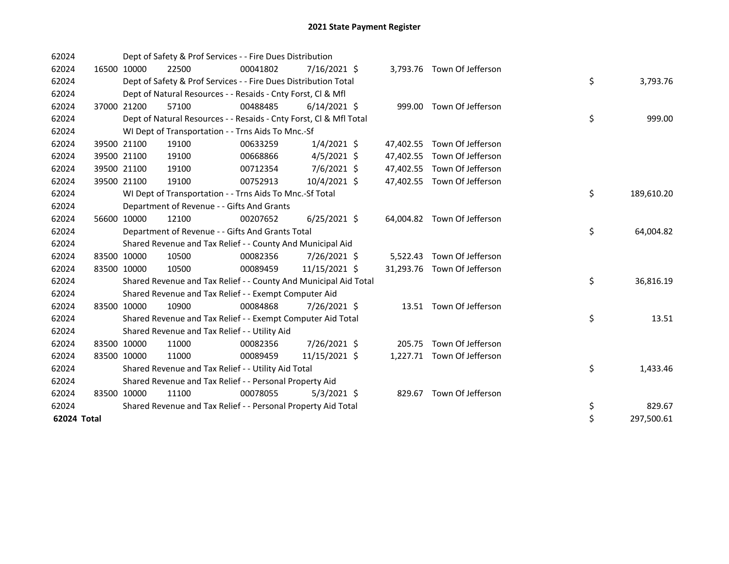# 2021 State Payment Register

| | | | | | | | | |
|---|---|---|---|---|---|---|---|---|
| 62024 | | Dept of Safety & Prof Services - - Fire Dues Distribution | | | | | | |
| 62024 | 16500 | 10000 | 22500 | 00041802 | 7/16/2021 | $ 3,793.76 | Town Of Jefferson | |
| 62024 | | Dept of Safety & Prof Services - - Fire Dues Distribution Total | | | | | | $ 3,793.76 |
| 62024 | | Dept of Natural Resources - - Resaids - Cnty Forst, Cl & Mfl | | | | | | |
| 62024 | 37000 | 21200 | 57100 | 00488485 | 6/14/2021 | $ 999.00 | Town Of Jefferson | |
| 62024 | | Dept of Natural Resources - - Resaids - Cnty Forst, Cl & Mfl Total | | | | | | $ 999.00 |
| 62024 | | WI Dept of Transportation - - Trns Aids To Mnc.-Sf | | | | | | |
| 62024 | 39500 | 21100 | 19100 | 00633259 | 1/4/2021 | $ 47,402.55 | Town Of Jefferson | |
| 62024 | 39500 | 21100 | 19100 | 00668866 | 4/5/2021 | $ 47,402.55 | Town Of Jefferson | |
| 62024 | 39500 | 21100 | 19100 | 00712354 | 7/6/2021 | $ 47,402.55 | Town Of Jefferson | |
| 62024 | 39500 | 21100 | 19100 | 00752913 | 10/4/2021 | $ 47,402.55 | Town Of Jefferson | |
| 62024 | | WI Dept of Transportation - - Trns Aids To Mnc.-Sf Total | | | | | | $ 189,610.20 |
| 62024 | | Department of Revenue - - Gifts And Grants | | | | | | |
| 62024 | 56600 | 10000 | 12100 | 00207652 | 6/25/2021 | $ 64,004.82 | Town Of Jefferson | |
| 62024 | | Department of Revenue - - Gifts And Grants Total | | | | | | $ 64,004.82 |
| 62024 | | Shared Revenue and Tax Relief - - County And Municipal Aid | | | | | | |
| 62024 | 83500 | 10000 | 10500 | 00082356 | 7/26/2021 | $ 5,522.43 | Town Of Jefferson | |
| 62024 | 83500 | 10000 | 10500 | 00089459 | 11/15/2021 | $ 31,293.76 | Town Of Jefferson | |
| 62024 | | Shared Revenue and Tax Relief - - County And Municipal Aid Total | | | | | | $ 36,816.19 |
| 62024 | | Shared Revenue and Tax Relief - - Exempt Computer Aid | | | | | | |
| 62024 | 83500 | 10000 | 10900 | 00084868 | 7/26/2021 | $ 13.51 | Town Of Jefferson | |
| 62024 | | Shared Revenue and Tax Relief - - Exempt Computer Aid Total | | | | | | $ 13.51 |
| 62024 | | Shared Revenue and Tax Relief - - Utility Aid | | | | | | |
| 62024 | 83500 | 10000 | 11000 | 00082356 | 7/26/2021 | $ 205.75 | Town Of Jefferson | |
| 62024 | 83500 | 10000 | 11000 | 00089459 | 11/15/2021 | $ 1,227.71 | Town Of Jefferson | |
| 62024 | | Shared Revenue and Tax Relief - - Utility Aid Total | | | | | | $ 1,433.46 |
| 62024 | | Shared Revenue and Tax Relief - - Personal Property Aid | | | | | | |
| 62024 | 83500 | 10000 | 11100 | 00078055 | 5/3/2021 | $ 829.67 | Town Of Jefferson | |
| 62024 | | Shared Revenue and Tax Relief - - Personal Property Aid Total | | | | | | $ 829.67 |
| **62024 Total** | | | | | | | | $ 297,500.61 |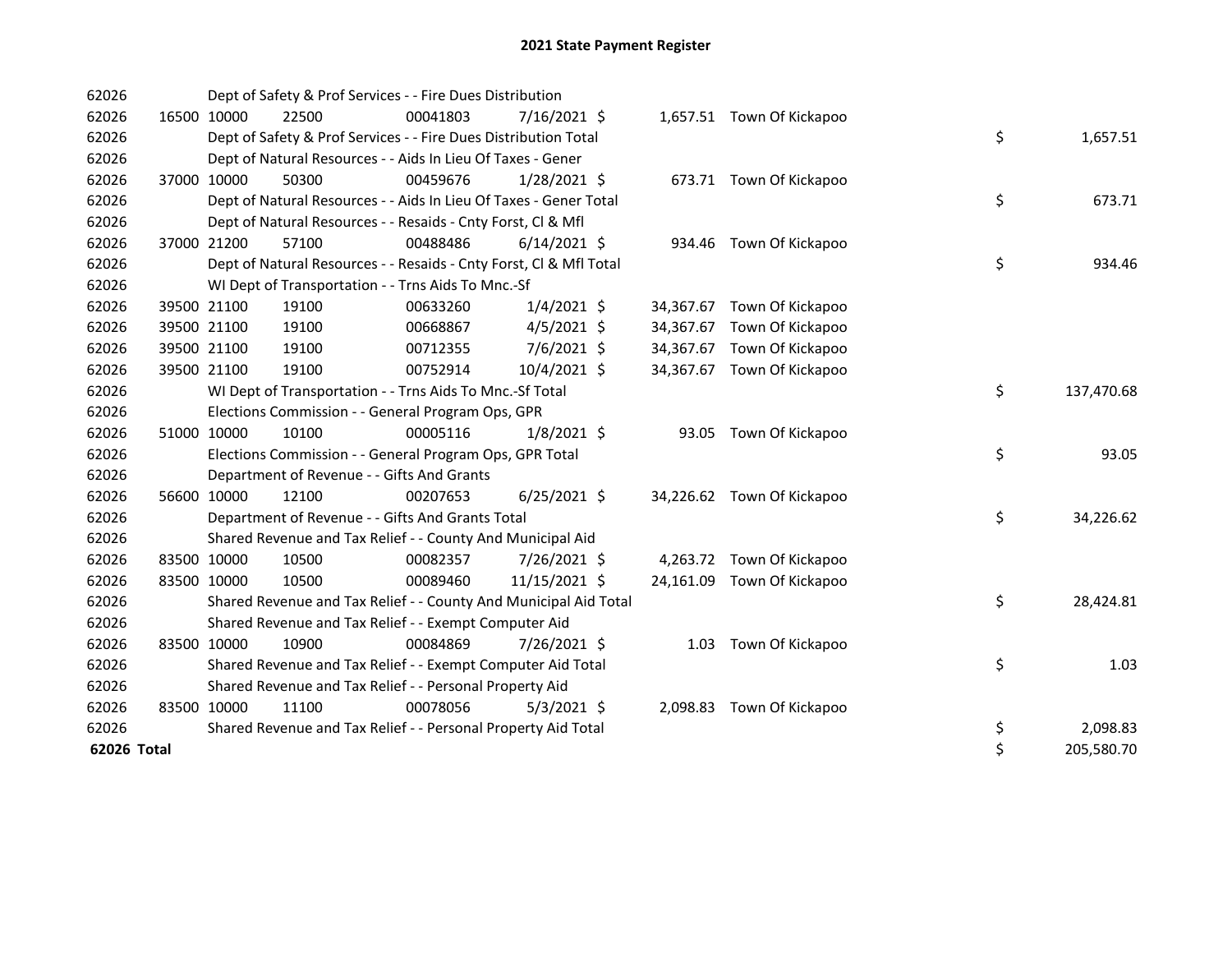# 2021 State Payment Register

| | | | | | | | | | |
|---|---|---|---|---|---|---|---|---|---|
| 62026 | | Dept of Safety & Prof Services - - Fire Dues Distribution | | | | | | | |
| 62026 | 16500 | 10000 | 22500 | 00041803 | 7/16/2021 | $ | 1,657.51 | Town Of Kickapoo | |
| 62026 | | Dept of Safety & Prof Services - - Fire Dues Distribution Total | | | | | | | $ 1,657.51 |
| 62026 | | Dept of Natural Resources - - Aids In Lieu Of Taxes - Gener | | | | | | | |
| 62026 | 37000 | 10000 | 50300 | 00459676 | 1/28/2021 | $ | 673.71 | Town Of Kickapoo | |
| 62026 | | Dept of Natural Resources - - Aids In Lieu Of Taxes - Gener Total | | | | | | | $ 673.71 |
| 62026 | | Dept of Natural Resources - - Resaids - Cnty Forst, Cl & Mfl | | | | | | | |
| 62026 | 37000 | 21200 | 57100 | 00488486 | 6/14/2021 | $ | 934.46 | Town Of Kickapoo | |
| 62026 | | Dept of Natural Resources - - Resaids - Cnty Forst, Cl & Mfl Total | | | | | | | $ 934.46 |
| 62026 | | WI Dept of Transportation - - Trns Aids To Mnc.-Sf | | | | | | | |
| 62026 | 39500 | 21100 | 19100 | 00633260 | 1/4/2021 | $ | 34,367.67 | Town Of Kickapoo | |
| 62026 | 39500 | 21100 | 19100 | 00668867 | 4/5/2021 | $ | 34,367.67 | Town Of Kickapoo | |
| 62026 | 39500 | 21100 | 19100 | 00712355 | 7/6/2021 | $ | 34,367.67 | Town Of Kickapoo | |
| 62026 | 39500 | 21100 | 19100 | 00752914 | 10/4/2021 | $ | 34,367.67 | Town Of Kickapoo | |
| 62026 | | WI Dept of Transportation - - Trns Aids To Mnc.-Sf Total | | | | | | | $ 137,470.68 |
| 62026 | | Elections Commission - - General Program Ops, GPR | | | | | | | |
| 62026 | 51000 | 10000 | 10100 | 00005116 | 1/8/2021 | $ | 93.05 | Town Of Kickapoo | |
| 62026 | | Elections Commission - - General Program Ops, GPR Total | | | | | | | $ 93.05 |
| 62026 | | Department of Revenue - - Gifts And Grants | | | | | | | |
| 62026 | 56600 | 10000 | 12100 | 00207653 | 6/25/2021 | $ | 34,226.62 | Town Of Kickapoo | |
| 62026 | | Department of Revenue - - Gifts And Grants Total | | | | | | | $ 34,226.62 |
| 62026 | | Shared Revenue and Tax Relief - - County And Municipal Aid | | | | | | | |
| 62026 | 83500 | 10000 | 10500 | 00082357 | 7/26/2021 | $ | 4,263.72 | Town Of Kickapoo | |
| 62026 | 83500 | 10000 | 10500 | 00089460 | 11/15/2021 | $ | 24,161.09 | Town Of Kickapoo | |
| 62026 | | Shared Revenue and Tax Relief - - County And Municipal Aid Total | | | | | | | $ 28,424.81 |
| 62026 | | Shared Revenue and Tax Relief - - Exempt Computer Aid | | | | | | | |
| 62026 | 83500 | 10000 | 10900 | 00084869 | 7/26/2021 | $ | 1.03 | Town Of Kickapoo | |
| 62026 | | Shared Revenue and Tax Relief - - Exempt Computer Aid Total | | | | | | | $ 1.03 |
| 62026 | | Shared Revenue and Tax Relief - - Personal Property Aid | | | | | | | |
| 62026 | 83500 | 10000 | 11100 | 00078056 | 5/3/2021 | $ | 2,098.83 | Town Of Kickapoo | |
| 62026 | | Shared Revenue and Tax Relief - - Personal Property Aid Total | | | | | | | $ 2,098.83 |
| **62026 Total** | | | | | | | | | $ 205,580.70 |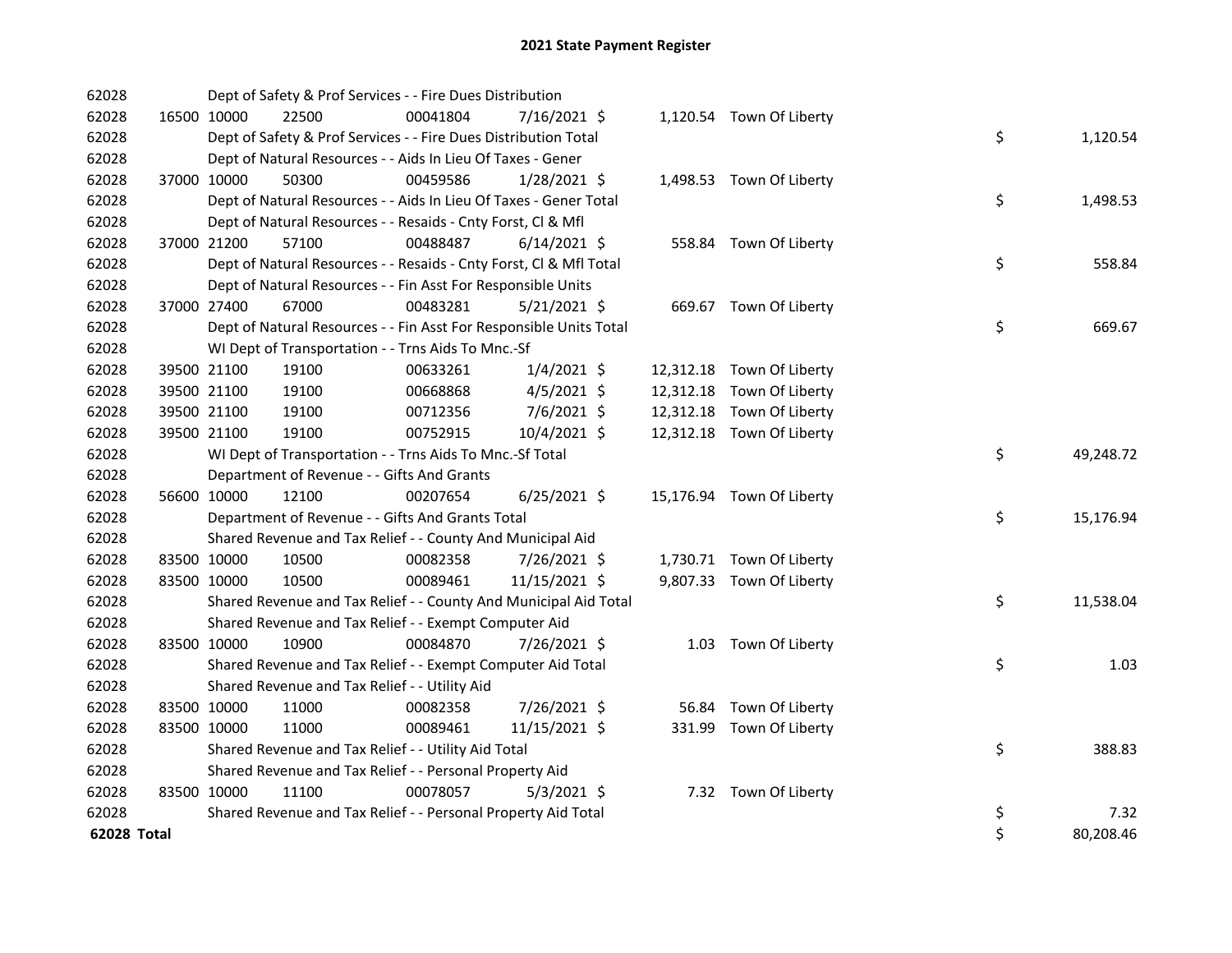# 2021 State Payment Register

| | | | | | | | | | |
|---|---|---|---|---|---|---|---|---|---|
| 62028 | | | Dept of Safety & Prof Services - - Fire Dues Distribution | | | | | | |
| 62028 | 16500 | 10000 | 22500 | 00041804 | 7/16/2021 | $ 1,120.54 | Town Of Liberty | | |
| 62028 | | | Dept of Safety & Prof Services - - Fire Dues Distribution Total | | | | | $ | 1,120.54 |
| 62028 | | | Dept of Natural Resources - - Aids In Lieu Of Taxes - Gener | | | | | | |
| 62028 | 37000 | 10000 | 50300 | 00459586 | 1/28/2021 | $ 1,498.53 | Town Of Liberty | | |
| 62028 | | | Dept of Natural Resources - - Aids In Lieu Of Taxes - Gener Total | | | | | $ | 1,498.53 |
| 62028 | | | Dept of Natural Resources - - Resaids - Cnty Forst, Cl & Mfl | | | | | | |
| 62028 | 37000 | 21200 | 57100 | 00488487 | 6/14/2021 | $ 558.84 | Town Of Liberty | | |
| 62028 | | | Dept of Natural Resources - - Resaids - Cnty Forst, Cl & Mfl Total | | | | | $ | 558.84 |
| 62028 | | | Dept of Natural Resources - - Fin Asst For Responsible Units | | | | | | |
| 62028 | 37000 | 27400 | 67000 | 00483281 | 5/21/2021 | $ 669.67 | Town Of Liberty | | |
| 62028 | | | Dept of Natural Resources - - Fin Asst For Responsible Units Total | | | | | $ | 669.67 |
| 62028 | | | WI Dept of Transportation - - Trns Aids To Mnc.-Sf | | | | | | |
| 62028 | 39500 | 21100 | 19100 | 00633261 | 1/4/2021 | $ 12,312.18 | Town Of Liberty | | |
| 62028 | 39500 | 21100 | 19100 | 00668868 | 4/5/2021 | $ 12,312.18 | Town Of Liberty | | |
| 62028 | 39500 | 21100 | 19100 | 00712356 | 7/6/2021 | $ 12,312.18 | Town Of Liberty | | |
| 62028 | 39500 | 21100 | 19100 | 00752915 | 10/4/2021 | $ 12,312.18 | Town Of Liberty | | |
| 62028 | | | WI Dept of Transportation - - Trns Aids To Mnc.-Sf Total | | | | | $ | 49,248.72 |
| 62028 | | | Department of Revenue - - Gifts And Grants | | | | | | |
| 62028 | 56600 | 10000 | 12100 | 00207654 | 6/25/2021 | $ 15,176.94 | Town Of Liberty | | |
| 62028 | | | Department of Revenue - - Gifts And Grants Total | | | | | $ | 15,176.94 |
| 62028 | | | Shared Revenue and Tax Relief - - County And Municipal Aid | | | | | | |
| 62028 | 83500 | 10000 | 10500 | 00082358 | 7/26/2021 | $ 1,730.71 | Town Of Liberty | | |
| 62028 | 83500 | 10000 | 10500 | 00089461 | 11/15/2021 | $ 9,807.33 | Town Of Liberty | | |
| 62028 | | | Shared Revenue and Tax Relief - - County And Municipal Aid Total | | | | | $ | 11,538.04 |
| 62028 | | | Shared Revenue and Tax Relief - - Exempt Computer Aid | | | | | | |
| 62028 | 83500 | 10000 | 10900 | 00084870 | 7/26/2021 | $ 1.03 | Town Of Liberty | | |
| 62028 | | | Shared Revenue and Tax Relief - - Exempt Computer Aid Total | | | | | $ | 1.03 |
| 62028 | | | Shared Revenue and Tax Relief - - Utility Aid | | | | | | |
| 62028 | 83500 | 10000 | 11000 | 00082358 | 7/26/2021 | $ 56.84 | Town Of Liberty | | |
| 62028 | 83500 | 10000 | 11000 | 00089461 | 11/15/2021 | $ 331.99 | Town Of Liberty | | |
| 62028 | | | Shared Revenue and Tax Relief - - Utility Aid Total | | | | | $ | 388.83 |
| 62028 | | | Shared Revenue and Tax Relief - - Personal Property Aid | | | | | | |
| 62028 | 83500 | 10000 | 11100 | 00078057 | 5/3/2021 | $ 7.32 | Town Of Liberty | | |
| 62028 | | | Shared Revenue and Tax Relief - - Personal Property Aid Total | | | | | $ | 7.32 |
| **62028 Total** | | | | | | | | $ | 80,208.46 |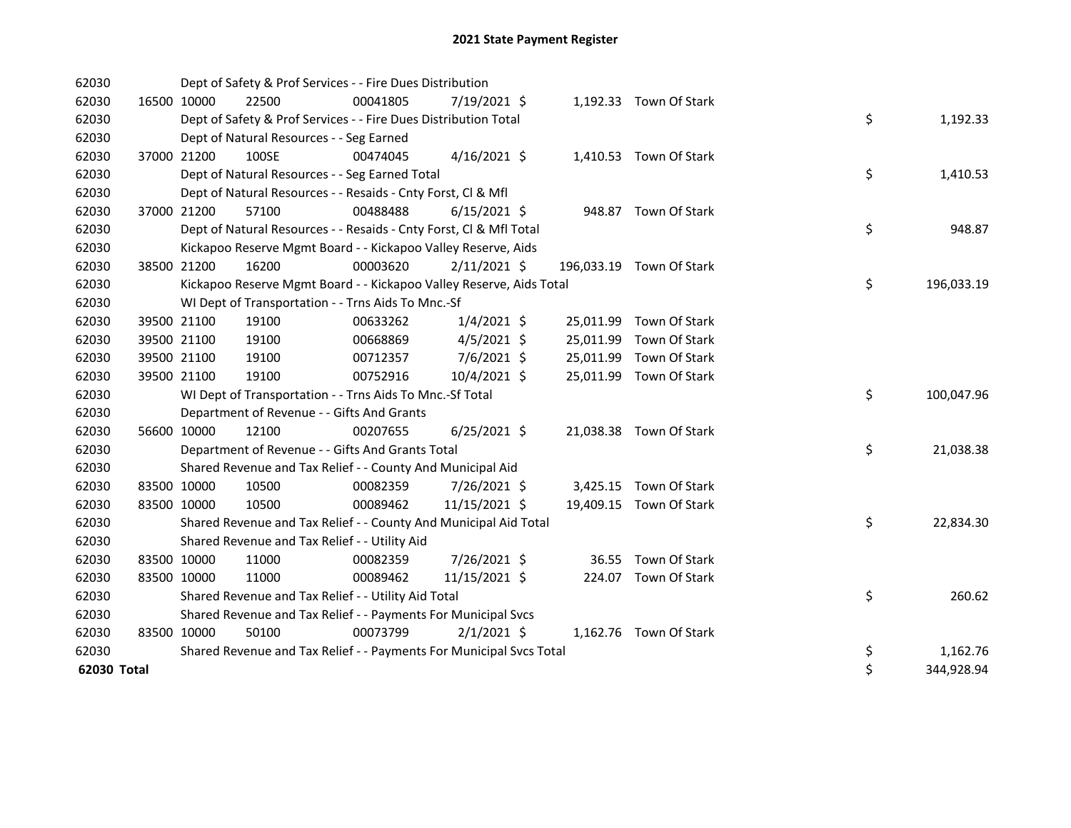# 2021 State Payment Register

| | | | | | | | | |
|---|---|---|---|---|---|---|---|---|
| 62030 | | Dept of Safety & Prof Services - - Fire Dues Distribution | | | | | | |
| 62030 | 16500 | 10000 | 22500 | 00041805 | 7/19/2021 $ | 1,192.33 | Town Of Stark | |
| 62030 | | Dept of Safety & Prof Services - - Fire Dues Distribution Total | | | | | | $ 1,192.33 |
| 62030 | | Dept of Natural Resources - - Seg Earned | | | | | | |
| 62030 | 37000 | 21200 | 100SE | 00474045 | 4/16/2021 $ | 1,410.53 | Town Of Stark | |
| 62030 | | Dept of Natural Resources - - Seg Earned Total | | | | | | $ 1,410.53 |
| 62030 | | Dept of Natural Resources - - Resaids - Cnty Forst, Cl & Mfl | | | | | | |
| 62030 | 37000 | 21200 | 57100 | 00488488 | 6/15/2021 $ | 948.87 | Town Of Stark | |
| 62030 | | Dept of Natural Resources - - Resaids - Cnty Forst, Cl & Mfl Total | | | | | | $ 948.87 |
| 62030 | | Kickapoo Reserve Mgmt Board - - Kickapoo Valley Reserve, Aids | | | | | | |
| 62030 | 38500 | 21200 | 16200 | 00003620 | 2/11/2021 $ | 196,033.19 | Town Of Stark | |
| 62030 | | Kickapoo Reserve Mgmt Board - - Kickapoo Valley Reserve, Aids Total | | | | | | $ 196,033.19 |
| 62030 | | WI Dept of Transportation - - Trns Aids To Mnc.-Sf | | | | | | |
| 62030 | 39500 | 21100 | 19100 | 00633262 | 1/4/2021 $ | 25,011.99 | Town Of Stark | |
| 62030 | 39500 | 21100 | 19100 | 00668869 | 4/5/2021 $ | 25,011.99 | Town Of Stark | |
| 62030 | 39500 | 21100 | 19100 | 00712357 | 7/6/2021 $ | 25,011.99 | Town Of Stark | |
| 62030 | 39500 | 21100 | 19100 | 00752916 | 10/4/2021 $ | 25,011.99 | Town Of Stark | |
| 62030 | | WI Dept of Transportation - - Trns Aids To Mnc.-Sf Total | | | | | | $ 100,047.96 |
| 62030 | | Department of Revenue - - Gifts And Grants | | | | | | |
| 62030 | 56600 | 10000 | 12100 | 00207655 | 6/25/2021 $ | 21,038.38 | Town Of Stark | |
| 62030 | | Department of Revenue - - Gifts And Grants Total | | | | | | $ 21,038.38 |
| 62030 | | Shared Revenue and Tax Relief - - County And Municipal Aid | | | | | | |
| 62030 | 83500 | 10000 | 10500 | 00082359 | 7/26/2021 $ | 3,425.15 | Town Of Stark | |
| 62030 | 83500 | 10000 | 10500 | 00089462 | 11/15/2021 $ | 19,409.15 | Town Of Stark | |
| 62030 | | Shared Revenue and Tax Relief - - County And Municipal Aid Total | | | | | | $ 22,834.30 |
| 62030 | | Shared Revenue and Tax Relief - - Utility Aid | | | | | | |
| 62030 | 83500 | 10000 | 11000 | 00082359 | 7/26/2021 $ | 36.55 | Town Of Stark | |
| 62030 | 83500 | 10000 | 11000 | 00089462 | 11/15/2021 $ | 224.07 | Town Of Stark | |
| 62030 | | Shared Revenue and Tax Relief - - Utility Aid Total | | | | | | $ 260.62 |
| 62030 | | Shared Revenue and Tax Relief - - Payments For Municipal Svcs | | | | | | |
| 62030 | 83500 | 10000 | 50100 | 00073799 | 2/1/2021 $ | 1,162.76 | Town Of Stark | |
| 62030 | | Shared Revenue and Tax Relief - - Payments For Municipal Svcs Total | | | | | | $ 1,162.76 |
| **62030 Total** | | | | | | | | $ 344,928.94 |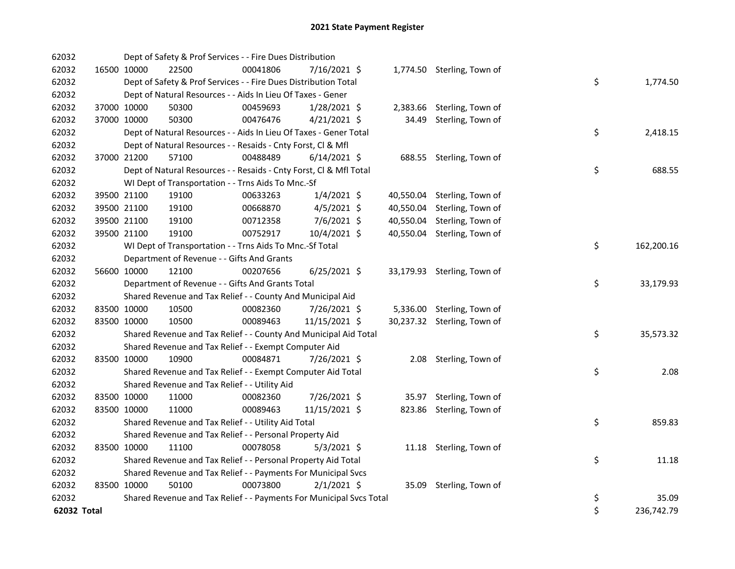# 2021 State Payment Register

| | | | | | | | | |
|---|---|---|---|---|---|---|---|---|
| 62032 | | | Dept of Safety & Prof Services - - Fire Dues Distribution | | | | | |
| 62032 | 16500 | 10000 | 22500 | 00041806 | 7/16/2021 | $ 1,774.50 | Sterling, Town of | |
| 62032 | | | Dept of Safety & Prof Services - - Fire Dues Distribution Total | | | | | $ 1,774.50 |
| 62032 | | | Dept of Natural Resources - - Aids In Lieu Of Taxes - Gener | | | | | |
| 62032 | 37000 | 10000 | 50300 | 00459693 | 1/28/2021 | $ 2,383.66 | Sterling, Town of | |
| 62032 | 37000 | 10000 | 50300 | 00476476 | 4/21/2021 | $ 34.49 | Sterling, Town of | |
| 62032 | | | Dept of Natural Resources - - Aids In Lieu Of Taxes - Gener Total | | | | | $ 2,418.15 |
| 62032 | | | Dept of Natural Resources - - Resaids - Cnty Forst, Cl & Mfl | | | | | |
| 62032 | 37000 | 21200 | 57100 | 00488489 | 6/14/2021 | $ 688.55 | Sterling, Town of | |
| 62032 | | | Dept of Natural Resources - - Resaids - Cnty Forst, Cl & Mfl Total | | | | | $ 688.55 |
| 62032 | | | WI Dept of Transportation - - Trns Aids To Mnc.-Sf | | | | | |
| 62032 | 39500 | 21100 | 19100 | 00633263 | 1/4/2021 | $ 40,550.04 | Sterling, Town of | |
| 62032 | 39500 | 21100 | 19100 | 00668870 | 4/5/2021 | $ 40,550.04 | Sterling, Town of | |
| 62032 | 39500 | 21100 | 19100 | 00712358 | 7/6/2021 | $ 40,550.04 | Sterling, Town of | |
| 62032 | 39500 | 21100 | 19100 | 00752917 | 10/4/2021 | $ 40,550.04 | Sterling, Town of | |
| 62032 | | | WI Dept of Transportation - - Trns Aids To Mnc.-Sf Total | | | | | $ 162,200.16 |
| 62032 | | | Department of Revenue - - Gifts And Grants | | | | | |
| 62032 | 56600 | 10000 | 12100 | 00207656 | 6/25/2021 | $ 33,179.93 | Sterling, Town of | |
| 62032 | | | Department of Revenue - - Gifts And Grants Total | | | | | $ 33,179.93 |
| 62032 | | | Shared Revenue and Tax Relief - - County And Municipal Aid | | | | | |
| 62032 | 83500 | 10000 | 10500 | 00082360 | 7/26/2021 | $ 5,336.00 | Sterling, Town of | |
| 62032 | 83500 | 10000 | 10500 | 00089463 | 11/15/2021 | $ 30,237.32 | Sterling, Town of | |
| 62032 | | | Shared Revenue and Tax Relief - - County And Municipal Aid Total | | | | | $ 35,573.32 |
| 62032 | | | Shared Revenue and Tax Relief - - Exempt Computer Aid | | | | | |
| 62032 | 83500 | 10000 | 10900 | 00084871 | 7/26/2021 | $ 2.08 | Sterling, Town of | |
| 62032 | | | Shared Revenue and Tax Relief - - Exempt Computer Aid Total | | | | | $ 2.08 |
| 62032 | | | Shared Revenue and Tax Relief - - Utility Aid | | | | | |
| 62032 | 83500 | 10000 | 11000 | 00082360 | 7/26/2021 | $ 35.97 | Sterling, Town of | |
| 62032 | 83500 | 10000 | 11000 | 00089463 | 11/15/2021 | $ 823.86 | Sterling, Town of | |
| 62032 | | | Shared Revenue and Tax Relief - - Utility Aid Total | | | | | $ 859.83 |
| 62032 | | | Shared Revenue and Tax Relief - - Personal Property Aid | | | | | |
| 62032 | 83500 | 10000 | 11100 | 00078058 | 5/3/2021 | $ 11.18 | Sterling, Town of | |
| 62032 | | | Shared Revenue and Tax Relief - - Personal Property Aid Total | | | | | $ 11.18 |
| 62032 | | | Shared Revenue and Tax Relief - - Payments For Municipal Svcs | | | | | |
| 62032 | 83500 | 10000 | 50100 | 00073800 | 2/1/2021 | $ 35.09 | Sterling, Town of | |
| 62032 | | | Shared Revenue and Tax Relief - - Payments For Municipal Svcs Total | | | | | $ 35.09 |
| **62032 Total** | | | | | | | | $ 236,742.79 |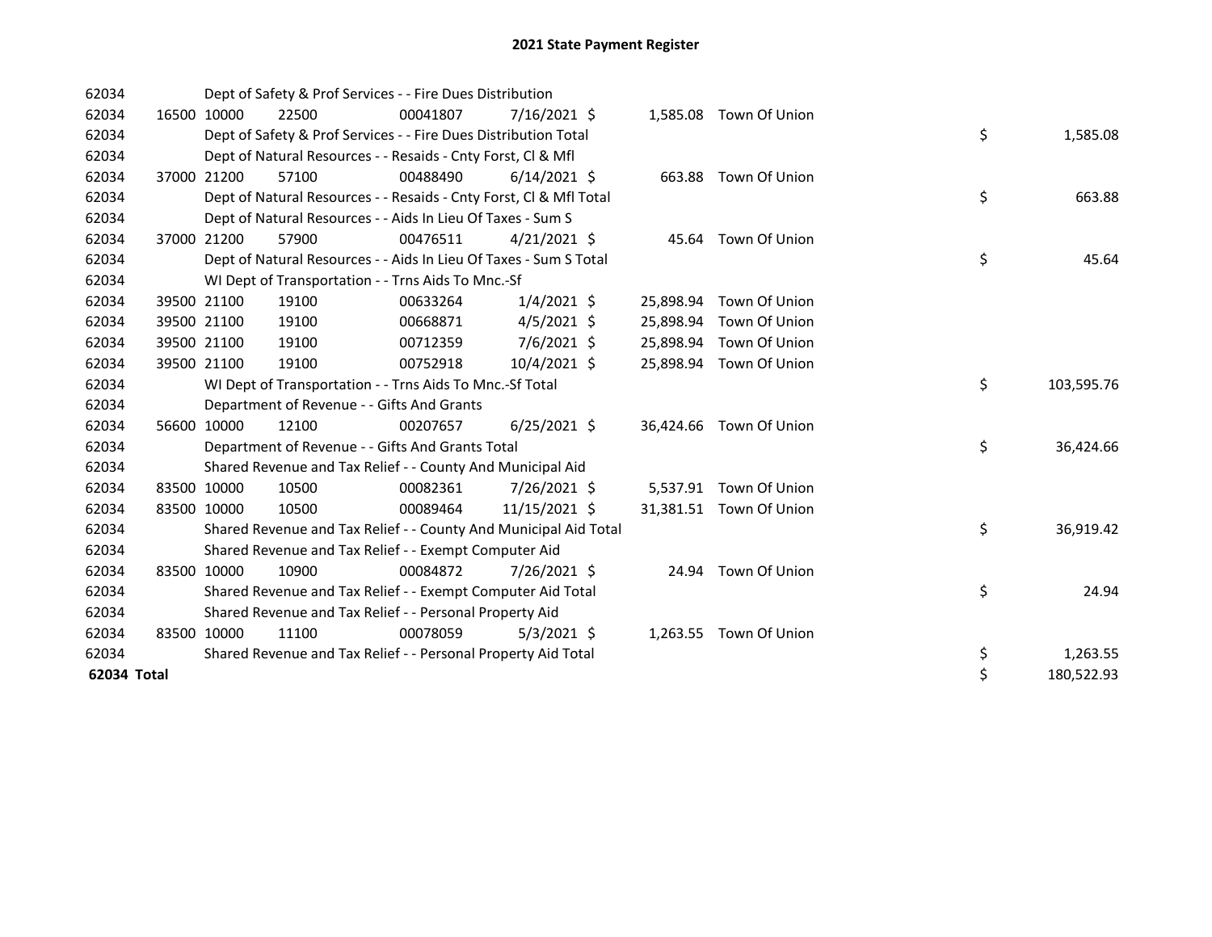# 2021 State Payment Register

| | | | | | | | | | |
|---|---|---|---|---|---|---|---|---|---|
| 62034 | | | Dept of Safety & Prof Services - - Fire Dues Distribution | | | | | | |
| 62034 | 16500 | 10000 | 22500 | 00041807 | 7/16/2021 | $ 1,585.08 | Town Of Union | | |
| 62034 | | | Dept of Safety & Prof Services - - Fire Dues Distribution Total | | | | | $ | 1,585.08 |
| 62034 | | | Dept of Natural Resources - - Resaids - Cnty Forst, Cl & Mfl | | | | | | |
| 62034 | 37000 | 21200 | 57100 | 00488490 | 6/14/2021 | $ 663.88 | Town Of Union | | |
| 62034 | | | Dept of Natural Resources - - Resaids - Cnty Forst, Cl & Mfl Total | | | | | $ | 663.88 |
| 62034 | | | Dept of Natural Resources - - Aids In Lieu Of Taxes - Sum S | | | | | | |
| 62034 | 37000 | 21200 | 57900 | 00476511 | 4/21/2021 | $ 45.64 | Town Of Union | | |
| 62034 | | | Dept of Natural Resources - - Aids In Lieu Of Taxes - Sum S Total | | | | | $ | 45.64 |
| 62034 | | | WI Dept of Transportation - - Trns Aids To Mnc.-Sf | | | | | | |
| 62034 | 39500 | 21100 | 19100 | 00633264 | 1/4/2021 | $ 25,898.94 | Town Of Union | | |
| 62034 | 39500 | 21100 | 19100 | 00668871 | 4/5/2021 | $ 25,898.94 | Town Of Union | | |
| 62034 | 39500 | 21100 | 19100 | 00712359 | 7/6/2021 | $ 25,898.94 | Town Of Union | | |
| 62034 | 39500 | 21100 | 19100 | 00752918 | 10/4/2021 | $ 25,898.94 | Town Of Union | | |
| 62034 | | | WI Dept of Transportation - - Trns Aids To Mnc.-Sf Total | | | | | $ | 103,595.76 |
| 62034 | | | Department of Revenue - - Gifts And Grants | | | | | | |
| 62034 | 56600 | 10000 | 12100 | 00207657 | 6/25/2021 | $ 36,424.66 | Town Of Union | | |
| 62034 | | | Department of Revenue - - Gifts And Grants Total | | | | | $ | 36,424.66 |
| 62034 | | | Shared Revenue and Tax Relief - - County And Municipal Aid | | | | | | |
| 62034 | 83500 | 10000 | 10500 | 00082361 | 7/26/2021 | $ 5,537.91 | Town Of Union | | |
| 62034 | 83500 | 10000 | 10500 | 00089464 | 11/15/2021 | $ 31,381.51 | Town Of Union | | |
| 62034 | | | Shared Revenue and Tax Relief - - County And Municipal Aid Total | | | | | $ | 36,919.42 |
| 62034 | | | Shared Revenue and Tax Relief - - Exempt Computer Aid | | | | | | |
| 62034 | 83500 | 10000 | 10900 | 00084872 | 7/26/2021 | $ 24.94 | Town Of Union | | |
| 62034 | | | Shared Revenue and Tax Relief - - Exempt Computer Aid Total | | | | | $ | 24.94 |
| 62034 | | | Shared Revenue and Tax Relief - - Personal Property Aid | | | | | | |
| 62034 | 83500 | 10000 | 11100 | 00078059 | 5/3/2021 | $ 1,263.55 | Town Of Union | | |
| 62034 | | | Shared Revenue and Tax Relief - - Personal Property Aid Total | | | | | $ | 1,263.55 |
| **62034 Total** | | | | | | | | $ | 180,522.93 |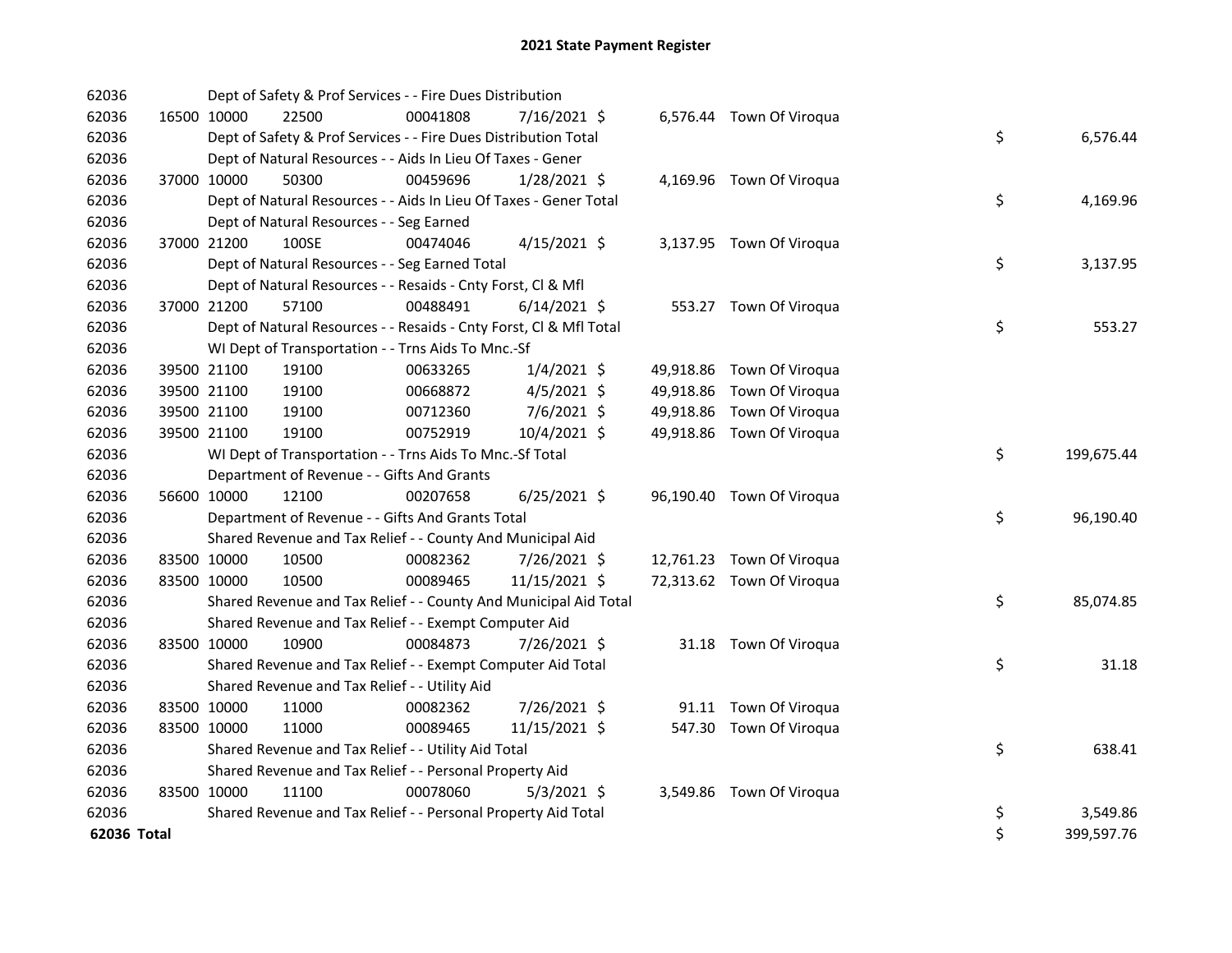# 2021 State Payment Register

| | | | | | | | | | |
|---|---|---|---|---|---|---|---|---|---|
| 62036 | | | Dept of Safety & Prof Services - - Fire Dues Distribution | | | | | | |
| 62036 | 16500 | 10000 | 22500 | 00041808 | 7/16/2021 | $ 6,576.44 | Town Of Viroqua | | |
| 62036 | | | Dept of Safety & Prof Services - - Fire Dues Distribution Total | | | | | $ | 6,576.44 |
| 62036 | | | Dept of Natural Resources - - Aids In Lieu Of Taxes - Gener | | | | | | |
| 62036 | 37000 | 10000 | 50300 | 00459696 | 1/28/2021 | $ 4,169.96 | Town Of Viroqua | | |
| 62036 | | | Dept of Natural Resources - - Aids In Lieu Of Taxes - Gener Total | | | | | $ | 4,169.96 |
| 62036 | | | Dept of Natural Resources - - Seg Earned | | | | | | |
| 62036 | 37000 | 21200 | 100SE | 00474046 | 4/15/2021 | $ 3,137.95 | Town Of Viroqua | | |
| 62036 | | | Dept of Natural Resources - - Seg Earned Total | | | | | $ | 3,137.95 |
| 62036 | | | Dept of Natural Resources - - Resaids - Cnty Forst, Cl & Mfl | | | | | | |
| 62036 | 37000 | 21200 | 57100 | 00488491 | 6/14/2021 | $ 553.27 | Town Of Viroqua | | |
| 62036 | | | Dept of Natural Resources - - Resaids - Cnty Forst, Cl & Mfl Total | | | | | $ | 553.27 |
| 62036 | | | WI Dept of Transportation - - Trns Aids To Mnc.-Sf | | | | | | |
| 62036 | 39500 | 21100 | 19100 | 00633265 | 1/4/2021 | $ 49,918.86 | Town Of Viroqua | | |
| 62036 | 39500 | 21100 | 19100 | 00668872 | 4/5/2021 | $ 49,918.86 | Town Of Viroqua | | |
| 62036 | 39500 | 21100 | 19100 | 00712360 | 7/6/2021 | $ 49,918.86 | Town Of Viroqua | | |
| 62036 | 39500 | 21100 | 19100 | 00752919 | 10/4/2021 | $ 49,918.86 | Town Of Viroqua | | |
| 62036 | | | WI Dept of Transportation - - Trns Aids To Mnc.-Sf Total | | | | | $ | 199,675.44 |
| 62036 | | | Department of Revenue - - Gifts And Grants | | | | | | |
| 62036 | 56600 | 10000 | 12100 | 00207658 | 6/25/2021 | $ 96,190.40 | Town Of Viroqua | | |
| 62036 | | | Department of Revenue - - Gifts And Grants Total | | | | | $ | 96,190.40 |
| 62036 | | | Shared Revenue and Tax Relief - - County And Municipal Aid | | | | | | |
| 62036 | 83500 | 10000 | 10500 | 00082362 | 7/26/2021 | $ 12,761.23 | Town Of Viroqua | | |
| 62036 | 83500 | 10000 | 10500 | 00089465 | 11/15/2021 | $ 72,313.62 | Town Of Viroqua | | |
| 62036 | | | Shared Revenue and Tax Relief - - County And Municipal Aid Total | | | | | $ | 85,074.85 |
| 62036 | | | Shared Revenue and Tax Relief - - Exempt Computer Aid | | | | | | |
| 62036 | 83500 | 10000 | 10900 | 00084873 | 7/26/2021 | $ 31.18 | Town Of Viroqua | | |
| 62036 | | | Shared Revenue and Tax Relief - - Exempt Computer Aid Total | | | | | $ | 31.18 |
| 62036 | | | Shared Revenue and Tax Relief - - Utility Aid | | | | | | |
| 62036 | 83500 | 10000 | 11000 | 00082362 | 7/26/2021 | $ 91.11 | Town Of Viroqua | | |
| 62036 | 83500 | 10000 | 11000 | 00089465 | 11/15/2021 | $ 547.30 | Town Of Viroqua | | |
| 62036 | | | Shared Revenue and Tax Relief - - Utility Aid Total | | | | | $ | 638.41 |
| 62036 | | | Shared Revenue and Tax Relief - - Personal Property Aid | | | | | | |
| 62036 | 83500 | 10000 | 11100 | 00078060 | 5/3/2021 | $ 3,549.86 | Town Of Viroqua | | |
| 62036 | | | Shared Revenue and Tax Relief - - Personal Property Aid Total | | | | | $ | 3,549.86 |
| **62036 Total** | | | | | | | | $ | 399,597.76 |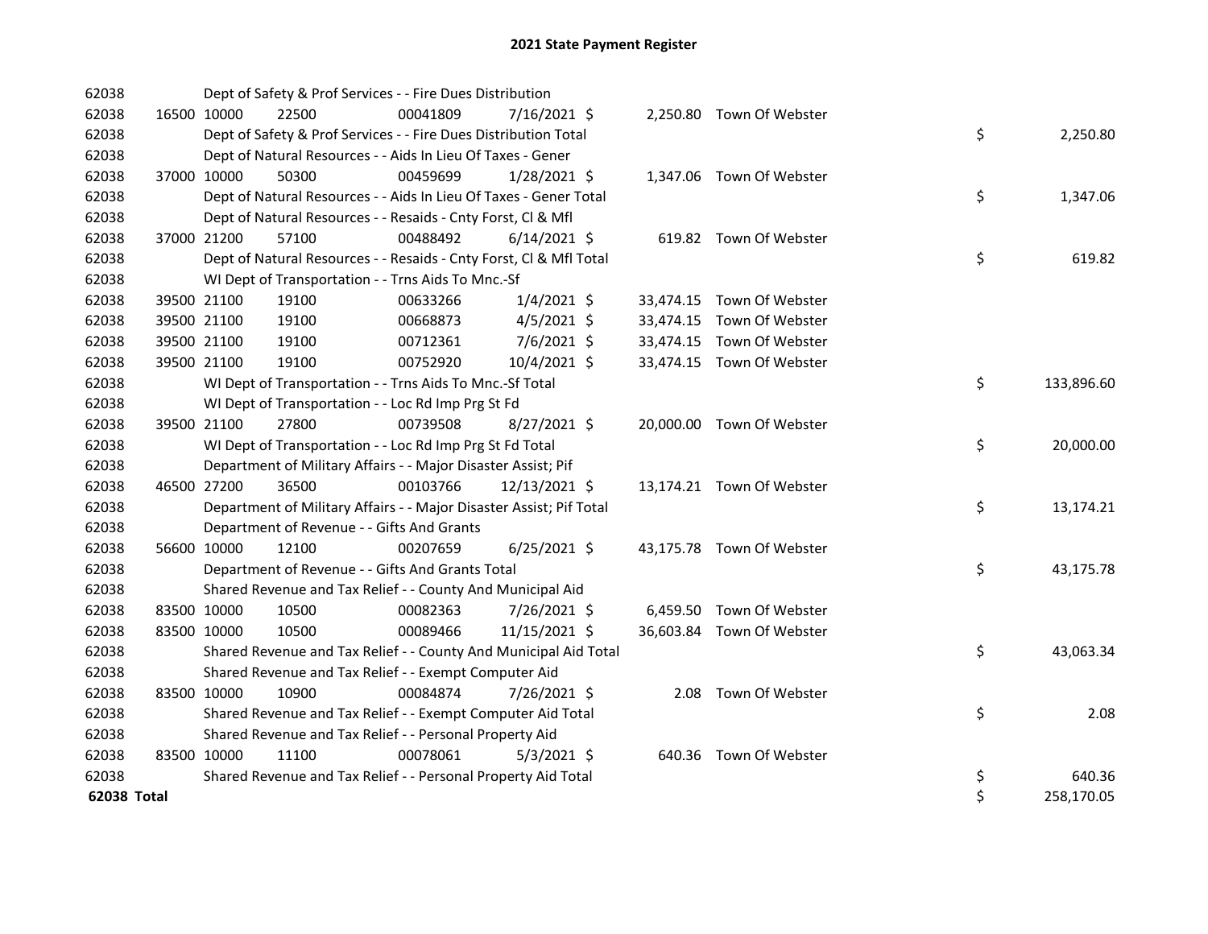# 2021 State Payment Register

| | | | | | | | | |
|---|---|---|---|---|---|---|---|---|
| 62038 | | Dept of Safety & Prof Services - - Fire Dues Distribution | | | | | | |
| 62038 | 16500 10000 | 22500 | 00041809 | 7/16/2021 | $ 2,250.80 | Town Of Webster | | |
| 62038 | | Dept of Safety & Prof Services - - Fire Dues Distribution Total | | | | | $ | 2,250.80 |
| 62038 | | Dept of Natural Resources - - Aids In Lieu Of Taxes - Gener | | | | | | |
| 62038 | 37000 10000 | 50300 | 00459699 | 1/28/2021 | $ 1,347.06 | Town Of Webster | | |
| 62038 | | Dept of Natural Resources - - Aids In Lieu Of Taxes - Gener Total | | | | | $ | 1,347.06 |
| 62038 | | Dept of Natural Resources - - Resaids - Cnty Forst, Cl & Mfl | | | | | | |
| 62038 | 37000 21200 | 57100 | 00488492 | 6/14/2021 | $ 619.82 | Town Of Webster | | |
| 62038 | | Dept of Natural Resources - - Resaids - Cnty Forst, Cl & Mfl Total | | | | | $ | 619.82 |
| 62038 | | WI Dept of Transportation - - Trns Aids To Mnc.-Sf | | | | | | |
| 62038 | 39500 21100 | 19100 | 00633266 | 1/4/2021 | $ 33,474.15 | Town Of Webster | | |
| 62038 | 39500 21100 | 19100 | 00668873 | 4/5/2021 | $ 33,474.15 | Town Of Webster | | |
| 62038 | 39500 21100 | 19100 | 00712361 | 7/6/2021 | $ 33,474.15 | Town Of Webster | | |
| 62038 | 39500 21100 | 19100 | 00752920 | 10/4/2021 | $ 33,474.15 | Town Of Webster | | |
| 62038 | | WI Dept of Transportation - - Trns Aids To Mnc.-Sf Total | | | | | $ | 133,896.60 |
| 62038 | | WI Dept of Transportation - - Loc Rd Imp Prg St Fd | | | | | | |
| 62038 | 39500 21100 | 27800 | 00739508 | 8/27/2021 | $ 20,000.00 | Town Of Webster | | |
| 62038 | | WI Dept of Transportation - - Loc Rd Imp Prg St Fd Total | | | | | $ | 20,000.00 |
| 62038 | | Department of Military Affairs - - Major Disaster Assist; Pif | | | | | | |
| 62038 | 46500 27200 | 36500 | 00103766 | 12/13/2021 | $ 13,174.21 | Town Of Webster | | |
| 62038 | | Department of Military Affairs - - Major Disaster Assist; Pif Total | | | | | $ | 13,174.21 |
| 62038 | | Department of Revenue - - Gifts And Grants | | | | | | |
| 62038 | 56600 10000 | 12100 | 00207659 | 6/25/2021 | $ 43,175.78 | Town Of Webster | | |
| 62038 | | Department of Revenue - - Gifts And Grants Total | | | | | $ | 43,175.78 |
| 62038 | | Shared Revenue and Tax Relief - - County And Municipal Aid | | | | | | |
| 62038 | 83500 10000 | 10500 | 00082363 | 7/26/2021 | $ 6,459.50 | Town Of Webster | | |
| 62038 | 83500 10000 | 10500 | 00089466 | 11/15/2021 | $ 36,603.84 | Town Of Webster | | |
| 62038 | | Shared Revenue and Tax Relief - - County And Municipal Aid Total | | | | | $ | 43,063.34 |
| 62038 | | Shared Revenue and Tax Relief - - Exempt Computer Aid | | | | | | |
| 62038 | 83500 10000 | 10900 | 00084874 | 7/26/2021 | $ 2.08 | Town Of Webster | | |
| 62038 | | Shared Revenue and Tax Relief - - Exempt Computer Aid Total | | | | | $ | 2.08 |
| 62038 | | Shared Revenue and Tax Relief - - Personal Property Aid | | | | | | |
| 62038 | 83500 10000 | 11100 | 00078061 | 5/3/2021 | $ 640.36 | Town Of Webster | | |
| 62038 | | Shared Revenue and Tax Relief - - Personal Property Aid Total | | | | | $ | 640.36 |
| **62038 Total** | | | | | | | $ | 258,170.05 |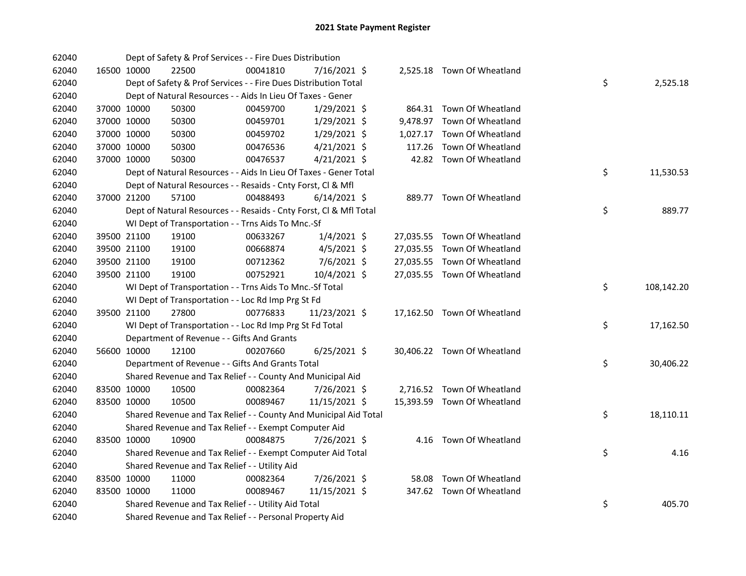# 2021 State Payment Register

| | | | | | | | | |
|---|---|---|---|---|---|---|---|---|
| 62040 | | Dept of Safety & Prof Services - - Fire Dues Distribution | | | | | | |
| 62040 | 16500 | 10000 | 22500 | 00041810 | 7/16/2021 $ | 2,525.18 | Town Of Wheatland | |
| 62040 | | Dept of Safety & Prof Services - - Fire Dues Distribution Total | | | | | | $ 2,525.18 |
| 62040 | | Dept of Natural Resources - - Aids In Lieu Of Taxes - Gener | | | | | | |
| 62040 | 37000 | 10000 | 50300 | 00459700 | 1/29/2021 $ | 864.31 | Town Of Wheatland | |
| 62040 | 37000 | 10000 | 50300 | 00459701 | 1/29/2021 $ | 9,478.97 | Town Of Wheatland | |
| 62040 | 37000 | 10000 | 50300 | 00459702 | 1/29/2021 $ | 1,027.17 | Town Of Wheatland | |
| 62040 | 37000 | 10000 | 50300 | 00476536 | 4/21/2021 $ | 117.26 | Town Of Wheatland | |
| 62040 | 37000 | 10000 | 50300 | 00476537 | 4/21/2021 $ | 42.82 | Town Of Wheatland | |
| 62040 | | Dept of Natural Resources - - Aids In Lieu Of Taxes - Gener Total | | | | | | $ 11,530.53 |
| 62040 | | Dept of Natural Resources - - Resaids - Cnty Forst, Cl & Mfl | | | | | | |
| 62040 | 37000 | 21200 | 57100 | 00488493 | 6/14/2021 $ | 889.77 | Town Of Wheatland | |
| 62040 | | Dept of Natural Resources - - Resaids - Cnty Forst, Cl & Mfl Total | | | | | | $ 889.77 |
| 62040 | | WI Dept of Transportation - - Trns Aids To Mnc.-Sf | | | | | | |
| 62040 | 39500 | 21100 | 19100 | 00633267 | 1/4/2021 $ | 27,035.55 | Town Of Wheatland | |
| 62040 | 39500 | 21100 | 19100 | 00668874 | 4/5/2021 $ | 27,035.55 | Town Of Wheatland | |
| 62040 | 39500 | 21100 | 19100 | 00712362 | 7/6/2021 $ | 27,035.55 | Town Of Wheatland | |
| 62040 | 39500 | 21100 | 19100 | 00752921 | 10/4/2021 $ | 27,035.55 | Town Of Wheatland | |
| 62040 | | WI Dept of Transportation - - Trns Aids To Mnc.-Sf Total | | | | | | $ 108,142.20 |
| 62040 | | WI Dept of Transportation - - Loc Rd Imp Prg St Fd | | | | | | |
| 62040 | 39500 | 21100 | 27800 | 00776833 | 11/23/2021 $ | 17,162.50 | Town Of Wheatland | |
| 62040 | | WI Dept of Transportation - - Loc Rd Imp Prg St Fd Total | | | | | | $ 17,162.50 |
| 62040 | | Department of Revenue - - Gifts And Grants | | | | | | |
| 62040 | 56600 | 10000 | 12100 | 00207660 | 6/25/2021 $ | 30,406.22 | Town Of Wheatland | |
| 62040 | | Department of Revenue - - Gifts And Grants Total | | | | | | $ 30,406.22 |
| 62040 | | Shared Revenue and Tax Relief - - County And Municipal Aid | | | | | | |
| 62040 | 83500 | 10000 | 10500 | 00082364 | 7/26/2021 $ | 2,716.52 | Town Of Wheatland | |
| 62040 | 83500 | 10000 | 10500 | 00089467 | 11/15/2021 $ | 15,393.59 | Town Of Wheatland | |
| 62040 | | Shared Revenue and Tax Relief - - County And Municipal Aid Total | | | | | | $ 18,110.11 |
| 62040 | | Shared Revenue and Tax Relief - - Exempt Computer Aid | | | | | | |
| 62040 | 83500 | 10000 | 10900 | 00084875 | 7/26/2021 $ | 4.16 | Town Of Wheatland | |
| 62040 | | Shared Revenue and Tax Relief - - Exempt Computer Aid Total | | | | | | $ 4.16 |
| 62040 | | Shared Revenue and Tax Relief - - Utility Aid | | | | | | |
| 62040 | 83500 | 10000 | 11000 | 00082364 | 7/26/2021 $ | 58.08 | Town Of Wheatland | |
| 62040 | 83500 | 10000 | 11000 | 00089467 | 11/15/2021 $ | 347.62 | Town Of Wheatland | |
| 62040 | | Shared Revenue and Tax Relief - - Utility Aid Total | | | | | | $ 405.70 |
| 62040 | | Shared Revenue and Tax Relief - - Personal Property Aid | | | | | | |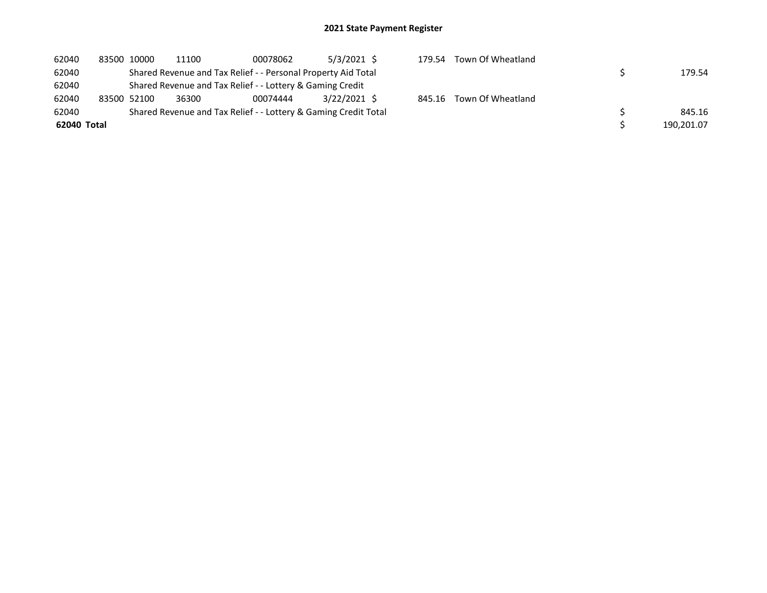## 2021 State Payment Register

| | | | | | | | | | |
|---|---|---|---|---|---|---|---|---|---|
| 62040 | 83500 | 10000 | 11100 | 00078062 | 5/3/2021 | $ 179.54 | Town Of Wheatland | | |
| 62040 | | Shared Revenue and Tax Relief - - Personal Property Aid Total | | | | | | $ | 179.54 |
| 62040 | | Shared Revenue and Tax Relief - - Lottery & Gaming Credit | | | | | | | |
| 62040 | 83500 | 52100 | 36300 | 00074444 | 3/22/2021 | $ 845.16 | Town Of Wheatland | | |
| 62040 | | Shared Revenue and Tax Relief - - Lottery & Gaming Credit Total | | | | | | $ | 845.16 |
| **62040 Total** | | | | | | | | $ | 190,201.07 |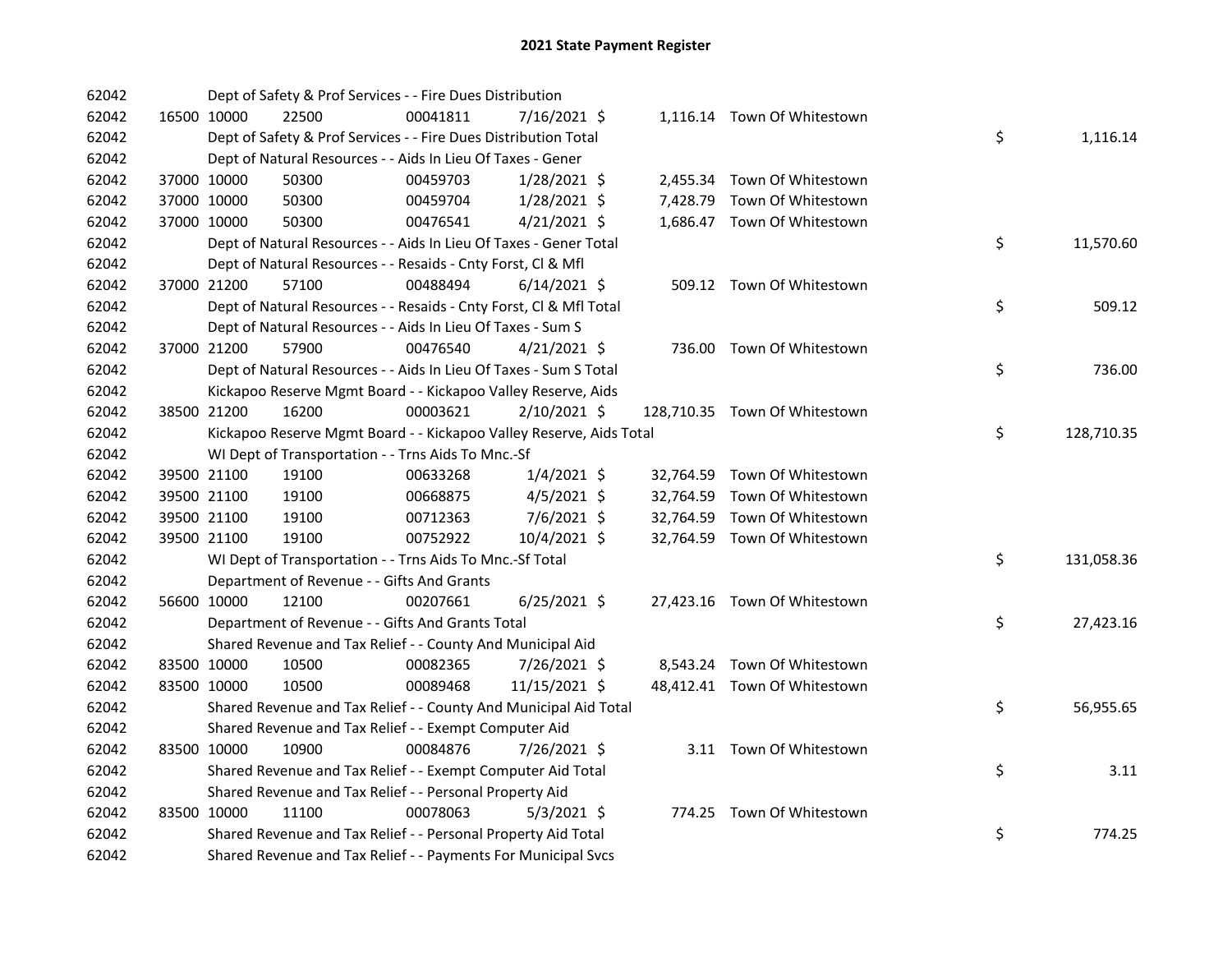# 2021 State Payment Register

| | | | | | | | | | |
|---|---|---|---|---|---|---|---|---|---|
| 62042 | | Dept of Safety & Prof Services - - Fire Dues Distribution | | | | | | | |
| 62042 | 16500 | 10000 | 22500 | 00041811 | 7/16/2021 $ | 1,116.14 | Town Of Whitestown | | |
| 62042 | | Dept of Safety & Prof Services - - Fire Dues Distribution Total | | | | | | $ | 1,116.14 |
| 62042 | | Dept of Natural Resources - - Aids In Lieu Of Taxes - Gener | | | | | | | |
| 62042 | 37000 | 10000 | 50300 | 00459703 | 1/28/2021 $ | 2,455.34 | Town Of Whitestown | | |
| 62042 | 37000 | 10000 | 50300 | 00459704 | 1/28/2021 $ | 7,428.79 | Town Of Whitestown | | |
| 62042 | 37000 | 10000 | 50300 | 00476541 | 4/21/2021 $ | 1,686.47 | Town Of Whitestown | | |
| 62042 | | Dept of Natural Resources - - Aids In Lieu Of Taxes - Gener Total | | | | | | $ | 11,570.60 |
| 62042 | | Dept of Natural Resources - - Resaids - Cnty Forst, Cl & Mfl | | | | | | | |
| 62042 | 37000 | 21200 | 57100 | 00488494 | 6/14/2021 $ | 509.12 | Town Of Whitestown | | |
| 62042 | | Dept of Natural Resources - - Resaids - Cnty Forst, Cl & Mfl Total | | | | | | $ | 509.12 |
| 62042 | | Dept of Natural Resources - - Aids In Lieu Of Taxes - Sum S | | | | | | | |
| 62042 | 37000 | 21200 | 57900 | 00476540 | 4/21/2021 $ | 736.00 | Town Of Whitestown | | |
| 62042 | | Dept of Natural Resources - - Aids In Lieu Of Taxes - Sum S Total | | | | | | $ | 736.00 |
| 62042 | | Kickapoo Reserve Mgmt Board - - Kickapoo Valley Reserve, Aids | | | | | | | |
| 62042 | 38500 | 21200 | 16200 | 00003621 | 2/10/2021 $ | 128,710.35 | Town Of Whitestown | | |
| 62042 | | Kickapoo Reserve Mgmt Board - - Kickapoo Valley Reserve, Aids Total | | | | | | $ | 128,710.35 |
| 62042 | | WI Dept of Transportation - - Trns Aids To Mnc.-Sf | | | | | | | |
| 62042 | 39500 | 21100 | 19100 | 00633268 | 1/4/2021 $ | 32,764.59 | Town Of Whitestown | | |
| 62042 | 39500 | 21100 | 19100 | 00668875 | 4/5/2021 $ | 32,764.59 | Town Of Whitestown | | |
| 62042 | 39500 | 21100 | 19100 | 00712363 | 7/6/2021 $ | 32,764.59 | Town Of Whitestown | | |
| 62042 | 39500 | 21100 | 19100 | 00752922 | 10/4/2021 $ | 32,764.59 | Town Of Whitestown | | |
| 62042 | | WI Dept of Transportation - - Trns Aids To Mnc.-Sf Total | | | | | | $ | 131,058.36 |
| 62042 | | Department of Revenue - - Gifts And Grants | | | | | | | |
| 62042 | 56600 | 10000 | 12100 | 00207661 | 6/25/2021 $ | 27,423.16 | Town Of Whitestown | | |
| 62042 | | Department of Revenue - - Gifts And Grants Total | | | | | | $ | 27,423.16 |
| 62042 | | Shared Revenue and Tax Relief - - County And Municipal Aid | | | | | | | |
| 62042 | 83500 | 10000 | 10500 | 00082365 | 7/26/2021 $ | 8,543.24 | Town Of Whitestown | | |
| 62042 | 83500 | 10000 | 10500 | 00089468 | 11/15/2021 $ | 48,412.41 | Town Of Whitestown | | |
| 62042 | | Shared Revenue and Tax Relief - - County And Municipal Aid Total | | | | | | $ | 56,955.65 |
| 62042 | | Shared Revenue and Tax Relief - - Exempt Computer Aid | | | | | | | |
| 62042 | 83500 | 10000 | 10900 | 00084876 | 7/26/2021 $ | 3.11 | Town Of Whitestown | | |
| 62042 | | Shared Revenue and Tax Relief - - Exempt Computer Aid Total | | | | | | $ | 3.11 |
| 62042 | | Shared Revenue and Tax Relief - - Personal Property Aid | | | | | | | |
| 62042 | 83500 | 10000 | 11100 | 00078063 | 5/3/2021 $ | 774.25 | Town Of Whitestown | | |
| 62042 | | Shared Revenue and Tax Relief - - Personal Property Aid Total | | | | | | $ | 774.25 |
| 62042 | | Shared Revenue and Tax Relief - - Payments For Municipal Svcs | | | | | | | |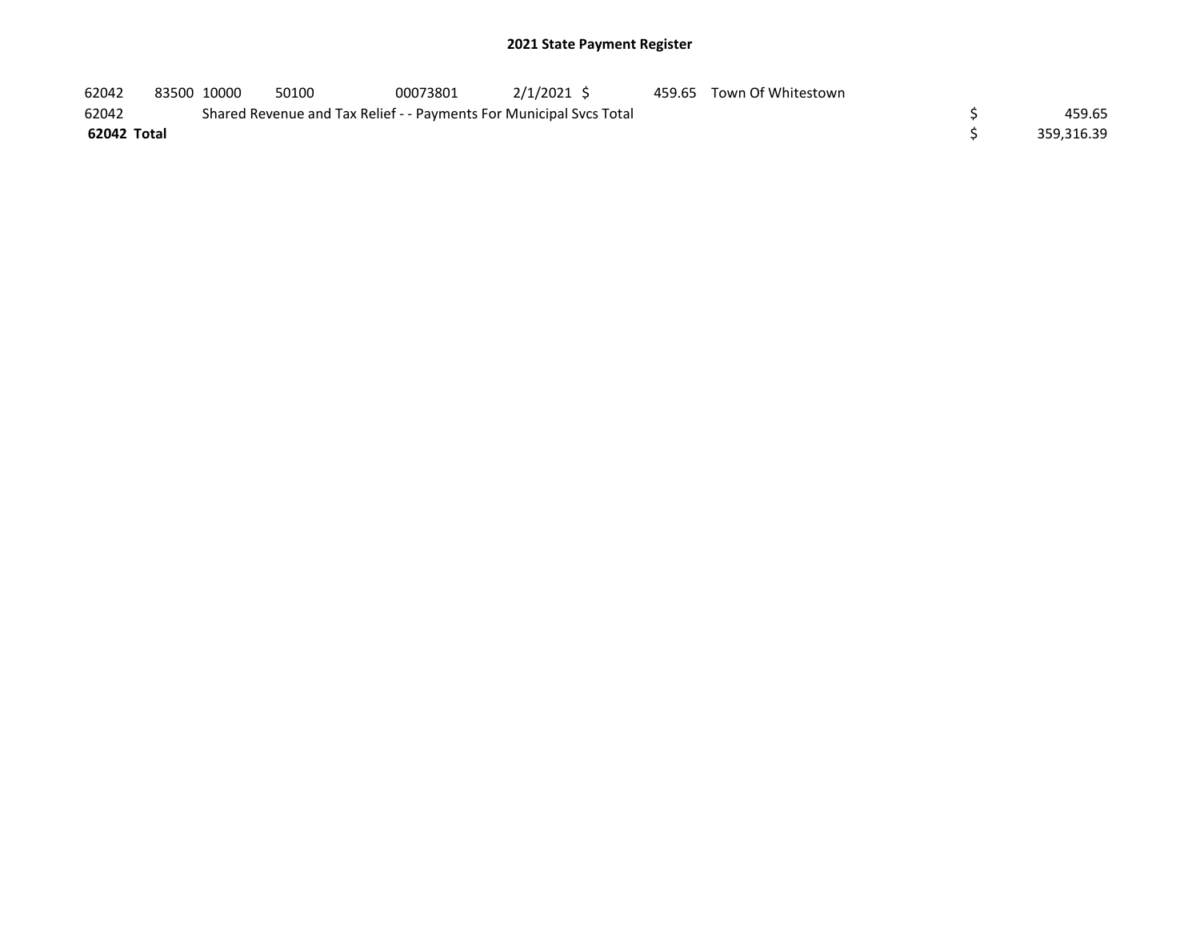## 2021 State Payment Register

| | | | | | | | | | |
|---|---|---|---|---|---|---|---|---|---|
| 62042 | 83500 | 10000 | 50100 | 00073801 | 2/1/2021 | $ 459.65 | Town Of Whitestown | | |
| 62042 | | Shared Revenue and Tax Relief - - Payments For Municipal Svcs Total | | | | | | $ | 459.65 |
| **62042 Total** | | | | | | | | $ | 359,316.39 |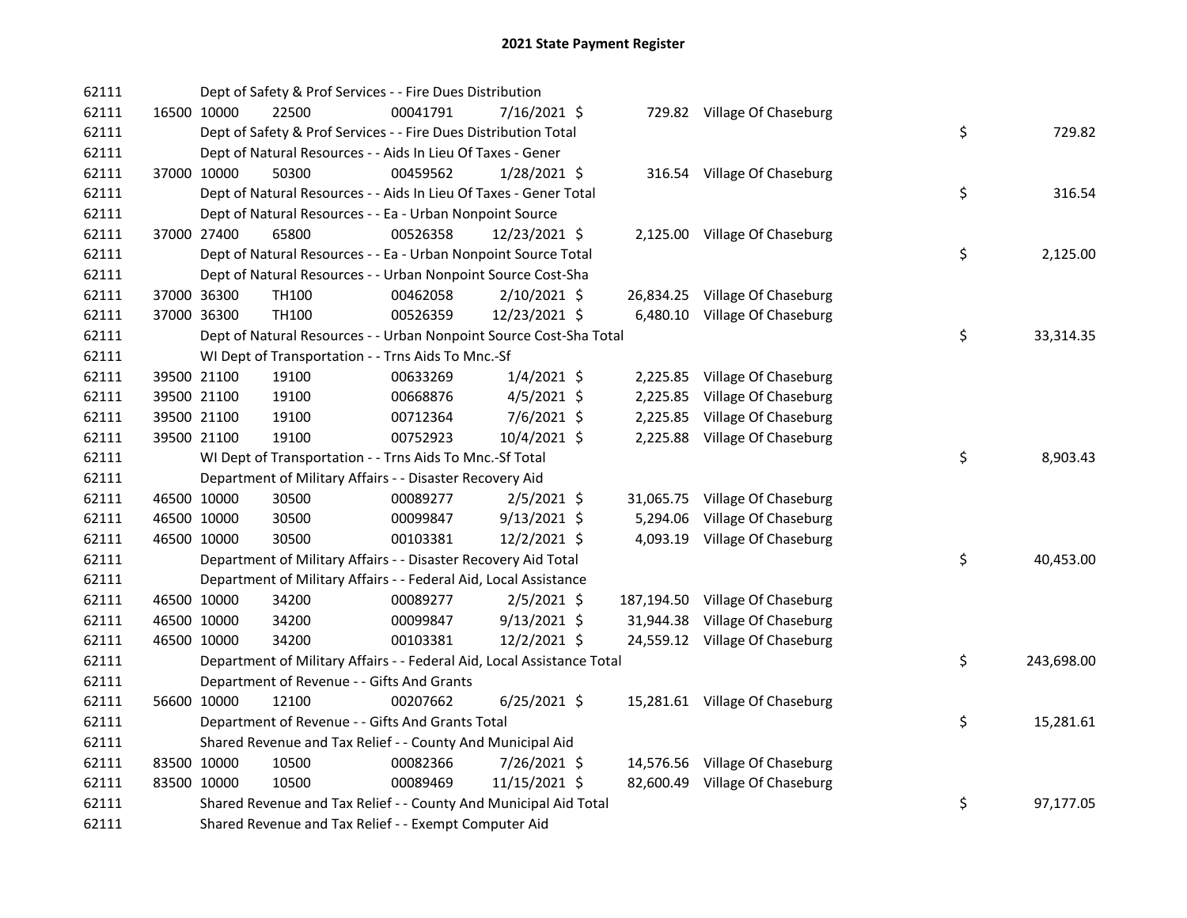# 2021 State Payment Register

| | | | | | | | | | |
|---|---|---|---|---|---|---|---|---|---|
| 62111 | | | Dept of Safety & Prof Services - - Fire Dues Distribution | | | | | | |
| 62111 | 16500 | 10000 | 22500 | 00041791 | 7/16/2021 | $ 729.82 | Village Of Chaseburg | | |
| 62111 | | | Dept of Safety & Prof Services - - Fire Dues Distribution Total | | | | | $ | 729.82 |
| 62111 | | | Dept of Natural Resources - - Aids In Lieu Of Taxes - Gener | | | | | | |
| 62111 | 37000 | 10000 | 50300 | 00459562 | 1/28/2021 | $ 316.54 | Village Of Chaseburg | | |
| 62111 | | | Dept of Natural Resources - - Aids In Lieu Of Taxes - Gener Total | | | | | $ | 316.54 |
| 62111 | | | Dept of Natural Resources - - Ea - Urban Nonpoint Source | | | | | | |
| 62111 | 37000 | 27400 | 65800 | 00526358 | 12/23/2021 | $ 2,125.00 | Village Of Chaseburg | | |
| 62111 | | | Dept of Natural Resources - - Ea - Urban Nonpoint Source Total | | | | | $ | 2,125.00 |
| 62111 | | | Dept of Natural Resources - - Urban Nonpoint Source Cost-Sha | | | | | | |
| 62111 | 37000 | 36300 | TH100 | 00462058 | 2/10/2021 | $ 26,834.25 | Village Of Chaseburg | | |
| 62111 | 37000 | 36300 | TH100 | 00526359 | 12/23/2021 | $ 6,480.10 | Village Of Chaseburg | | |
| 62111 | | | Dept of Natural Resources - - Urban Nonpoint Source Cost-Sha Total | | | | | $ | 33,314.35 |
| 62111 | | | WI Dept of Transportation - - Trns Aids To Mnc.-Sf | | | | | | |
| 62111 | 39500 | 21100 | 19100 | 00633269 | 1/4/2021 | $ 2,225.85 | Village Of Chaseburg | | |
| 62111 | 39500 | 21100 | 19100 | 00668876 | 4/5/2021 | $ 2,225.85 | Village Of Chaseburg | | |
| 62111 | 39500 | 21100 | 19100 | 00712364 | 7/6/2021 | $ 2,225.85 | Village Of Chaseburg | | |
| 62111 | 39500 | 21100 | 19100 | 00752923 | 10/4/2021 | $ 2,225.88 | Village Of Chaseburg | | |
| 62111 | | | WI Dept of Transportation - - Trns Aids To Mnc.-Sf Total | | | | | $ | 8,903.43 |
| 62111 | | | Department of Military Affairs - - Disaster Recovery Aid | | | | | | |
| 62111 | 46500 | 10000 | 30500 | 00089277 | 2/5/2021 | $ 31,065.75 | Village Of Chaseburg | | |
| 62111 | 46500 | 10000 | 30500 | 00099847 | 9/13/2021 | $ 5,294.06 | Village Of Chaseburg | | |
| 62111 | 46500 | 10000 | 30500 | 00103381 | 12/2/2021 | $ 4,093.19 | Village Of Chaseburg | | |
| 62111 | | | Department of Military Affairs - - Disaster Recovery Aid Total | | | | | $ | 40,453.00 |
| 62111 | | | Department of Military Affairs - - Federal Aid, Local Assistance | | | | | | |
| 62111 | 46500 | 10000 | 34200 | 00089277 | 2/5/2021 | $ 187,194.50 | Village Of Chaseburg | | |
| 62111 | 46500 | 10000 | 34200 | 00099847 | 9/13/2021 | $ 31,944.38 | Village Of Chaseburg | | |
| 62111 | 46500 | 10000 | 34200 | 00103381 | 12/2/2021 | $ 24,559.12 | Village Of Chaseburg | | |
| 62111 | | | Department of Military Affairs - - Federal Aid, Local Assistance Total | | | | | $ | 243,698.00 |
| 62111 | | | Department of Revenue - - Gifts And Grants | | | | | | |
| 62111 | 56600 | 10000 | 12100 | 00207662 | 6/25/2021 | $ 15,281.61 | Village Of Chaseburg | | |
| 62111 | | | Department of Revenue - - Gifts And Grants Total | | | | | $ | 15,281.61 |
| 62111 | | | Shared Revenue and Tax Relief - - County And Municipal Aid | | | | | | |
| 62111 | 83500 | 10000 | 10500 | 00082366 | 7/26/2021 | $ 14,576.56 | Village Of Chaseburg | | |
| 62111 | 83500 | 10000 | 10500 | 00089469 | 11/15/2021 | $ 82,600.49 | Village Of Chaseburg | | |
| 62111 | | | Shared Revenue and Tax Relief - - County And Municipal Aid Total | | | | | $ | 97,177.05 |
| 62111 | | | Shared Revenue and Tax Relief - - Exempt Computer Aid | | | | | | |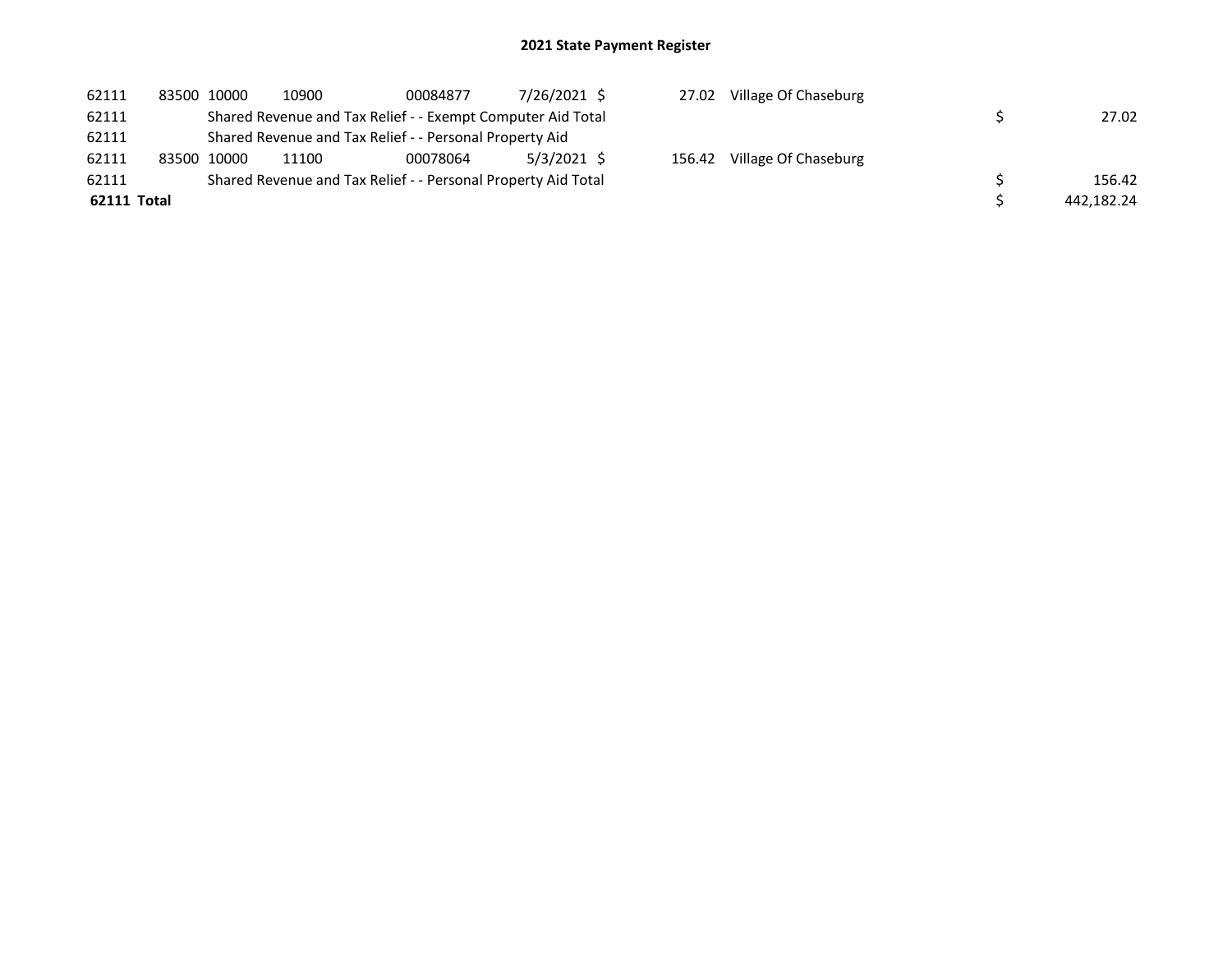## 2021 State Payment Register

| | | | | | | | | | |
|---|---|---|---|---|---|---|---|---|---|
| 62111 | 83500 | 10000 | 10900 | 00084877 | 7/26/2021 | $ 27.02 | Village Of Chaseburg | | |
| 62111 | | Shared Revenue and Tax Relief - - Exempt Computer Aid Total | | | | | | $ | 27.02 |
| 62111 | | Shared Revenue and Tax Relief - - Personal Property Aid | | | | | | | |
| 62111 | 83500 | 10000 | 11100 | 00078064 | 5/3/2021 | $ 156.42 | Village Of Chaseburg | | |
| 62111 | | Shared Revenue and Tax Relief - - Personal Property Aid Total | | | | | | $ | 156.42 |
| **62111 Total** | | | | | | | | $ | 442,182.24 |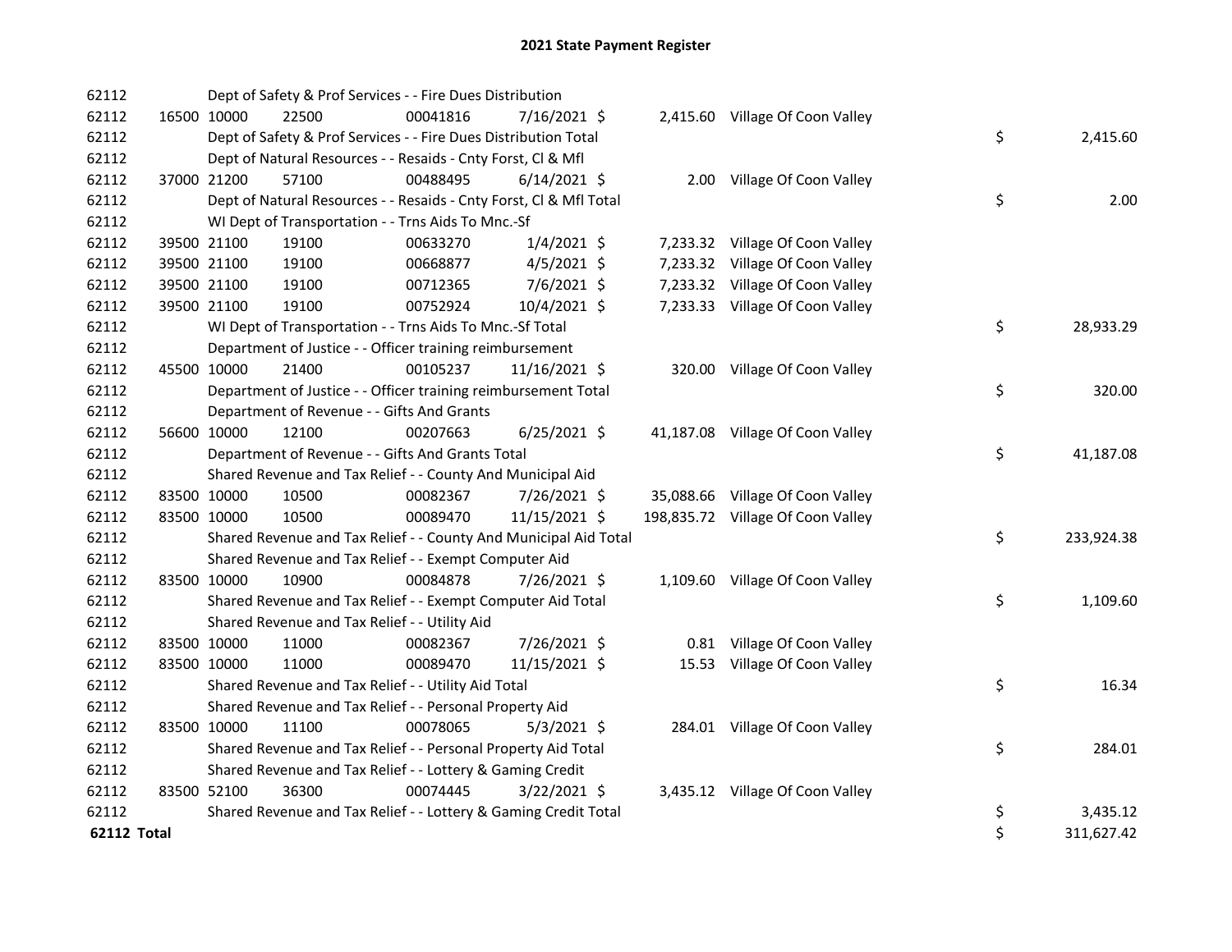# 2021 State Payment Register

| | | | | | | | | | |
|---|---|---|---|---|---|---|---|---|---|
| 62112 | | | Dept of Safety & Prof Services - - Fire Dues Distribution | | | | | | |
| 62112 | 16500 | 10000 | 22500 | 00041816 | 7/16/2021 | $ 2,415.60 | Village Of Coon Valley | | |
| 62112 | | | Dept of Safety & Prof Services - - Fire Dues Distribution Total | | | | | $ | 2,415.60 |
| 62112 | | | Dept of Natural Resources - - Resaids - Cnty Forst, Cl & Mfl | | | | | | |
| 62112 | 37000 | 21200 | 57100 | 00488495 | 6/14/2021 | $ 2.00 | Village Of Coon Valley | | |
| 62112 | | | Dept of Natural Resources - - Resaids - Cnty Forst, Cl & Mfl Total | | | | | $ | 2.00 |
| 62112 | | | WI Dept of Transportation - - Trns Aids To Mnc.-Sf | | | | | | |
| 62112 | 39500 | 21100 | 19100 | 00633270 | 1/4/2021 | $ 7,233.32 | Village Of Coon Valley | | |
| 62112 | 39500 | 21100 | 19100 | 00668877 | 4/5/2021 | $ 7,233.32 | Village Of Coon Valley | | |
| 62112 | 39500 | 21100 | 19100 | 00712365 | 7/6/2021 | $ 7,233.32 | Village Of Coon Valley | | |
| 62112 | 39500 | 21100 | 19100 | 00752924 | 10/4/2021 | $ 7,233.33 | Village Of Coon Valley | | |
| 62112 | | | WI Dept of Transportation - - Trns Aids To Mnc.-Sf Total | | | | | $ | 28,933.29 |
| 62112 | | | Department of Justice - - Officer training reimbursement | | | | | | |
| 62112 | 45500 | 10000 | 21400 | 00105237 | 11/16/2021 | $ 320.00 | Village Of Coon Valley | | |
| 62112 | | | Department of Justice - - Officer training reimbursement Total | | | | | $ | 320.00 |
| 62112 | | | Department of Revenue - - Gifts And Grants | | | | | | |
| 62112 | 56600 | 10000 | 12100 | 00207663 | 6/25/2021 | $ 41,187.08 | Village Of Coon Valley | | |
| 62112 | | | Department of Revenue - - Gifts And Grants Total | | | | | $ | 41,187.08 |
| 62112 | | | Shared Revenue and Tax Relief - - County And Municipal Aid | | | | | | |
| 62112 | 83500 | 10000 | 10500 | 00082367 | 7/26/2021 | $ 35,088.66 | Village Of Coon Valley | | |
| 62112 | 83500 | 10000 | 10500 | 00089470 | 11/15/2021 | $ 198,835.72 | Village Of Coon Valley | | |
| 62112 | | | Shared Revenue and Tax Relief - - County And Municipal Aid Total | | | | | $ | 233,924.38 |
| 62112 | | | Shared Revenue and Tax Relief - - Exempt Computer Aid | | | | | | |
| 62112 | 83500 | 10000 | 10900 | 00084878 | 7/26/2021 | $ 1,109.60 | Village Of Coon Valley | | |
| 62112 | | | Shared Revenue and Tax Relief - - Exempt Computer Aid Total | | | | | $ | 1,109.60 |
| 62112 | | | Shared Revenue and Tax Relief - - Utility Aid | | | | | | |
| 62112 | 83500 | 10000 | 11000 | 00082367 | 7/26/2021 | $ 0.81 | Village Of Coon Valley | | |
| 62112 | 83500 | 10000 | 11000 | 00089470 | 11/15/2021 | $ 15.53 | Village Of Coon Valley | | |
| 62112 | | | Shared Revenue and Tax Relief - - Utility Aid Total | | | | | $ | 16.34 |
| 62112 | | | Shared Revenue and Tax Relief - - Personal Property Aid | | | | | | |
| 62112 | 83500 | 10000 | 11100 | 00078065 | 5/3/2021 | $ 284.01 | Village Of Coon Valley | | |
| 62112 | | | Shared Revenue and Tax Relief - - Personal Property Aid Total | | | | | $ | 284.01 |
| 62112 | | | Shared Revenue and Tax Relief - - Lottery & Gaming Credit | | | | | | |
| 62112 | 83500 | 52100 | 36300 | 00074445 | 3/22/2021 | $ 3,435.12 | Village Of Coon Valley | | |
| 62112 | | | Shared Revenue and Tax Relief - - Lottery & Gaming Credit Total | | | | | $ | 3,435.12 |
| **62112 Total** | | | | | | | | $ | 311,627.42 |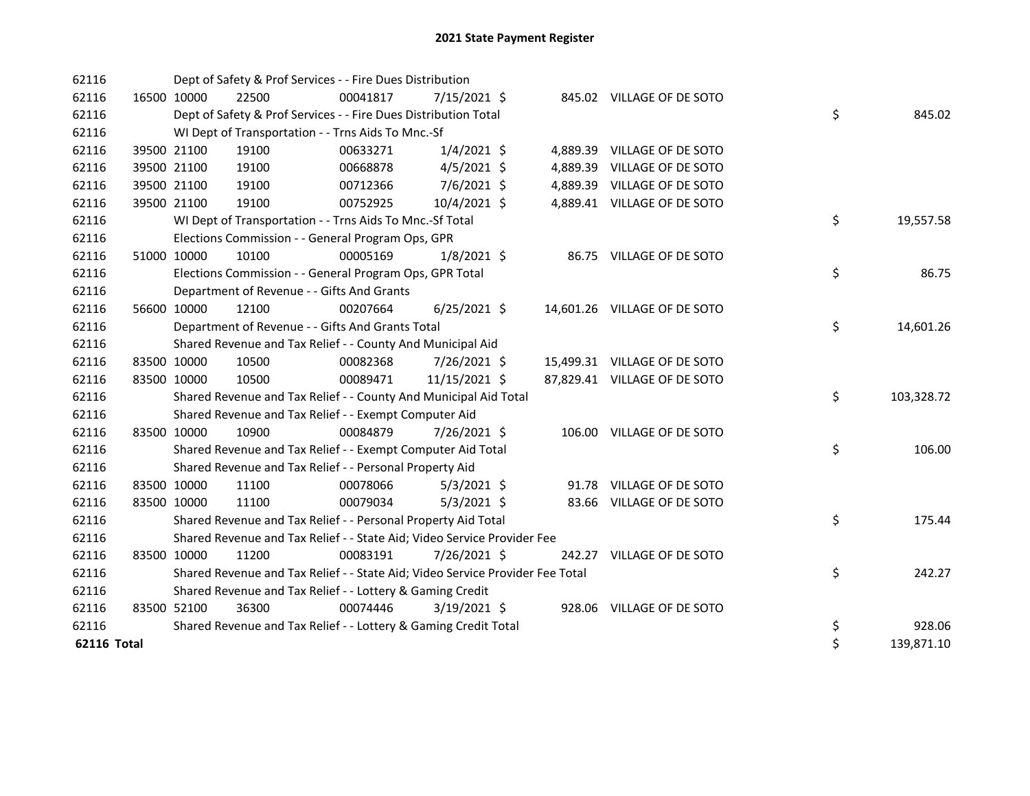# 2021 State Payment Register

| | | | | | | | | | |
|---|---|---|---|---|---|---|---|---|---|
| 62116 | | | Dept of Safety & Prof Services - - Fire Dues Distribution | | | | | | |
| 62116 | 16500 | 10000 | 22500 | 00041817 | 7/15/2021 | $ 845.02 | VILLAGE OF DE SOTO | | |
| 62116 | | | Dept of Safety & Prof Services - - Fire Dues Distribution Total | | | | | $ | 845.02 |
| 62116 | | | WI Dept of Transportation - - Trns Aids To Mnc.-Sf | | | | | | |
| 62116 | 39500 | 21100 | 19100 | 00633271 | 1/4/2021 | $ 4,889.39 | VILLAGE OF DE SOTO | | |
| 62116 | 39500 | 21100 | 19100 | 00668878 | 4/5/2021 | $ 4,889.39 | VILLAGE OF DE SOTO | | |
| 62116 | 39500 | 21100 | 19100 | 00712366 | 7/6/2021 | $ 4,889.39 | VILLAGE OF DE SOTO | | |
| 62116 | 39500 | 21100 | 19100 | 00752925 | 10/4/2021 | $ 4,889.41 | VILLAGE OF DE SOTO | | |
| 62116 | | | WI Dept of Transportation - - Trns Aids To Mnc.-Sf Total | | | | | $ | 19,557.58 |
| 62116 | | | Elections Commission - - General Program Ops, GPR | | | | | | |
| 62116 | 51000 | 10000 | 10100 | 00005169 | 1/8/2021 | $ 86.75 | VILLAGE OF DE SOTO | | |
| 62116 | | | Elections Commission - - General Program Ops, GPR Total | | | | | $ | 86.75 |
| 62116 | | | Department of Revenue - - Gifts And Grants | | | | | | |
| 62116 | 56600 | 10000 | 12100 | 00207664 | 6/25/2021 | $ 14,601.26 | VILLAGE OF DE SOTO | | |
| 62116 | | | Department of Revenue - - Gifts And Grants Total | | | | | $ | 14,601.26 |
| 62116 | | | Shared Revenue and Tax Relief - - County And Municipal Aid | | | | | | |
| 62116 | 83500 | 10000 | 10500 | 00082368 | 7/26/2021 | $ 15,499.31 | VILLAGE OF DE SOTO | | |
| 62116 | 83500 | 10000 | 10500 | 00089471 | 11/15/2021 | $ 87,829.41 | VILLAGE OF DE SOTO | | |
| 62116 | | | Shared Revenue and Tax Relief - - County And Municipal Aid Total | | | | | $ | 103,328.72 |
| 62116 | | | Shared Revenue and Tax Relief - - Exempt Computer Aid | | | | | | |
| 62116 | 83500 | 10000 | 10900 | 00084879 | 7/26/2021 | $ 106.00 | VILLAGE OF DE SOTO | | |
| 62116 | | | Shared Revenue and Tax Relief - - Exempt Computer Aid Total | | | | | $ | 106.00 |
| 62116 | | | Shared Revenue and Tax Relief - - Personal Property Aid | | | | | | |
| 62116 | 83500 | 10000 | 11100 | 00078066 | 5/3/2021 | $ 91.78 | VILLAGE OF DE SOTO | | |
| 62116 | 83500 | 10000 | 11100 | 00079034 | 5/3/2021 | $ 83.66 | VILLAGE OF DE SOTO | | |
| 62116 | | | Shared Revenue and Tax Relief - - Personal Property Aid Total | | | | | $ | 175.44 |
| 62116 | | | Shared Revenue and Tax Relief - - State Aid; Video Service Provider Fee | | | | | | |
| 62116 | 83500 | 10000 | 11200 | 00083191 | 7/26/2021 | $ 242.27 | VILLAGE OF DE SOTO | | |
| 62116 | | | Shared Revenue and Tax Relief - - State Aid; Video Service Provider Fee Total | | | | | $ | 242.27 |
| 62116 | | | Shared Revenue and Tax Relief - - Lottery & Gaming Credit | | | | | | |
| 62116 | 83500 | 52100 | 36300 | 00074446 | 3/19/2021 | $ 928.06 | VILLAGE OF DE SOTO | | |
| 62116 | | | Shared Revenue and Tax Relief - - Lottery & Gaming Credit Total | | | | | $ | 928.06 |
| **62116 Total** | | | | | | | | $ | 139,871.10 |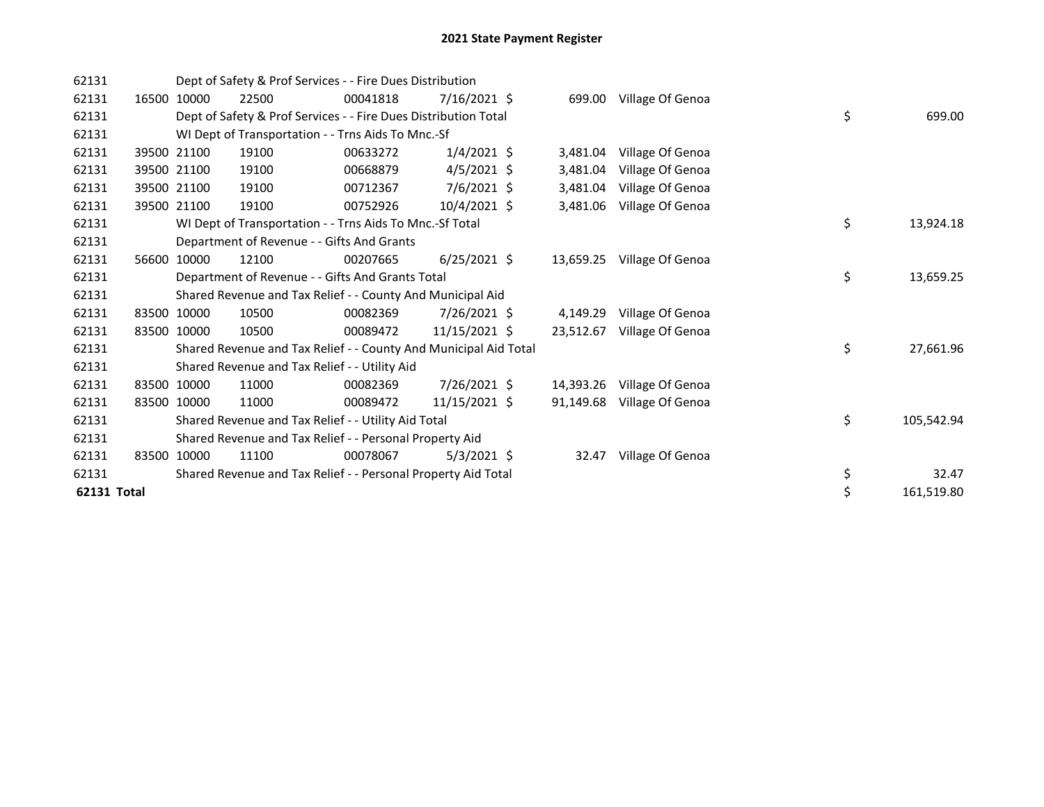# 2021 State Payment Register

| | | | | | | | | | |
|---|---|---|---|---|---|---|---|---|---|
| 62131 | | Dept of Safety & Prof Services - - Fire Dues Distribution | | | | | | | |
| 62131 | 16500 | 10000 | 22500 | 00041818 | 7/16/2021 | $ 699.00 | Village Of Genoa | | |
| 62131 | | Dept of Safety & Prof Services - - Fire Dues Distribution Total | | | | | | $ | 699.00 |
| 62131 | | WI Dept of Transportation - - Trns Aids To Mnc.-Sf | | | | | | | |
| 62131 | 39500 | 21100 | 19100 | 00633272 | 1/4/2021 | $ 3,481.04 | Village Of Genoa | | |
| 62131 | 39500 | 21100 | 19100 | 00668879 | 4/5/2021 | $ 3,481.04 | Village Of Genoa | | |
| 62131 | 39500 | 21100 | 19100 | 00712367 | 7/6/2021 | $ 3,481.04 | Village Of Genoa | | |
| 62131 | 39500 | 21100 | 19100 | 00752926 | 10/4/2021 | $ 3,481.06 | Village Of Genoa | | |
| 62131 | | WI Dept of Transportation - - Trns Aids To Mnc.-Sf Total | | | | | | $ | 13,924.18 |
| 62131 | | Department of Revenue - - Gifts And Grants | | | | | | | |
| 62131 | 56600 | 10000 | 12100 | 00207665 | 6/25/2021 | $ 13,659.25 | Village Of Genoa | | |
| 62131 | | Department of Revenue - - Gifts And Grants Total | | | | | | $ | 13,659.25 |
| 62131 | | Shared Revenue and Tax Relief - - County And Municipal Aid | | | | | | | |
| 62131 | 83500 | 10000 | 10500 | 00082369 | 7/26/2021 | $ 4,149.29 | Village Of Genoa | | |
| 62131 | 83500 | 10000 | 10500 | 00089472 | 11/15/2021 | $ 23,512.67 | Village Of Genoa | | |
| 62131 | | Shared Revenue and Tax Relief - - County And Municipal Aid Total | | | | | | $ | 27,661.96 |
| 62131 | | Shared Revenue and Tax Relief - - Utility Aid | | | | | | | |
| 62131 | 83500 | 10000 | 11000 | 00082369 | 7/26/2021 | $ 14,393.26 | Village Of Genoa | | |
| 62131 | 83500 | 10000 | 11000 | 00089472 | 11/15/2021 | $ 91,149.68 | Village Of Genoa | | |
| 62131 | | Shared Revenue and Tax Relief - - Utility Aid Total | | | | | | $ | 105,542.94 |
| 62131 | | Shared Revenue and Tax Relief - - Personal Property Aid | | | | | | | |
| 62131 | 83500 | 10000 | 11100 | 00078067 | 5/3/2021 | $ 32.47 | Village Of Genoa | | |
| 62131 | | Shared Revenue and Tax Relief - - Personal Property Aid Total | | | | | | $ | 32.47 |
| **62131 Total** | | | | | | | | $ | 161,519.80 |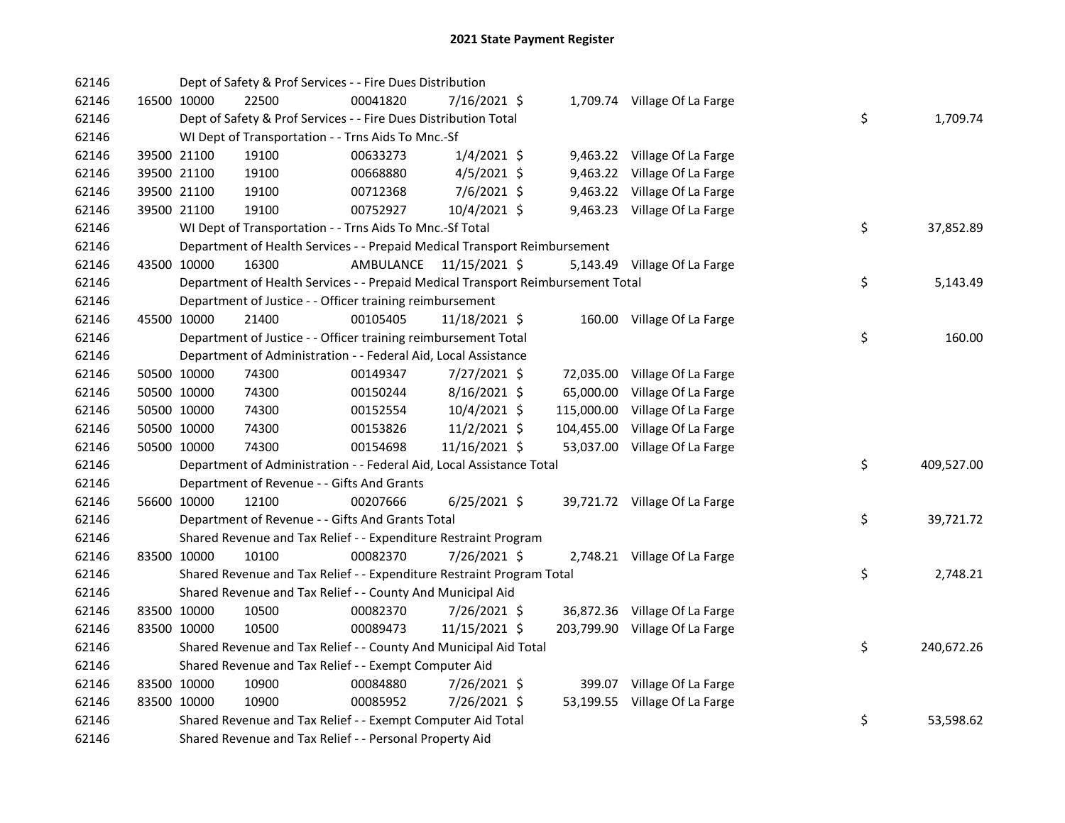# 2021 State Payment Register

| | | | | | | | | | |
|---|---|---|---|---|---|---|---|---|---|
| 62146 | | Dept of Safety & Prof Services - - Fire Dues Distribution | | | | | | | |
| 62146 | 16500 | 10000 | 22500 | 00041820 | 7/16/2021 | $ 1,709.74 | Village Of La Farge | | |
| 62146 | | Dept of Safety & Prof Services - - Fire Dues Distribution Total | | | | | | $ | 1,709.74 |
| 62146 | | WI Dept of Transportation - - Trns Aids To Mnc.-Sf | | | | | | | |
| 62146 | 39500 | 21100 | 19100 | 00633273 | 1/4/2021 | $ 9,463.22 | Village Of La Farge | | |
| 62146 | 39500 | 21100 | 19100 | 00668880 | 4/5/2021 | $ 9,463.22 | Village Of La Farge | | |
| 62146 | 39500 | 21100 | 19100 | 00712368 | 7/6/2021 | $ 9,463.22 | Village Of La Farge | | |
| 62146 | 39500 | 21100 | 19100 | 00752927 | 10/4/2021 | $ 9,463.23 | Village Of La Farge | | |
| 62146 | | WI Dept of Transportation - - Trns Aids To Mnc.-Sf Total | | | | | | $ | 37,852.89 |
| 62146 | | Department of Health Services - - Prepaid Medical Transport Reimbursement | | | | | | | |
| 62146 | 43500 | 10000 | 16300 | AMBULANCE | 11/15/2021 | $ 5,143.49 | Village Of La Farge | | |
| 62146 | | Department of Health Services - - Prepaid Medical Transport Reimbursement Total | | | | | | $ | 5,143.49 |
| 62146 | | Department of Justice - - Officer training reimbursement | | | | | | | |
| 62146 | 45500 | 10000 | 21400 | 00105405 | 11/18/2021 | $ 160.00 | Village Of La Farge | | |
| 62146 | | Department of Justice - - Officer training reimbursement Total | | | | | | $ | 160.00 |
| 62146 | | Department of Administration - - Federal Aid, Local Assistance | | | | | | | |
| 62146 | 50500 | 10000 | 74300 | 00149347 | 7/27/2021 | $ 72,035.00 | Village Of La Farge | | |
| 62146 | 50500 | 10000 | 74300 | 00150244 | 8/16/2021 | $ 65,000.00 | Village Of La Farge | | |
| 62146 | 50500 | 10000 | 74300 | 00152554 | 10/4/2021 | $ 115,000.00 | Village Of La Farge | | |
| 62146 | 50500 | 10000 | 74300 | 00153826 | 11/2/2021 | $ 104,455.00 | Village Of La Farge | | |
| 62146 | 50500 | 10000 | 74300 | 00154698 | 11/16/2021 | $ 53,037.00 | Village Of La Farge | | |
| 62146 | | Department of Administration - - Federal Aid, Local Assistance Total | | | | | | $ | 409,527.00 |
| 62146 | | Department of Revenue - - Gifts And Grants | | | | | | | |
| 62146 | 56600 | 10000 | 12100 | 00207666 | 6/25/2021 | $ 39,721.72 | Village Of La Farge | | |
| 62146 | | Department of Revenue - - Gifts And Grants Total | | | | | | $ | 39,721.72 |
| 62146 | | Shared Revenue and Tax Relief - - Expenditure Restraint Program | | | | | | | |
| 62146 | 83500 | 10000 | 10100 | 00082370 | 7/26/2021 | $ 2,748.21 | Village Of La Farge | | |
| 62146 | | Shared Revenue and Tax Relief - - Expenditure Restraint Program Total | | | | | | $ | 2,748.21 |
| 62146 | | Shared Revenue and Tax Relief - - County And Municipal Aid | | | | | | | |
| 62146 | 83500 | 10000 | 10500 | 00082370 | 7/26/2021 | $ 36,872.36 | Village Of La Farge | | |
| 62146 | 83500 | 10000 | 10500 | 00089473 | 11/15/2021 | $ 203,799.90 | Village Of La Farge | | |
| 62146 | | Shared Revenue and Tax Relief - - County And Municipal Aid Total | | | | | | $ | 240,672.26 |
| 62146 | | Shared Revenue and Tax Relief - - Exempt Computer Aid | | | | | | | |
| 62146 | 83500 | 10000 | 10900 | 00084880 | 7/26/2021 | $ 399.07 | Village Of La Farge | | |
| 62146 | 83500 | 10000 | 10900 | 00085952 | 7/26/2021 | $ 53,199.55 | Village Of La Farge | | |
| 62146 | | Shared Revenue and Tax Relief - - Exempt Computer Aid Total | | | | | | $ | 53,598.62 |
| 62146 | | Shared Revenue and Tax Relief - - Personal Property Aid | | | | | | | |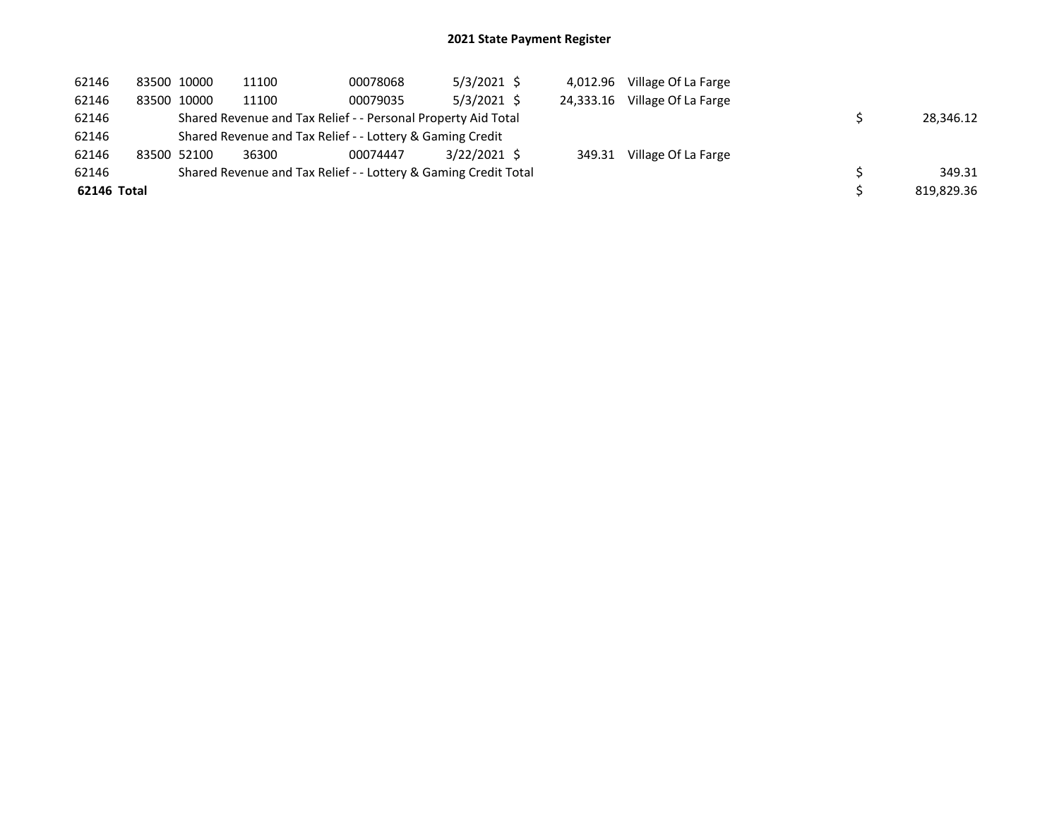## 2021 State Payment Register

| | | | | | | | | | |
|---|---|---|---|---|---|---|---|---|---|
| 62146 | 83500 | 10000 | 11100 | 00078068 | 5/3/2021 | $ 4,012.96 | Village Of La Farge | | |
| 62146 | 83500 | 10000 | 11100 | 00079035 | 5/3/2021 | $ 24,333.16 | Village Of La Farge | | |
| 62146 | | Shared Revenue and Tax Relief - - Personal Property Aid Total | | | | | | $ | 28,346.12 |
| 62146 | | Shared Revenue and Tax Relief - - Lottery & Gaming Credit | | | | | | | |
| 62146 | 83500 | 52100 | 36300 | 00074447 | 3/22/2021 | $ 349.31 | Village Of La Farge | | |
| 62146 | | Shared Revenue and Tax Relief - - Lottery & Gaming Credit Total | | | | | | $ | 349.31 |
| **62146 Total** | | | | | | | | $ | 819,829.36 |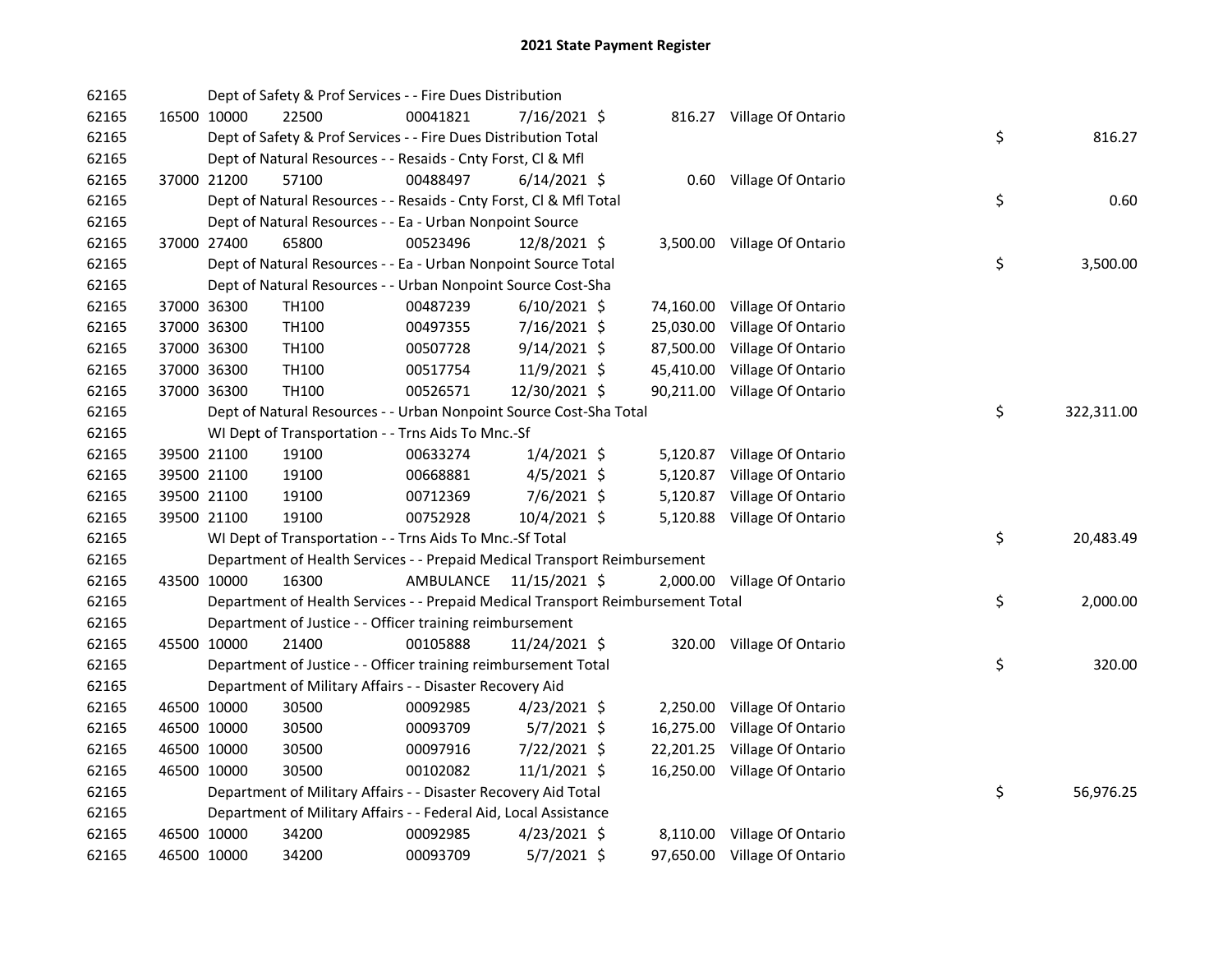# 2021 State Payment Register

| | | | | | | | | |
|---|---|---|---|---|---|---|---|---|
| 62165 | | | Dept of Safety & Prof Services - - Fire Dues Distribution | | | | | |
| 62165 | 16500 | 10000 | 22500 | 00041821 | 7/16/2021 | $ 816.27 | Village Of Ontario | |
| 62165 | | | Dept of Safety & Prof Services - - Fire Dues Distribution Total | | | | | $ 816.27 |
| 62165 | | | Dept of Natural Resources - - Resaids - Cnty Forst, Cl & Mfl | | | | | |
| 62165 | 37000 | 21200 | 57100 | 00488497 | 6/14/2021 | $ 0.60 | Village Of Ontario | |
| 62165 | | | Dept of Natural Resources - - Resaids - Cnty Forst, Cl & Mfl Total | | | | | $ 0.60 |
| 62165 | | | Dept of Natural Resources - - Ea - Urban Nonpoint Source | | | | | |
| 62165 | 37000 | 27400 | 65800 | 00523496 | 12/8/2021 | $ 3,500.00 | Village Of Ontario | |
| 62165 | | | Dept of Natural Resources - - Ea - Urban Nonpoint Source Total | | | | | $ 3,500.00 |
| 62165 | | | Dept of Natural Resources - - Urban Nonpoint Source Cost-Sha | | | | | |
| 62165 | 37000 | 36300 | TH100 | 00487239 | 6/10/2021 | $ 74,160.00 | Village Of Ontario | |
| 62165 | 37000 | 36300 | TH100 | 00497355 | 7/16/2021 | $ 25,030.00 | Village Of Ontario | |
| 62165 | 37000 | 36300 | TH100 | 00507728 | 9/14/2021 | $ 87,500.00 | Village Of Ontario | |
| 62165 | 37000 | 36300 | TH100 | 00517754 | 11/9/2021 | $ 45,410.00 | Village Of Ontario | |
| 62165 | 37000 | 36300 | TH100 | 00526571 | 12/30/2021 | $ 90,211.00 | Village Of Ontario | |
| 62165 | | | Dept of Natural Resources - - Urban Nonpoint Source Cost-Sha Total | | | | | $ 322,311.00 |
| 62165 | | | WI Dept of Transportation - - Trns Aids To Mnc.-Sf | | | | | |
| 62165 | 39500 | 21100 | 19100 | 00633274 | 1/4/2021 | $ 5,120.87 | Village Of Ontario | |
| 62165 | 39500 | 21100 | 19100 | 00668881 | 4/5/2021 | $ 5,120.87 | Village Of Ontario | |
| 62165 | 39500 | 21100 | 19100 | 00712369 | 7/6/2021 | $ 5,120.87 | Village Of Ontario | |
| 62165 | 39500 | 21100 | 19100 | 00752928 | 10/4/2021 | $ 5,120.88 | Village Of Ontario | |
| 62165 | | | WI Dept of Transportation - - Trns Aids To Mnc.-Sf Total | | | | | $ 20,483.49 |
| 62165 | | | Department of Health Services - - Prepaid Medical Transport Reimbursement | | | | | |
| 62165 | 43500 | 10000 | 16300 | AMBULANCE | 11/15/2021 | $ 2,000.00 | Village Of Ontario | |
| 62165 | | | Department of Health Services - - Prepaid Medical Transport Reimbursement Total | | | | | $ 2,000.00 |
| 62165 | | | Department of Justice - - Officer training reimbursement | | | | | |
| 62165 | 45500 | 10000 | 21400 | 00105888 | 11/24/2021 | $ 320.00 | Village Of Ontario | |
| 62165 | | | Department of Justice - - Officer training reimbursement Total | | | | | $ 320.00 |
| 62165 | | | Department of Military Affairs - - Disaster Recovery Aid | | | | | |
| 62165 | 46500 | 10000 | 30500 | 00092985 | 4/23/2021 | $ 2,250.00 | Village Of Ontario | |
| 62165 | 46500 | 10000 | 30500 | 00093709 | 5/7/2021 | $ 16,275.00 | Village Of Ontario | |
| 62165 | 46500 | 10000 | 30500 | 00097916 | 7/22/2021 | $ 22,201.25 | Village Of Ontario | |
| 62165 | 46500 | 10000 | 30500 | 00102082 | 11/1/2021 | $ 16,250.00 | Village Of Ontario | |
| 62165 | | | Department of Military Affairs - - Disaster Recovery Aid Total | | | | | $ 56,976.25 |
| 62165 | | | Department of Military Affairs - - Federal Aid, Local Assistance | | | | | |
| 62165 | 46500 | 10000 | 34200 | 00092985 | 4/23/2021 | $ 8,110.00 | Village Of Ontario | |
| 62165 | 46500 | 10000 | 34200 | 00093709 | 5/7/2021 | $ 97,650.00 | Village Of Ontario | |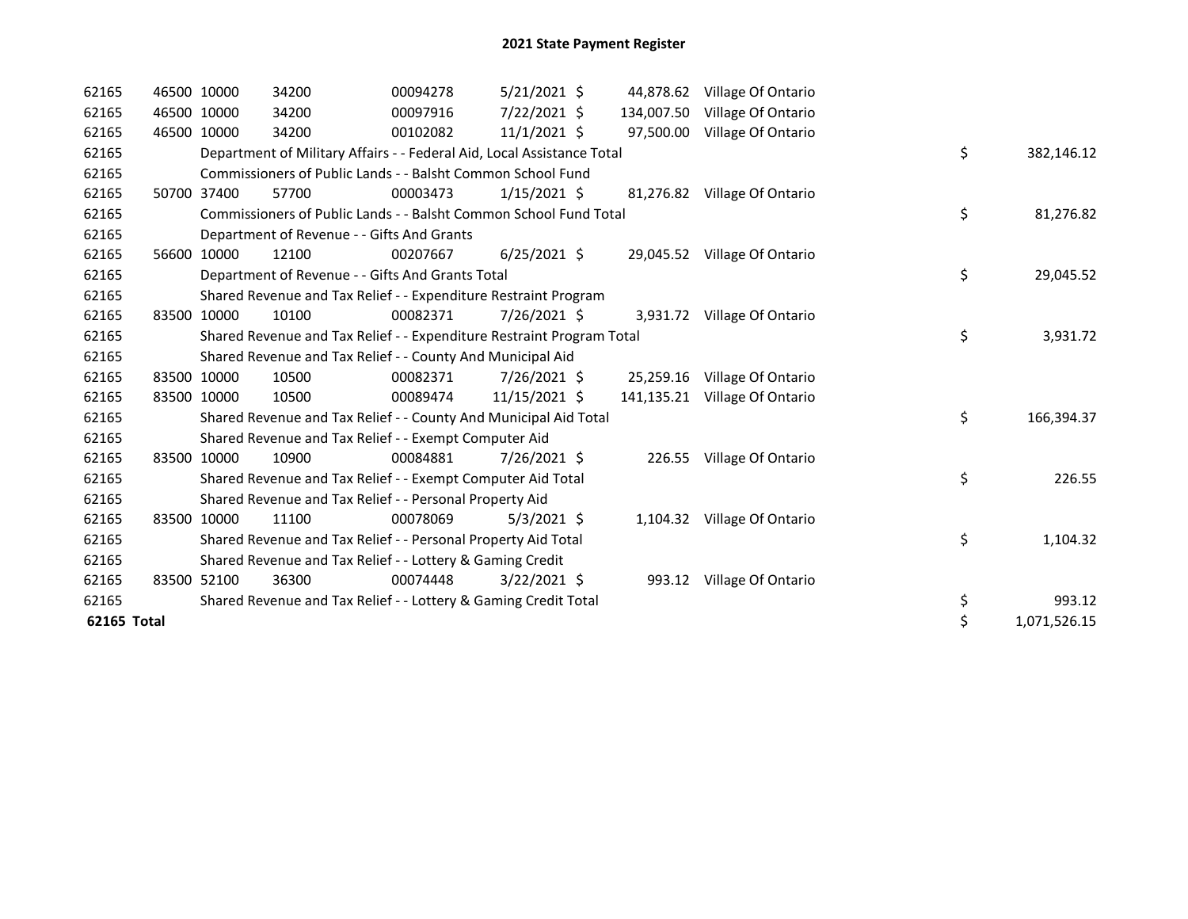# 2021 State Payment Register

| | | | | | | | | | |
|---|---|---|---|---|---|---|---|---|---|
| 62165 | 46500 | 10000 | 34200 | 00094278 | 5/21/2021 | $ 44,878.62 | Village Of Ontario | | |
| 62165 | 46500 | 10000 | 34200 | 00097916 | 7/22/2021 | $ 134,007.50 | Village Of Ontario | | |
| 62165 | 46500 | 10000 | 34200 | 00102082 | 11/1/2021 | $ 97,500.00 | Village Of Ontario | | |
| 62165 | | Department of Military Affairs - - Federal Aid, Local Assistance Total | | | | | | $ | 382,146.12 |
| 62165 | | Commissioners of Public Lands - - Balsht Common School Fund | | | | | | | |
| 62165 | 50700 | 37400 | 57700 | 00003473 | 1/15/2021 | $ 81,276.82 | Village Of Ontario | | |
| 62165 | | Commissioners of Public Lands - - Balsht Common School Fund Total | | | | | | $ | 81,276.82 |
| 62165 | | Department of Revenue - - Gifts And Grants | | | | | | | |
| 62165 | 56600 | 10000 | 12100 | 00207667 | 6/25/2021 | $ 29,045.52 | Village Of Ontario | | |
| 62165 | | Department of Revenue - - Gifts And Grants Total | | | | | | $ | 29,045.52 |
| 62165 | | Shared Revenue and Tax Relief - - Expenditure Restraint Program | | | | | | | |
| 62165 | 83500 | 10000 | 10100 | 00082371 | 7/26/2021 | $ 3,931.72 | Village Of Ontario | | |
| 62165 | | Shared Revenue and Tax Relief - - Expenditure Restraint Program Total | | | | | | $ | 3,931.72 |
| 62165 | | Shared Revenue and Tax Relief - - County And Municipal Aid | | | | | | | |
| 62165 | 83500 | 10000 | 10500 | 00082371 | 7/26/2021 | $ 25,259.16 | Village Of Ontario | | |
| 62165 | 83500 | 10000 | 10500 | 00089474 | 11/15/2021 | $ 141,135.21 | Village Of Ontario | | |
| 62165 | | Shared Revenue and Tax Relief - - County And Municipal Aid Total | | | | | | $ | 166,394.37 |
| 62165 | | Shared Revenue and Tax Relief - - Exempt Computer Aid | | | | | | | |
| 62165 | 83500 | 10000 | 10900 | 00084881 | 7/26/2021 | $ 226.55 | Village Of Ontario | | |
| 62165 | | Shared Revenue and Tax Relief - - Exempt Computer Aid Total | | | | | | $ | 226.55 |
| 62165 | | Shared Revenue and Tax Relief - - Personal Property Aid | | | | | | | |
| 62165 | 83500 | 10000 | 11100 | 00078069 | 5/3/2021 | $ 1,104.32 | Village Of Ontario | | |
| 62165 | | Shared Revenue and Tax Relief - - Personal Property Aid Total | | | | | | $ | 1,104.32 |
| 62165 | | Shared Revenue and Tax Relief - - Lottery & Gaming Credit | | | | | | | |
| 62165 | 83500 | 52100 | 36300 | 00074448 | 3/22/2021 | $ 993.12 | Village Of Ontario | | |
| 62165 | | Shared Revenue and Tax Relief - - Lottery & Gaming Credit Total | | | | | | $ | 993.12 |
| **62165 Total** | | | | | | | | $ | 1,071,526.15 |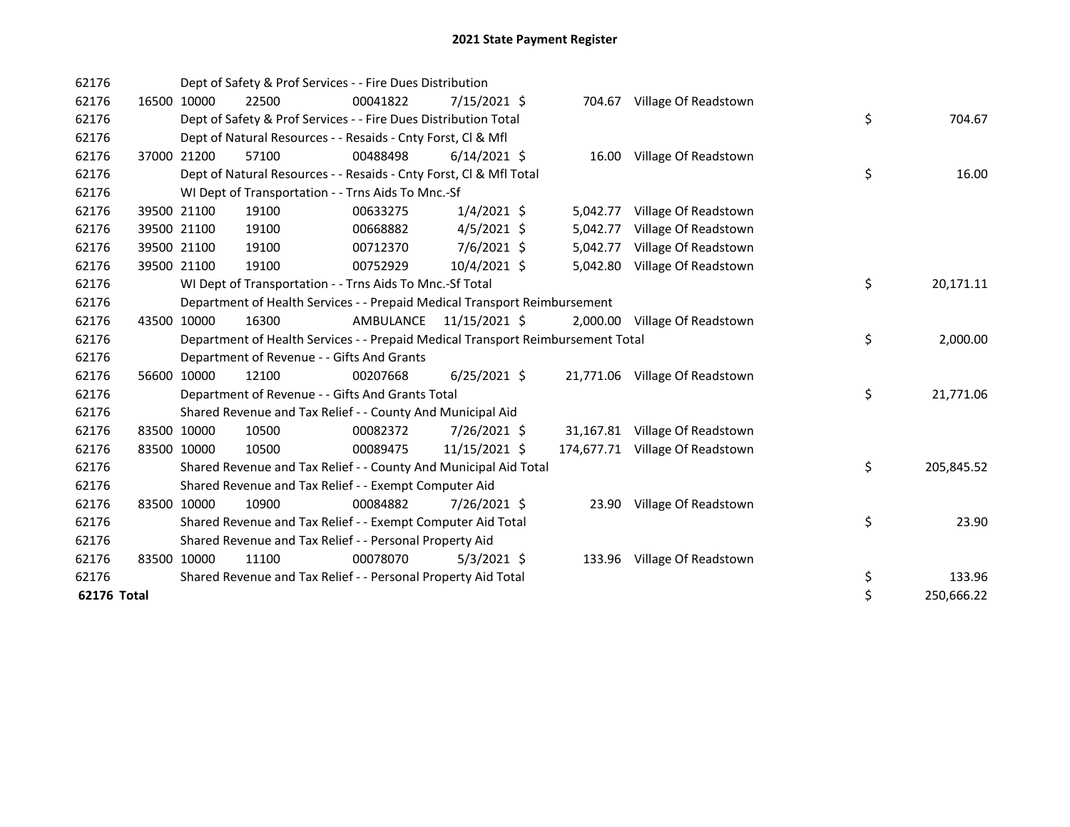# 2021 State Payment Register

| | | | | | | | | | |
|---|---|---|---|---|---|---|---|---|---|
| 62176 | | | Dept of Safety & Prof Services - - Fire Dues Distribution | | | | | | |
| 62176 | 16500 | 10000 | 22500 | 00041822 | 7/15/2021 | $ 704.67 | Village Of Readstown | | |
| 62176 | | | Dept of Safety & Prof Services - - Fire Dues Distribution Total | | | | | $ | 704.67 |
| 62176 | | | Dept of Natural Resources - - Resaids - Cnty Forst, Cl & Mfl | | | | | | |
| 62176 | 37000 | 21200 | 57100 | 00488498 | 6/14/2021 | $ 16.00 | Village Of Readstown | | |
| 62176 | | | Dept of Natural Resources - - Resaids - Cnty Forst, Cl & Mfl Total | | | | | $ | 16.00 |
| 62176 | | | WI Dept of Transportation - - Trns Aids To Mnc.-Sf | | | | | | |
| 62176 | 39500 | 21100 | 19100 | 00633275 | 1/4/2021 | $ 5,042.77 | Village Of Readstown | | |
| 62176 | 39500 | 21100 | 19100 | 00668882 | 4/5/2021 | $ 5,042.77 | Village Of Readstown | | |
| 62176 | 39500 | 21100 | 19100 | 00712370 | 7/6/2021 | $ 5,042.77 | Village Of Readstown | | |
| 62176 | 39500 | 21100 | 19100 | 00752929 | 10/4/2021 | $ 5,042.80 | Village Of Readstown | | |
| 62176 | | | WI Dept of Transportation - - Trns Aids To Mnc.-Sf Total | | | | | $ | 20,171.11 |
| 62176 | | | Department of Health Services - - Prepaid Medical Transport Reimbursement | | | | | | |
| 62176 | 43500 | 10000 | 16300 | AMBULANCE | 11/15/2021 | $ 2,000.00 | Village Of Readstown | | |
| 62176 | | | Department of Health Services - - Prepaid Medical Transport Reimbursement Total | | | | | $ | 2,000.00 |
| 62176 | | | Department of Revenue - - Gifts And Grants | | | | | | |
| 62176 | 56600 | 10000 | 12100 | 00207668 | 6/25/2021 | $ 21,771.06 | Village Of Readstown | | |
| 62176 | | | Department of Revenue - - Gifts And Grants Total | | | | | $ | 21,771.06 |
| 62176 | | | Shared Revenue and Tax Relief - - County And Municipal Aid | | | | | | |
| 62176 | 83500 | 10000 | 10500 | 00082372 | 7/26/2021 | $ 31,167.81 | Village Of Readstown | | |
| 62176 | 83500 | 10000 | 10500 | 00089475 | 11/15/2021 | $ 174,677.71 | Village Of Readstown | | |
| 62176 | | | Shared Revenue and Tax Relief - - County And Municipal Aid Total | | | | | $ | 205,845.52 |
| 62176 | | | Shared Revenue and Tax Relief - - Exempt Computer Aid | | | | | | |
| 62176 | 83500 | 10000 | 10900 | 00084882 | 7/26/2021 | $ 23.90 | Village Of Readstown | | |
| 62176 | | | Shared Revenue and Tax Relief - - Exempt Computer Aid Total | | | | | $ | 23.90 |
| 62176 | | | Shared Revenue and Tax Relief - - Personal Property Aid | | | | | | |
| 62176 | 83500 | 10000 | 11100 | 00078070 | 5/3/2021 | $ 133.96 | Village Of Readstown | | |
| 62176 | | | Shared Revenue and Tax Relief - - Personal Property Aid Total | | | | | $ | 133.96 |
| **62176 Total** | | | | | | | | $ | 250,666.22 |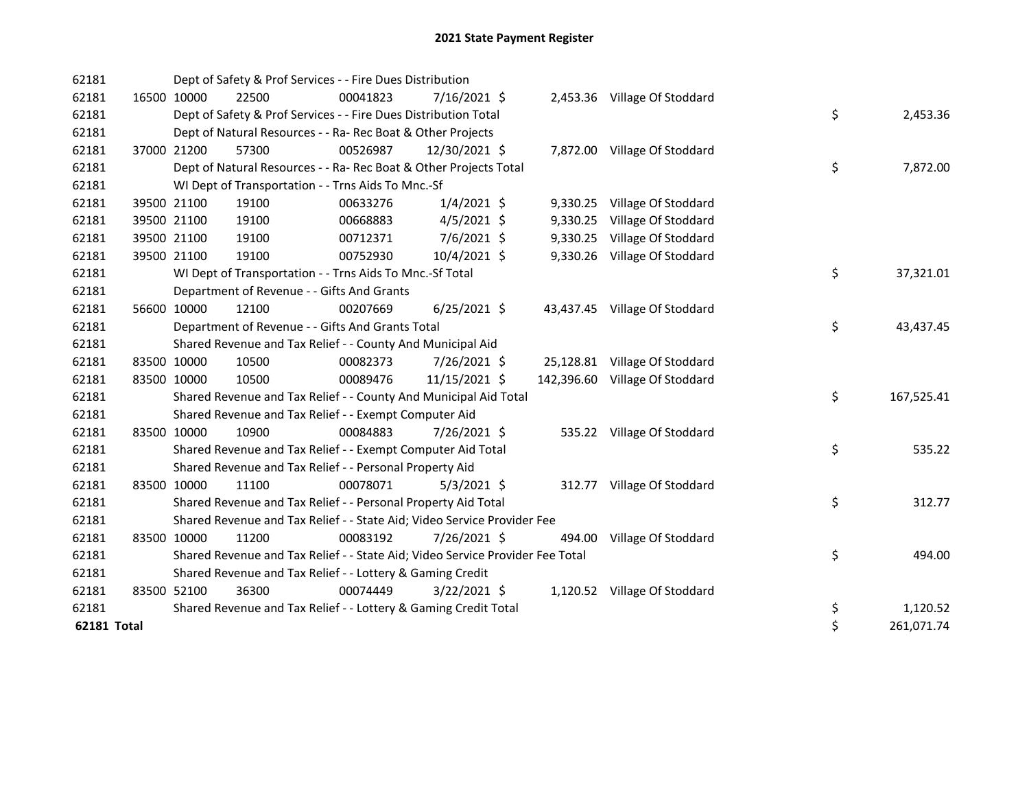# 2021 State Payment Register

| | | | | | | | | | |
|---|---|---|---|---|---|---|---|---|---|
| 62181 | | Dept of Safety & Prof Services - - Fire Dues Distribution | | | | | | | |
| 62181 | 16500 | 10000 | 22500 | 00041823 | 7/16/2021 | $ 2,453.36 | Village Of Stoddard | | |
| 62181 | | Dept of Safety & Prof Services - - Fire Dues Distribution Total | | | | | | $ | 2,453.36 |
| 62181 | | Dept of Natural Resources - - Ra- Rec Boat & Other Projects | | | | | | | |
| 62181 | 37000 | 21200 | 57300 | 00526987 | 12/30/2021 | $ 7,872.00 | Village Of Stoddard | | |
| 62181 | | Dept of Natural Resources - - Ra- Rec Boat & Other Projects Total | | | | | | $ | 7,872.00 |
| 62181 | | WI Dept of Transportation - - Trns Aids To Mnc.-Sf | | | | | | | |
| 62181 | 39500 | 21100 | 19100 | 00633276 | 1/4/2021 | $ 9,330.25 | Village Of Stoddard | | |
| 62181 | 39500 | 21100 | 19100 | 00668883 | 4/5/2021 | $ 9,330.25 | Village Of Stoddard | | |
| 62181 | 39500 | 21100 | 19100 | 00712371 | 7/6/2021 | $ 9,330.25 | Village Of Stoddard | | |
| 62181 | 39500 | 21100 | 19100 | 00752930 | 10/4/2021 | $ 9,330.26 | Village Of Stoddard | | |
| 62181 | | WI Dept of Transportation - - Trns Aids To Mnc.-Sf Total | | | | | | $ | 37,321.01 |
| 62181 | | Department of Revenue - - Gifts And Grants | | | | | | | |
| 62181 | 56600 | 10000 | 12100 | 00207669 | 6/25/2021 | $ 43,437.45 | Village Of Stoddard | | |
| 62181 | | Department of Revenue - - Gifts And Grants Total | | | | | | $ | 43,437.45 |
| 62181 | | Shared Revenue and Tax Relief - - County And Municipal Aid | | | | | | | |
| 62181 | 83500 | 10000 | 10500 | 00082373 | 7/26/2021 | $ 25,128.81 | Village Of Stoddard | | |
| 62181 | 83500 | 10000 | 10500 | 00089476 | 11/15/2021 | $ 142,396.60 | Village Of Stoddard | | |
| 62181 | | Shared Revenue and Tax Relief - - County And Municipal Aid Total | | | | | | $ | 167,525.41 |
| 62181 | | Shared Revenue and Tax Relief - - Exempt Computer Aid | | | | | | | |
| 62181 | 83500 | 10000 | 10900 | 00084883 | 7/26/2021 | $ 535.22 | Village Of Stoddard | | |
| 62181 | | Shared Revenue and Tax Relief - - Exempt Computer Aid Total | | | | | | $ | 535.22 |
| 62181 | | Shared Revenue and Tax Relief - - Personal Property Aid | | | | | | | |
| 62181 | 83500 | 10000 | 11100 | 00078071 | 5/3/2021 | $ 312.77 | Village Of Stoddard | | |
| 62181 | | Shared Revenue and Tax Relief - - Personal Property Aid Total | | | | | | $ | 312.77 |
| 62181 | | Shared Revenue and Tax Relief - - State Aid; Video Service Provider Fee | | | | | | | |
| 62181 | 83500 | 10000 | 11200 | 00083192 | 7/26/2021 | $ 494.00 | Village Of Stoddard | | |
| 62181 | | Shared Revenue and Tax Relief - - State Aid; Video Service Provider Fee Total | | | | | | $ | 494.00 |
| 62181 | | Shared Revenue and Tax Relief - - Lottery & Gaming Credit | | | | | | | |
| 62181 | 83500 | 52100 | 36300 | 00074449 | 3/22/2021 | $ 1,120.52 | Village Of Stoddard | | |
| 62181 | | Shared Revenue and Tax Relief - - Lottery & Gaming Credit Total | | | | | | $ | 1,120.52 |
| **62181 Total** | | | | | | | | $ | 261,071.74 |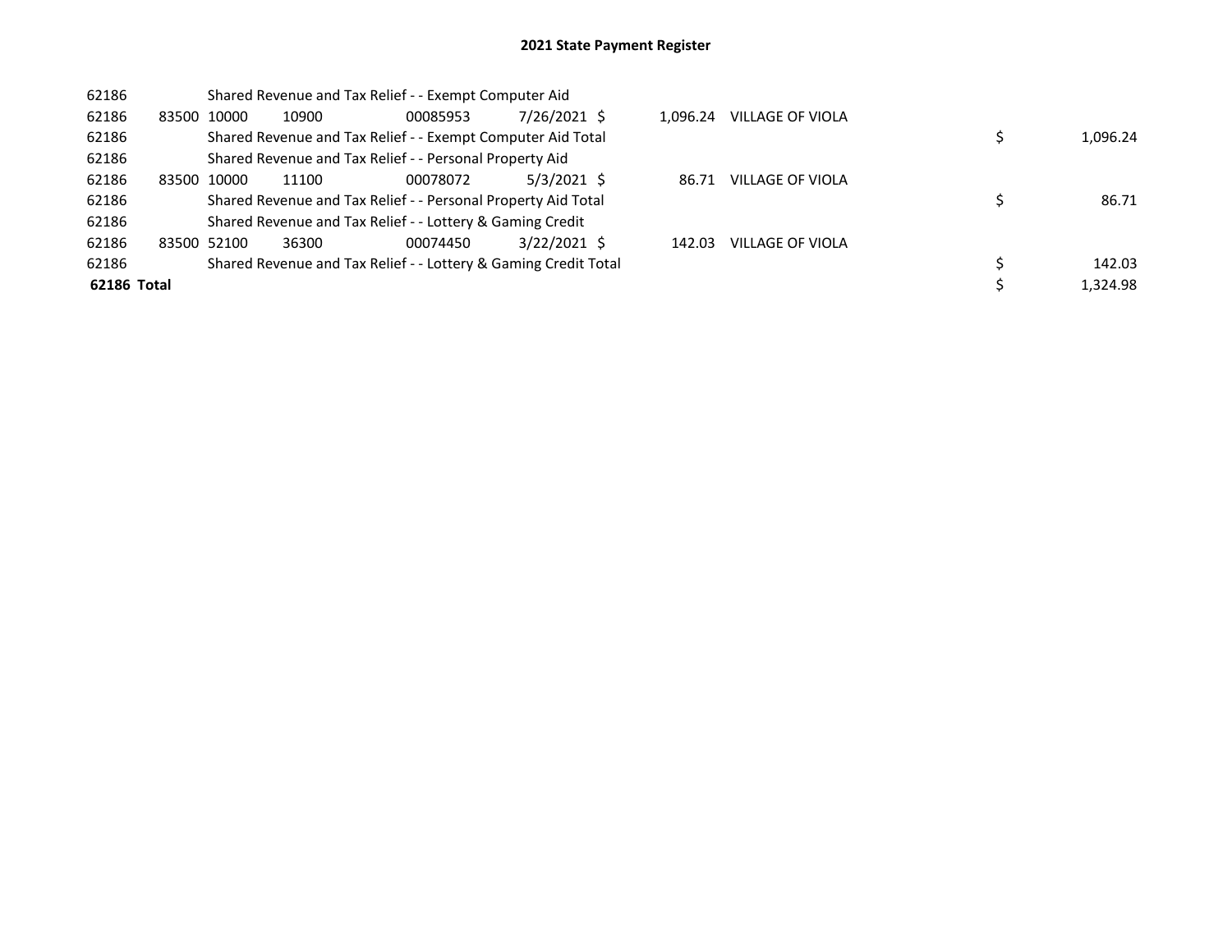# 2021 State Payment Register

| | | | | | | | | | |
|---|---|---|---|---|---|---|---|---|---|
| 62186 | | Shared Revenue and Tax Relief - - Exempt Computer Aid | | | | | | | |
| 62186 | 83500 | 10000 | 10900 | 00085953 | 7/26/2021 | $ 1,096.24 | VILLAGE OF VIOLA | | |
| 62186 | | Shared Revenue and Tax Relief - - Exempt Computer Aid Total | | | | | | $ | 1,096.24 |
| 62186 | | Shared Revenue and Tax Relief - - Personal Property Aid | | | | | | | |
| 62186 | 83500 | 10000 | 11100 | 00078072 | 5/3/2021 | $ 86.71 | VILLAGE OF VIOLA | | |
| 62186 | | Shared Revenue and Tax Relief - - Personal Property Aid Total | | | | | | $ | 86.71 |
| 62186 | | Shared Revenue and Tax Relief - - Lottery & Gaming Credit | | | | | | | |
| 62186 | 83500 | 52100 | 36300 | 00074450 | 3/22/2021 | $ 142.03 | VILLAGE OF VIOLA | | |
| 62186 | | Shared Revenue and Tax Relief - - Lottery & Gaming Credit Total | | | | | | $ | 142.03 |
| **62186 Total** | | | | | | | | $ | 1,324.98 |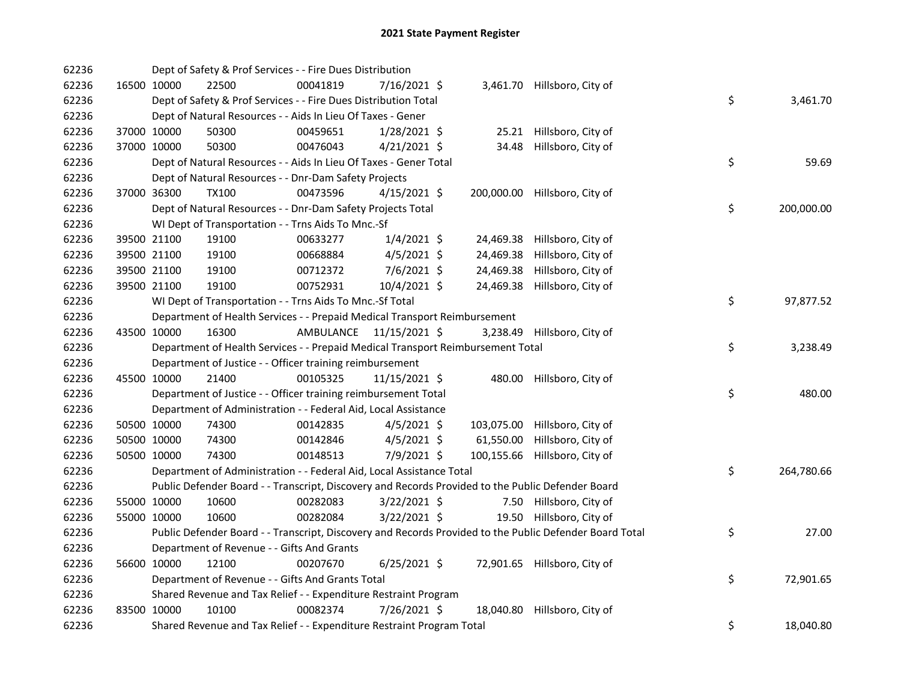# 2021 State Payment Register

| | | | | | | | | |
|---|---|---|---|---|---|---|---|---|
| 62236 | | Dept of Safety & Prof Services - - Fire Dues Distribution | | | | | | |
| 62236 | 16500 | 10000 | 22500 | 00041819 | 7/16/2021 $ | 3,461.70 | Hillsboro, City of | |
| 62236 | | Dept of Safety & Prof Services - - Fire Dues Distribution Total | | | | | | $ 3,461.70 |
| 62236 | | Dept of Natural Resources - - Aids In Lieu Of Taxes - Gener | | | | | | |
| 62236 | 37000 | 10000 | 50300 | 00459651 | 1/28/2021 $ | 25.21 | Hillsboro, City of | |
| 62236 | 37000 | 10000 | 50300 | 00476043 | 4/21/2021 $ | 34.48 | Hillsboro, City of | |
| 62236 | | Dept of Natural Resources - - Aids In Lieu Of Taxes - Gener Total | | | | | | $ 59.69 |
| 62236 | | Dept of Natural Resources - - Dnr-Dam Safety Projects | | | | | | |
| 62236 | 37000 | 36300 | TX100 | 00473596 | 4/15/2021 $ | 200,000.00 | Hillsboro, City of | |
| 62236 | | Dept of Natural Resources - - Dnr-Dam Safety Projects Total | | | | | | $ 200,000.00 |
| 62236 | | WI Dept of Transportation - - Trns Aids To Mnc.-Sf | | | | | | |
| 62236 | 39500 | 21100 | 19100 | 00633277 | 1/4/2021 $ | 24,469.38 | Hillsboro, City of | |
| 62236 | 39500 | 21100 | 19100 | 00668884 | 4/5/2021 $ | 24,469.38 | Hillsboro, City of | |
| 62236 | 39500 | 21100 | 19100 | 00712372 | 7/6/2021 $ | 24,469.38 | Hillsboro, City of | |
| 62236 | 39500 | 21100 | 19100 | 00752931 | 10/4/2021 $ | 24,469.38 | Hillsboro, City of | |
| 62236 | | WI Dept of Transportation - - Trns Aids To Mnc.-Sf Total | | | | | | $ 97,877.52 |
| 62236 | | Department of Health Services - - Prepaid Medical Transport Reimbursement | | | | | | |
| 62236 | 43500 | 10000 | 16300 | AMBULANCE | 11/15/2021 $ | 3,238.49 | Hillsboro, City of | |
| 62236 | | Department of Health Services - - Prepaid Medical Transport Reimbursement Total | | | | | | $ 3,238.49 |
| 62236 | | Department of Justice - - Officer training reimbursement | | | | | | |
| 62236 | 45500 | 10000 | 21400 | 00105325 | 11/15/2021 $ | 480.00 | Hillsboro, City of | |
| 62236 | | Department of Justice - - Officer training reimbursement Total | | | | | | $ 480.00 |
| 62236 | | Department of Administration - - Federal Aid, Local Assistance | | | | | | |
| 62236 | 50500 | 10000 | 74300 | 00142835 | 4/5/2021 $ | 103,075.00 | Hillsboro, City of | |
| 62236 | 50500 | 10000 | 74300 | 00142846 | 4/5/2021 $ | 61,550.00 | Hillsboro, City of | |
| 62236 | 50500 | 10000 | 74300 | 00148513 | 7/9/2021 $ | 100,155.66 | Hillsboro, City of | |
| 62236 | | Department of Administration - - Federal Aid, Local Assistance Total | | | | | | $ 264,780.66 |
| 62236 | | Public Defender Board - - Transcript, Discovery and Records Provided to the Public Defender Board | | | | | | |
| 62236 | 55000 | 10000 | 10600 | 00282083 | 3/22/2021 $ | 7.50 | Hillsboro, City of | |
| 62236 | 55000 | 10000 | 10600 | 00282084 | 3/22/2021 $ | 19.50 | Hillsboro, City of | |
| 62236 | | Public Defender Board - - Transcript, Discovery and Records Provided to the Public Defender Board Total | | | | | | $ 27.00 |
| 62236 | | Department of Revenue - - Gifts And Grants | | | | | | |
| 62236 | 56600 | 10000 | 12100 | 00207670 | 6/25/2021 $ | 72,901.65 | Hillsboro, City of | |
| 62236 | | Department of Revenue - - Gifts And Grants Total | | | | | | $ 72,901.65 |
| 62236 | | Shared Revenue and Tax Relief - - Expenditure Restraint Program | | | | | | |
| 62236 | 83500 | 10000 | 10100 | 00082374 | 7/26/2021 $ | 18,040.80 | Hillsboro, City of | |
| 62236 | | Shared Revenue and Tax Relief - - Expenditure Restraint Program Total | | | | | | $ 18,040.80 |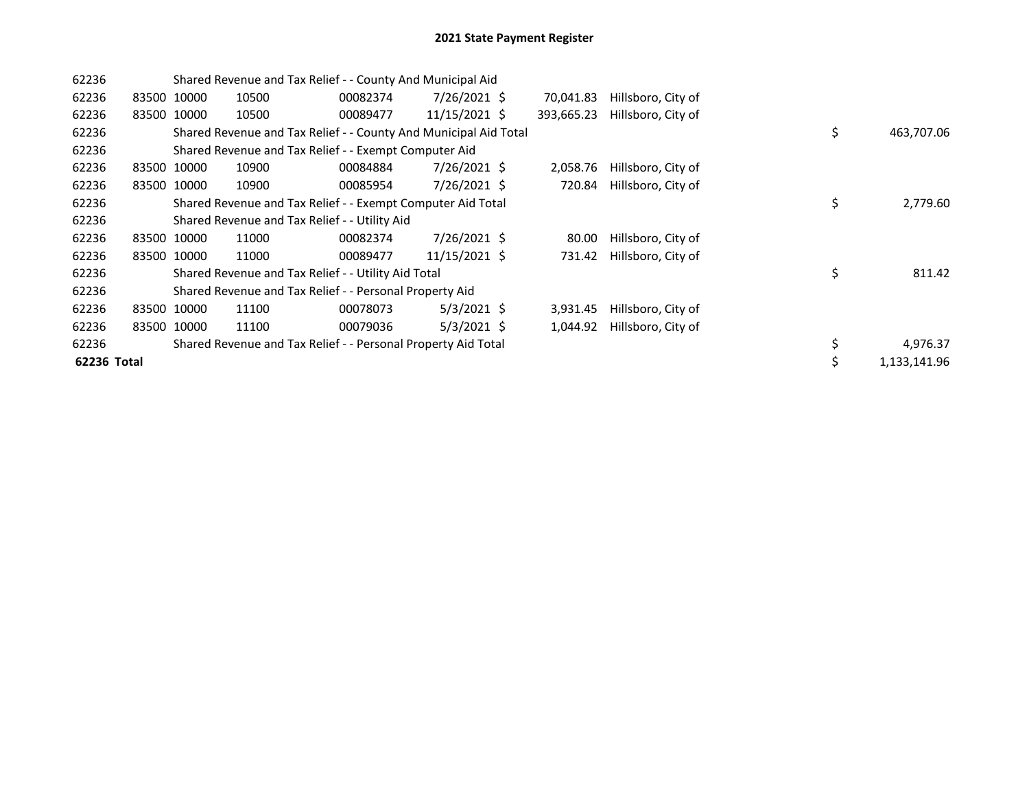# 2021 State Payment Register

| | | | | | | | | | |
|---|---|---|---|---|---|---|---|---|---|
| 62236 | | | Shared Revenue and Tax Relief - - County And Municipal Aid | | | | | | |
| 62236 | 83500 | 10000 | 10500 | 00082374 | 7/26/2021 | $ 70,041.83 | Hillsboro, City of | | |
| 62236 | 83500 | 10000 | 10500 | 00089477 | 11/15/2021 | $ 393,665.23 | Hillsboro, City of | | |
| 62236 | | | Shared Revenue and Tax Relief - - County And Municipal Aid Total | | | | | $ | 463,707.06 |
| 62236 | | | Shared Revenue and Tax Relief - - Exempt Computer Aid | | | | | | |
| 62236 | 83500 | 10000 | 10900 | 00084884 | 7/26/2021 | $ 2,058.76 | Hillsboro, City of | | |
| 62236 | 83500 | 10000 | 10900 | 00085954 | 7/26/2021 | $ 720.84 | Hillsboro, City of | | |
| 62236 | | | Shared Revenue and Tax Relief - - Exempt Computer Aid Total | | | | | $ | 2,779.60 |
| 62236 | | | Shared Revenue and Tax Relief - - Utility Aid | | | | | | |
| 62236 | 83500 | 10000 | 11000 | 00082374 | 7/26/2021 | $ 80.00 | Hillsboro, City of | | |
| 62236 | 83500 | 10000 | 11000 | 00089477 | 11/15/2021 | $ 731.42 | Hillsboro, City of | | |
| 62236 | | | Shared Revenue and Tax Relief - - Utility Aid Total | | | | | $ | 811.42 |
| 62236 | | | Shared Revenue and Tax Relief - - Personal Property Aid | | | | | | |
| 62236 | 83500 | 10000 | 11100 | 00078073 | 5/3/2021 | $ 3,931.45 | Hillsboro, City of | | |
| 62236 | 83500 | 10000 | 11100 | 00079036 | 5/3/2021 | $ 1,044.92 | Hillsboro, City of | | |
| 62236 | | | Shared Revenue and Tax Relief - - Personal Property Aid Total | | | | | $ | 4,976.37 |
| **62236 Total** | | | | | | | | $ | 1,133,141.96 |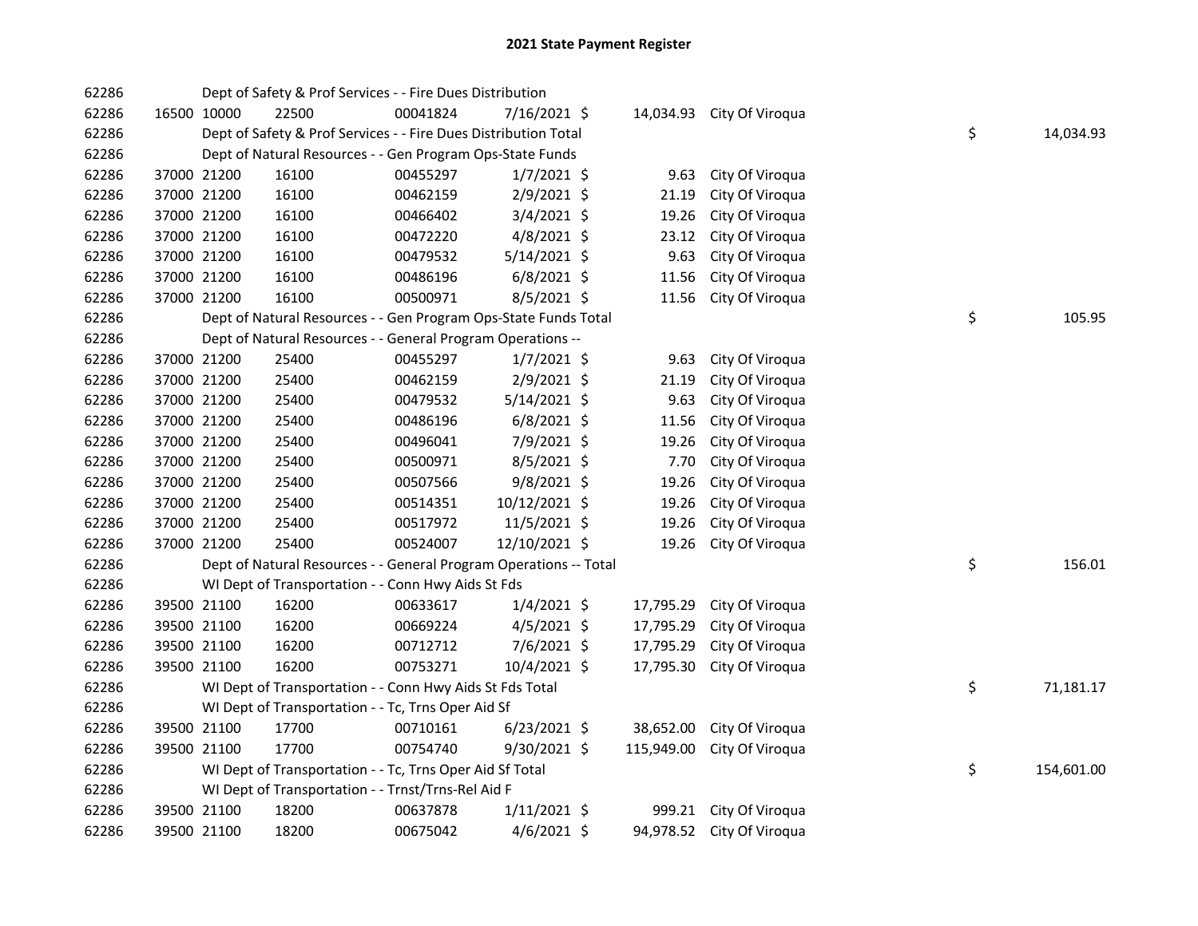# 2021 State Payment Register

| | | | | | | | | | |
|---|---|---|---|---|---|---|---|---|---|
| 62286 | | Dept of Safety & Prof Services - - Fire Dues Distribution | | | | | | | |
| 62286 | 16500 | 10000 | 22500 | 00041824 | 7/16/2021 $ | 14,034.93 | City Of Viroqua | | |
| 62286 | | Dept of Safety & Prof Services - - Fire Dues Distribution Total | | | | | | $ | 14,034.93 |
| 62286 | | Dept of Natural Resources - - Gen Program Ops-State Funds | | | | | | | |
| 62286 | 37000 | 21200 | 16100 | 00455297 | 1/7/2021 $ | 9.63 | City Of Viroqua | | |
| 62286 | 37000 | 21200 | 16100 | 00462159 | 2/9/2021 $ | 21.19 | City Of Viroqua | | |
| 62286 | 37000 | 21200 | 16100 | 00466402 | 3/4/2021 $ | 19.26 | City Of Viroqua | | |
| 62286 | 37000 | 21200 | 16100 | 00472220 | 4/8/2021 $ | 23.12 | City Of Viroqua | | |
| 62286 | 37000 | 21200 | 16100 | 00479532 | 5/14/2021 $ | 9.63 | City Of Viroqua | | |
| 62286 | 37000 | 21200 | 16100 | 00486196 | 6/8/2021 $ | 11.56 | City Of Viroqua | | |
| 62286 | 37000 | 21200 | 16100 | 00500971 | 8/5/2021 $ | 11.56 | City Of Viroqua | | |
| 62286 | | Dept of Natural Resources - - Gen Program Ops-State Funds Total | | | | | | $ | 105.95 |
| 62286 | | Dept of Natural Resources - - General Program Operations -- | | | | | | | |
| 62286 | 37000 | 21200 | 25400 | 00455297 | 1/7/2021 $ | 9.63 | City Of Viroqua | | |
| 62286 | 37000 | 21200 | 25400 | 00462159 | 2/9/2021 $ | 21.19 | City Of Viroqua | | |
| 62286 | 37000 | 21200 | 25400 | 00479532 | 5/14/2021 $ | 9.63 | City Of Viroqua | | |
| 62286 | 37000 | 21200 | 25400 | 00486196 | 6/8/2021 $ | 11.56 | City Of Viroqua | | |
| 62286 | 37000 | 21200 | 25400 | 00496041 | 7/9/2021 $ | 19.26 | City Of Viroqua | | |
| 62286 | 37000 | 21200 | 25400 | 00500971 | 8/5/2021 $ | 7.70 | City Of Viroqua | | |
| 62286 | 37000 | 21200 | 25400 | 00507566 | 9/8/2021 $ | 19.26 | City Of Viroqua | | |
| 62286 | 37000 | 21200 | 25400 | 00514351 | 10/12/2021 $ | 19.26 | City Of Viroqua | | |
| 62286 | 37000 | 21200 | 25400 | 00517972 | 11/5/2021 $ | 19.26 | City Of Viroqua | | |
| 62286 | 37000 | 21200 | 25400 | 00524007 | 12/10/2021 $ | 19.26 | City Of Viroqua | | |
| 62286 | | Dept of Natural Resources - - General Program Operations -- Total | | | | | | $ | 156.01 |
| 62286 | | WI Dept of Transportation - - Conn Hwy Aids St Fds | | | | | | | |
| 62286 | 39500 | 21100 | 16200 | 00633617 | 1/4/2021 $ | 17,795.29 | City Of Viroqua | | |
| 62286 | 39500 | 21100 | 16200 | 00669224 | 4/5/2021 $ | 17,795.29 | City Of Viroqua | | |
| 62286 | 39500 | 21100 | 16200 | 00712712 | 7/6/2021 $ | 17,795.29 | City Of Viroqua | | |
| 62286 | 39500 | 21100 | 16200 | 00753271 | 10/4/2021 $ | 17,795.30 | City Of Viroqua | | |
| 62286 | | WI Dept of Transportation - - Conn Hwy Aids St Fds Total | | | | | | $ | 71,181.17 |
| 62286 | | WI Dept of Transportation - - Tc, Trns Oper Aid Sf | | | | | | | |
| 62286 | 39500 | 21100 | 17700 | 00710161 | 6/23/2021 $ | 38,652.00 | City Of Viroqua | | |
| 62286 | 39500 | 21100 | 17700 | 00754740 | 9/30/2021 $ | 115,949.00 | City Of Viroqua | | |
| 62286 | | WI Dept of Transportation - - Tc, Trns Oper Aid Sf Total | | | | | | $ | 154,601.00 |
| 62286 | | WI Dept of Transportation - - Trnst/Trns-Rel Aid F | | | | | | | |
| 62286 | 39500 | 21100 | 18200 | 00637878 | 1/11/2021 $ | 999.21 | City Of Viroqua | | |
| 62286 | 39500 | 21100 | 18200 | 00675042 | 4/6/2021 $ | 94,978.52 | City Of Viroqua | | |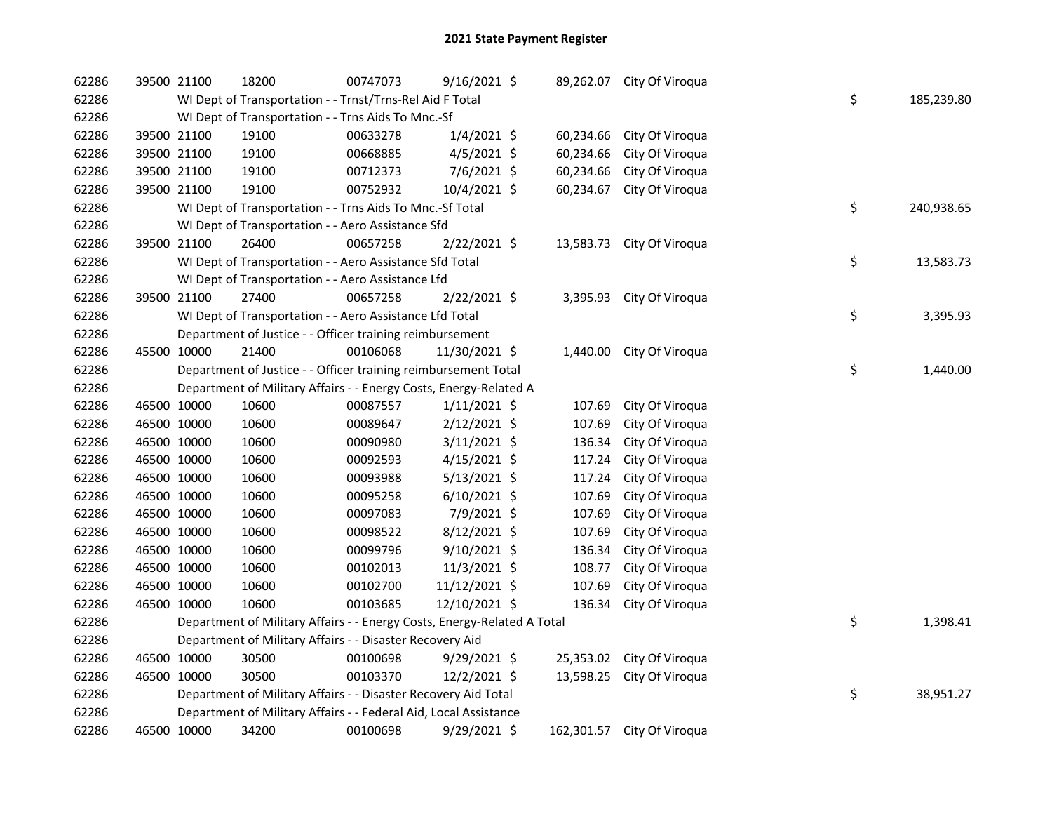## 2021 State Payment Register

| | | | | | | | | | |
|---|---|---|---|---|---|---|---|---|---|
| 62286 | 39500 | 21100 | 18200 | 00747073 | 9/16/2021 | $ 89,262.07 | City Of Viroqua | | |
| 62286 | | WI Dept of Transportation - - Trnst/Trns-Rel Aid F Total | | | | | | $ | 185,239.80 |
| 62286 | | WI Dept of Transportation - - Trns Aids To Mnc.-Sf | | | | | | | |
| 62286 | 39500 | 21100 | 19100 | 00633278 | 1/4/2021 | $ 60,234.66 | City Of Viroqua | | |
| 62286 | 39500 | 21100 | 19100 | 00668885 | 4/5/2021 | $ 60,234.66 | City Of Viroqua | | |
| 62286 | 39500 | 21100 | 19100 | 00712373 | 7/6/2021 | $ 60,234.66 | City Of Viroqua | | |
| 62286 | 39500 | 21100 | 19100 | 00752932 | 10/4/2021 | $ 60,234.67 | City Of Viroqua | | |
| 62286 | | WI Dept of Transportation - - Trns Aids To Mnc.-Sf Total | | | | | | $ | 240,938.65 |
| 62286 | | WI Dept of Transportation - - Aero Assistance Sfd | | | | | | | |
| 62286 | 39500 | 21100 | 26400 | 00657258 | 2/22/2021 | $ 13,583.73 | City Of Viroqua | | |
| 62286 | | WI Dept of Transportation - - Aero Assistance Sfd Total | | | | | | $ | 13,583.73 |
| 62286 | | WI Dept of Transportation - - Aero Assistance Lfd | | | | | | | |
| 62286 | 39500 | 21100 | 27400 | 00657258 | 2/22/2021 | $ 3,395.93 | City Of Viroqua | | |
| 62286 | | WI Dept of Transportation - - Aero Assistance Lfd Total | | | | | | $ | 3,395.93 |
| 62286 | | Department of Justice - - Officer training reimbursement | | | | | | | |
| 62286 | 45500 | 10000 | 21400 | 00106068 | 11/30/2021 | $ 1,440.00 | City Of Viroqua | | |
| 62286 | | Department of Justice - - Officer training reimbursement Total | | | | | | $ | 1,440.00 |
| 62286 | | Department of Military Affairs - - Energy Costs, Energy-Related A | | | | | | | |
| 62286 | 46500 | 10000 | 10600 | 00087557 | 1/11/2021 | $ 107.69 | City Of Viroqua | | |
| 62286 | 46500 | 10000 | 10600 | 00089647 | 2/12/2021 | $ 107.69 | City Of Viroqua | | |
| 62286 | 46500 | 10000 | 10600 | 00090980 | 3/11/2021 | $ 136.34 | City Of Viroqua | | |
| 62286 | 46500 | 10000 | 10600 | 00092593 | 4/15/2021 | $ 117.24 | City Of Viroqua | | |
| 62286 | 46500 | 10000 | 10600 | 00093988 | 5/13/2021 | $ 117.24 | City Of Viroqua | | |
| 62286 | 46500 | 10000 | 10600 | 00095258 | 6/10/2021 | $ 107.69 | City Of Viroqua | | |
| 62286 | 46500 | 10000 | 10600 | 00097083 | 7/9/2021 | $ 107.69 | City Of Viroqua | | |
| 62286 | 46500 | 10000 | 10600 | 00098522 | 8/12/2021 | $ 107.69 | City Of Viroqua | | |
| 62286 | 46500 | 10000 | 10600 | 00099796 | 9/10/2021 | $ 136.34 | City Of Viroqua | | |
| 62286 | 46500 | 10000 | 10600 | 00102013 | 11/3/2021 | $ 108.77 | City Of Viroqua | | |
| 62286 | 46500 | 10000 | 10600 | 00102700 | 11/12/2021 | $ 107.69 | City Of Viroqua | | |
| 62286 | 46500 | 10000 | 10600 | 00103685 | 12/10/2021 | $ 136.34 | City Of Viroqua | | |
| 62286 | | Department of Military Affairs - - Energy Costs, Energy-Related A Total | | | | | | $ | 1,398.41 |
| 62286 | | Department of Military Affairs - - Disaster Recovery Aid | | | | | | | |
| 62286 | 46500 | 10000 | 30500 | 00100698 | 9/29/2021 | $ 25,353.02 | City Of Viroqua | | |
| 62286 | 46500 | 10000 | 30500 | 00103370 | 12/2/2021 | $ 13,598.25 | City Of Viroqua | | |
| 62286 | | Department of Military Affairs - - Disaster Recovery Aid Total | | | | | | $ | 38,951.27 |
| 62286 | | Department of Military Affairs - - Federal Aid, Local Assistance | | | | | | | |
| 62286 | 46500 | 10000 | 34200 | 00100698 | 9/29/2021 | $ 162,301.57 | City Of Viroqua | | |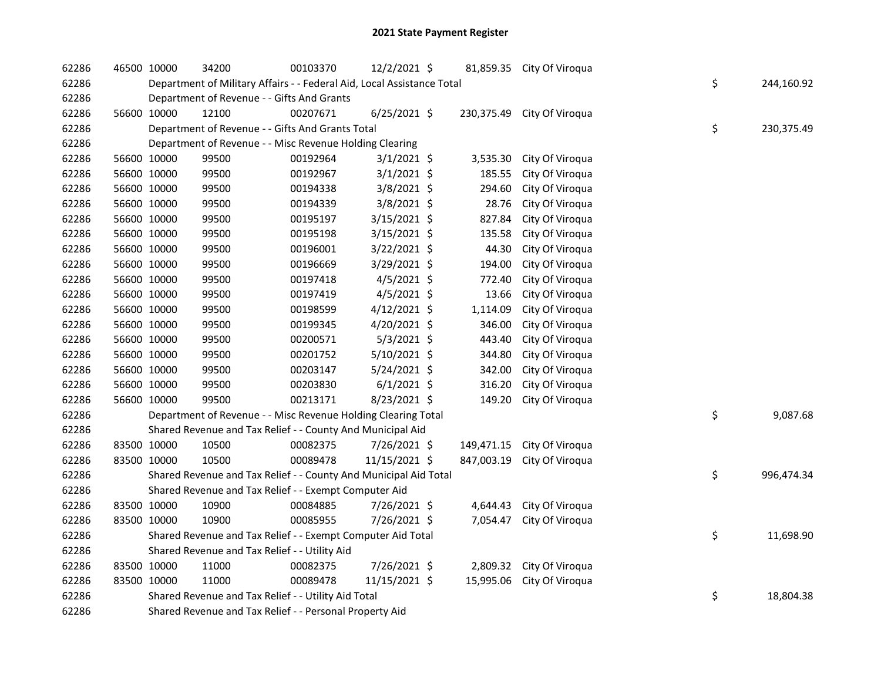# 2021 State Payment Register

| | | | | | | | | | |
|---|---|---|---|---|---|---|---|---|---|
| 62286 | 46500 | 10000 | 34200 | 00103370 | 12/2/2021 | $ 81,859.35 | City Of Viroqua | | |
| 62286 | | Department of Military Affairs - - Federal Aid, Local Assistance Total | | | | | | $ | 244,160.92 |
| 62286 | | Department of Revenue - - Gifts And Grants | | | | | | | |
| 62286 | 56600 | 10000 | 12100 | 00207671 | 6/25/2021 | $ 230,375.49 | City Of Viroqua | | |
| 62286 | | Department of Revenue - - Gifts And Grants Total | | | | | | $ | 230,375.49 |
| 62286 | | Department of Revenue - - Misc Revenue Holding Clearing | | | | | | | |
| 62286 | 56600 | 10000 | 99500 | 00192964 | 3/1/2021 | $ 3,535.30 | City Of Viroqua | | |
| 62286 | 56600 | 10000 | 99500 | 00192967 | 3/1/2021 | $ 185.55 | City Of Viroqua | | |
| 62286 | 56600 | 10000 | 99500 | 00194338 | 3/8/2021 | $ 294.60 | City Of Viroqua | | |
| 62286 | 56600 | 10000 | 99500 | 00194339 | 3/8/2021 | $ 28.76 | City Of Viroqua | | |
| 62286 | 56600 | 10000 | 99500 | 00195197 | 3/15/2021 | $ 827.84 | City Of Viroqua | | |
| 62286 | 56600 | 10000 | 99500 | 00195198 | 3/15/2021 | $ 135.58 | City Of Viroqua | | |
| 62286 | 56600 | 10000 | 99500 | 00196001 | 3/22/2021 | $ 44.30 | City Of Viroqua | | |
| 62286 | 56600 | 10000 | 99500 | 00196669 | 3/29/2021 | $ 194.00 | City Of Viroqua | | |
| 62286 | 56600 | 10000 | 99500 | 00197418 | 4/5/2021 | $ 772.40 | City Of Viroqua | | |
| 62286 | 56600 | 10000 | 99500 | 00197419 | 4/5/2021 | $ 13.66 | City Of Viroqua | | |
| 62286 | 56600 | 10000 | 99500 | 00198599 | 4/12/2021 | $ 1,114.09 | City Of Viroqua | | |
| 62286 | 56600 | 10000 | 99500 | 00199345 | 4/20/2021 | $ 346.00 | City Of Viroqua | | |
| 62286 | 56600 | 10000 | 99500 | 00200571 | 5/3/2021 | $ 443.40 | City Of Viroqua | | |
| 62286 | 56600 | 10000 | 99500 | 00201752 | 5/10/2021 | $ 344.80 | City Of Viroqua | | |
| 62286 | 56600 | 10000 | 99500 | 00203147 | 5/24/2021 | $ 342.00 | City Of Viroqua | | |
| 62286 | 56600 | 10000 | 99500 | 00203830 | 6/1/2021 | $ 316.20 | City Of Viroqua | | |
| 62286 | 56600 | 10000 | 99500 | 00213171 | 8/23/2021 | $ 149.20 | City Of Viroqua | | |
| 62286 | | Department of Revenue - - Misc Revenue Holding Clearing Total | | | | | | $ | 9,087.68 |
| 62286 | | Shared Revenue and Tax Relief - - County And Municipal Aid | | | | | | | |
| 62286 | 83500 | 10000 | 10500 | 00082375 | 7/26/2021 | $ 149,471.15 | City Of Viroqua | | |
| 62286 | 83500 | 10000 | 10500 | 00089478 | 11/15/2021 | $ 847,003.19 | City Of Viroqua | | |
| 62286 | | Shared Revenue and Tax Relief - - County And Municipal Aid Total | | | | | | $ | 996,474.34 |
| 62286 | | Shared Revenue and Tax Relief - - Exempt Computer Aid | | | | | | | |
| 62286 | 83500 | 10000 | 10900 | 00084885 | 7/26/2021 | $ 4,644.43 | City Of Viroqua | | |
| 62286 | 83500 | 10000 | 10900 | 00085955 | 7/26/2021 | $ 7,054.47 | City Of Viroqua | | |
| 62286 | | Shared Revenue and Tax Relief - - Exempt Computer Aid Total | | | | | | $ | 11,698.90 |
| 62286 | | Shared Revenue and Tax Relief - - Utility Aid | | | | | | | |
| 62286 | 83500 | 10000 | 11000 | 00082375 | 7/26/2021 | $ 2,809.32 | City Of Viroqua | | |
| 62286 | 83500 | 10000 | 11000 | 00089478 | 11/15/2021 | $ 15,995.06 | City Of Viroqua | | |
| 62286 | | Shared Revenue and Tax Relief - - Utility Aid Total | | | | | | $ | 18,804.38 |
| 62286 | | Shared Revenue and Tax Relief - - Personal Property Aid | | | | | | | |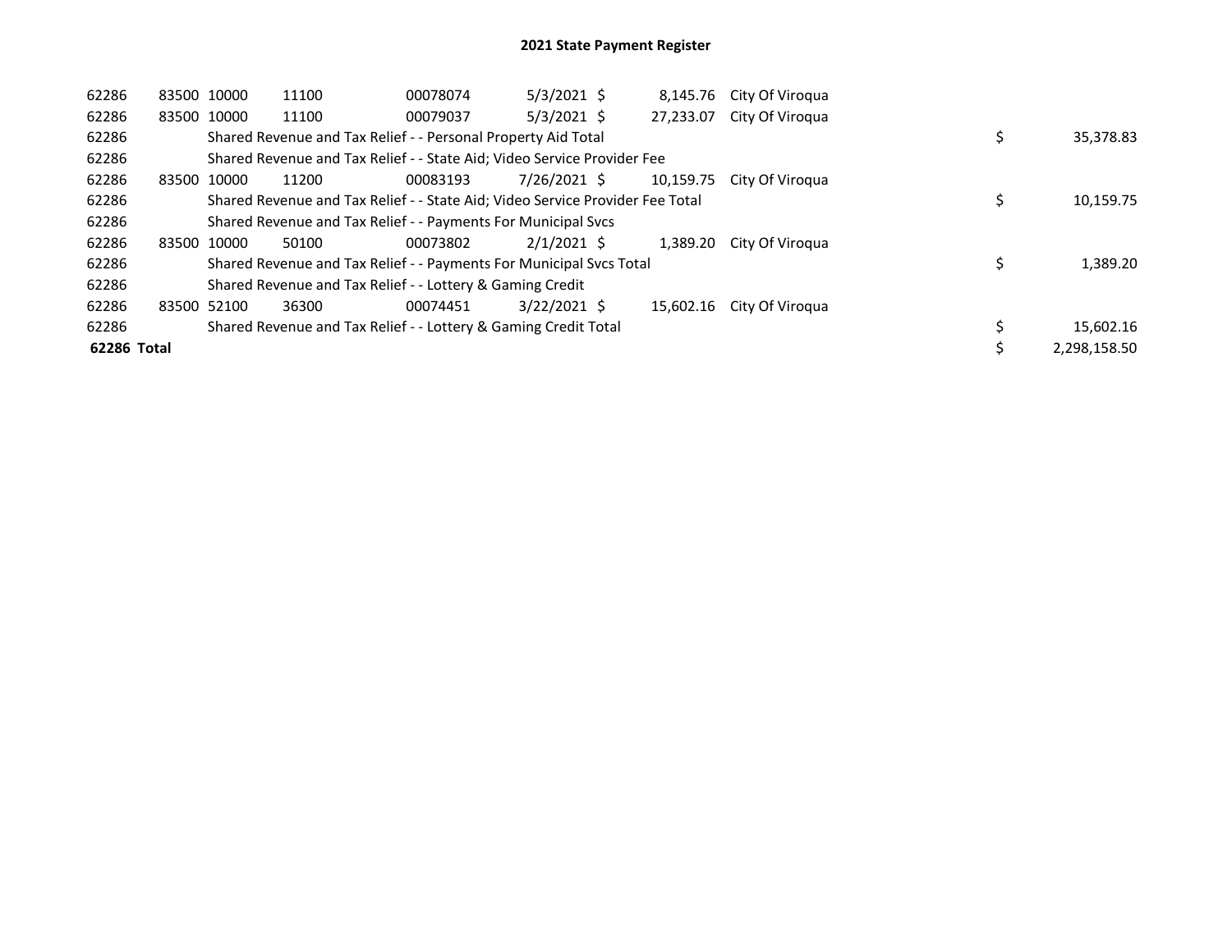# 2021 State Payment Register

| | | | | | | | | | |
|---|---|---|---|---|---|---|---|---|---|
| 62286 | 83500 | 10000 | 11100 | 00078074 | 5/3/2021 | $ 8,145.76 | City Of Viroqua | | |
| 62286 | 83500 | 10000 | 11100 | 00079037 | 5/3/2021 | $ 27,233.07 | City Of Viroqua | | |
| 62286 | | Shared Revenue and Tax Relief - - Personal Property Aid Total | | | | | | $ | 35,378.83 |
| 62286 | | Shared Revenue and Tax Relief - - State Aid; Video Service Provider Fee | | | | | | | |
| 62286 | 83500 | 10000 | 11200 | 00083193 | 7/26/2021 | $ 10,159.75 | City Of Viroqua | | |
| 62286 | | Shared Revenue and Tax Relief - - State Aid; Video Service Provider Fee Total | | | | | | $ | 10,159.75 |
| 62286 | | Shared Revenue and Tax Relief - - Payments For Municipal Svcs | | | | | | | |
| 62286 | 83500 | 10000 | 50100 | 00073802 | 2/1/2021 | $ 1,389.20 | City Of Viroqua | | |
| 62286 | | Shared Revenue and Tax Relief - - Payments For Municipal Svcs Total | | | | | | $ | 1,389.20 |
| 62286 | | Shared Revenue and Tax Relief - - Lottery & Gaming Credit | | | | | | | |
| 62286 | 83500 | 52100 | 36300 | 00074451 | 3/22/2021 | $ 15,602.16 | City Of Viroqua | | |
| 62286 | | Shared Revenue and Tax Relief - - Lottery & Gaming Credit Total | | | | | | $ | 15,602.16 |
| **62286 Total** | | | | | | | | $ | 2,298,158.50 |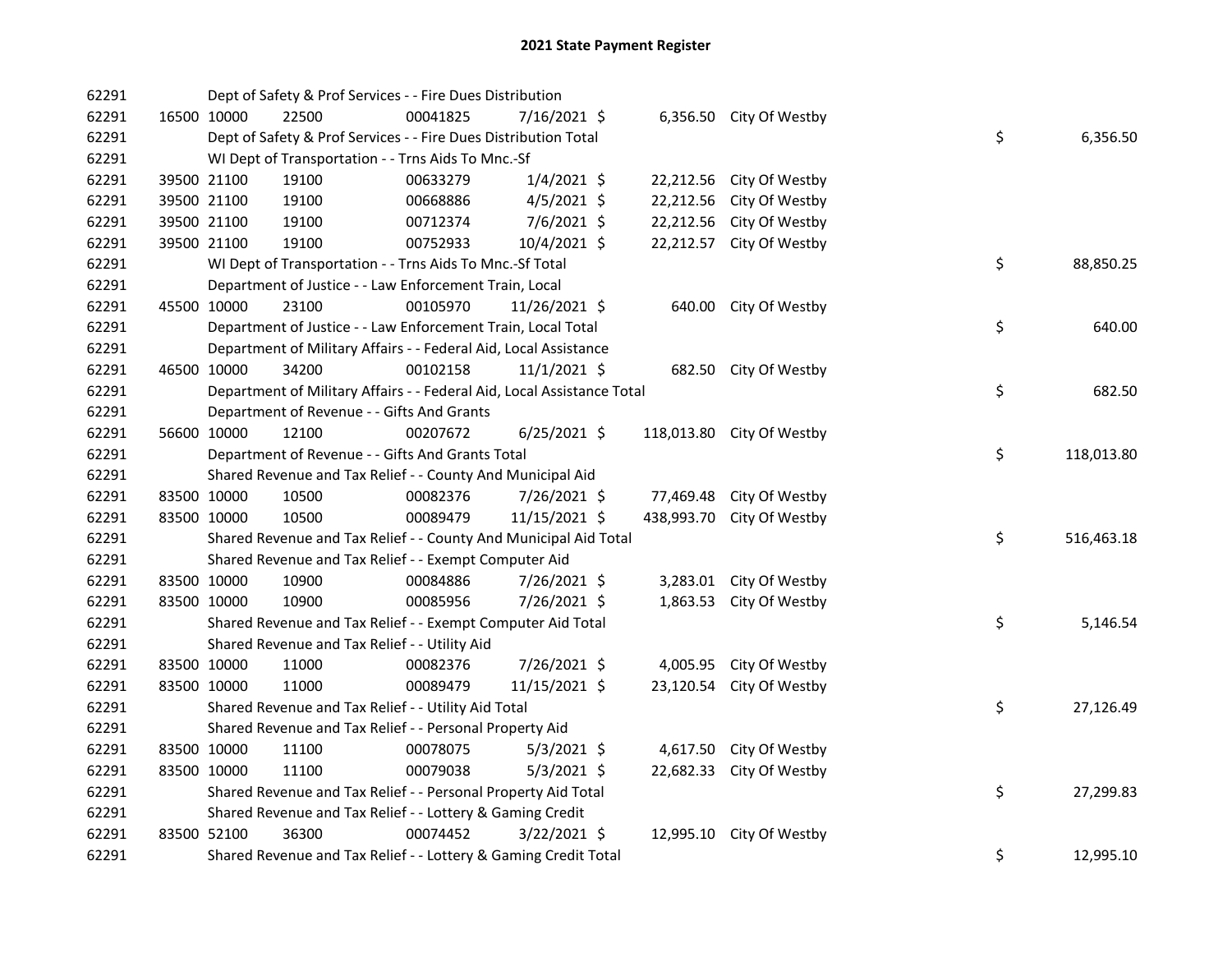# 2021 State Payment Register

| | | | | | | | | | |
|---|---|---|---|---|---|---|---|---|---|
| 62291 | | Dept of Safety & Prof Services - - Fire Dues Distribution | | | | | | | |
| 62291 | 16500 | 10000 | 22500 | 00041825 | 7/16/2021 | $ 6,356.50 | City Of Westby | | |
| 62291 | | Dept of Safety & Prof Services - - Fire Dues Distribution Total | | | | | | $ | 6,356.50 |
| 62291 | | WI Dept of Transportation - - Trns Aids To Mnc.-Sf | | | | | | | |
| 62291 | 39500 | 21100 | 19100 | 00633279 | 1/4/2021 | $ 22,212.56 | City Of Westby | | |
| 62291 | 39500 | 21100 | 19100 | 00668886 | 4/5/2021 | $ 22,212.56 | City Of Westby | | |
| 62291 | 39500 | 21100 | 19100 | 00712374 | 7/6/2021 | $ 22,212.56 | City Of Westby | | |
| 62291 | 39500 | 21100 | 19100 | 00752933 | 10/4/2021 | $ 22,212.57 | City Of Westby | | |
| 62291 | | WI Dept of Transportation - - Trns Aids To Mnc.-Sf Total | | | | | | $ | 88,850.25 |
| 62291 | | Department of Justice - - Law Enforcement Train, Local | | | | | | | |
| 62291 | 45500 | 10000 | 23100 | 00105970 | 11/26/2021 | $ 640.00 | City Of Westby | | |
| 62291 | | Department of Justice - - Law Enforcement Train, Local Total | | | | | | $ | 640.00 |
| 62291 | | Department of Military Affairs - - Federal Aid, Local Assistance | | | | | | | |
| 62291 | 46500 | 10000 | 34200 | 00102158 | 11/1/2021 | $ 682.50 | City Of Westby | | |
| 62291 | | Department of Military Affairs - - Federal Aid, Local Assistance Total | | | | | | $ | 682.50 |
| 62291 | | Department of Revenue - - Gifts And Grants | | | | | | | |
| 62291 | 56600 | 10000 | 12100 | 00207672 | 6/25/2021 | $ 118,013.80 | City Of Westby | | |
| 62291 | | Department of Revenue - - Gifts And Grants Total | | | | | | $ | 118,013.80 |
| 62291 | | Shared Revenue and Tax Relief - - County And Municipal Aid | | | | | | | |
| 62291 | 83500 | 10000 | 10500 | 00082376 | 7/26/2021 | $ 77,469.48 | City Of Westby | | |
| 62291 | 83500 | 10000 | 10500 | 00089479 | 11/15/2021 | $ 438,993.70 | City Of Westby | | |
| 62291 | | Shared Revenue and Tax Relief - - County And Municipal Aid Total | | | | | | $ | 516,463.18 |
| 62291 | | Shared Revenue and Tax Relief - - Exempt Computer Aid | | | | | | | |
| 62291 | 83500 | 10000 | 10900 | 00084886 | 7/26/2021 | $ 3,283.01 | City Of Westby | | |
| 62291 | 83500 | 10000 | 10900 | 00085956 | 7/26/2021 | $ 1,863.53 | City Of Westby | | |
| 62291 | | Shared Revenue and Tax Relief - - Exempt Computer Aid Total | | | | | | $ | 5,146.54 |
| 62291 | | Shared Revenue and Tax Relief - - Utility Aid | | | | | | | |
| 62291 | 83500 | 10000 | 11000 | 00082376 | 7/26/2021 | $ 4,005.95 | City Of Westby | | |
| 62291 | 83500 | 10000 | 11000 | 00089479 | 11/15/2021 | $ 23,120.54 | City Of Westby | | |
| 62291 | | Shared Revenue and Tax Relief - - Utility Aid Total | | | | | | $ | 27,126.49 |
| 62291 | | Shared Revenue and Tax Relief - - Personal Property Aid | | | | | | | |
| 62291 | 83500 | 10000 | 11100 | 00078075 | 5/3/2021 | $ 4,617.50 | City Of Westby | | |
| 62291 | 83500 | 10000 | 11100 | 00079038 | 5/3/2021 | $ 22,682.33 | City Of Westby | | |
| 62291 | | Shared Revenue and Tax Relief - - Personal Property Aid Total | | | | | | $ | 27,299.83 |
| 62291 | | Shared Revenue and Tax Relief - - Lottery & Gaming Credit | | | | | | | |
| 62291 | 83500 | 52100 | 36300 | 00074452 | 3/22/2021 | $ 12,995.10 | City Of Westby | | |
| 62291 | | Shared Revenue and Tax Relief - - Lottery & Gaming Credit Total | | | | | | $ | 12,995.10 |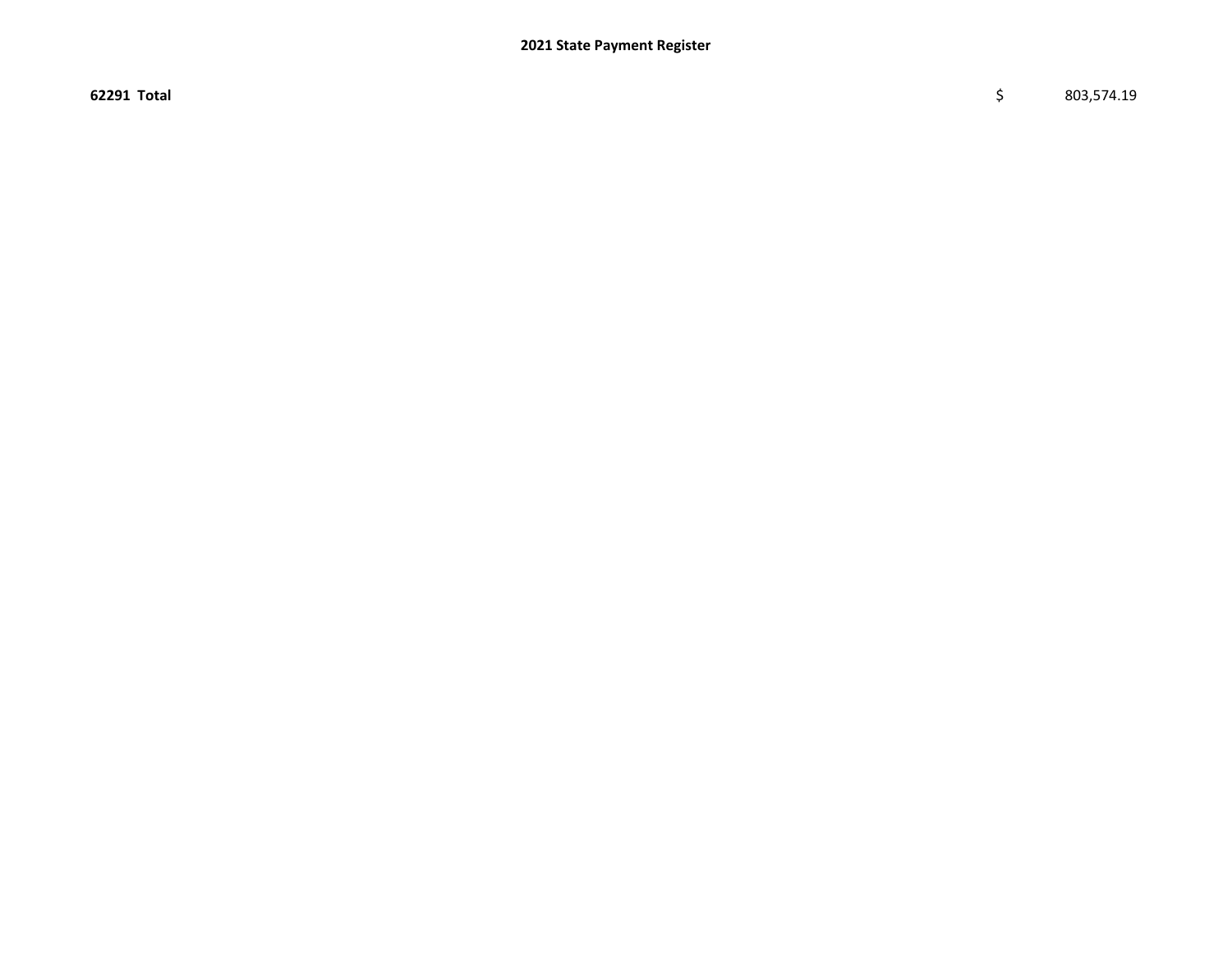**62291 Total** $ 803,574.19